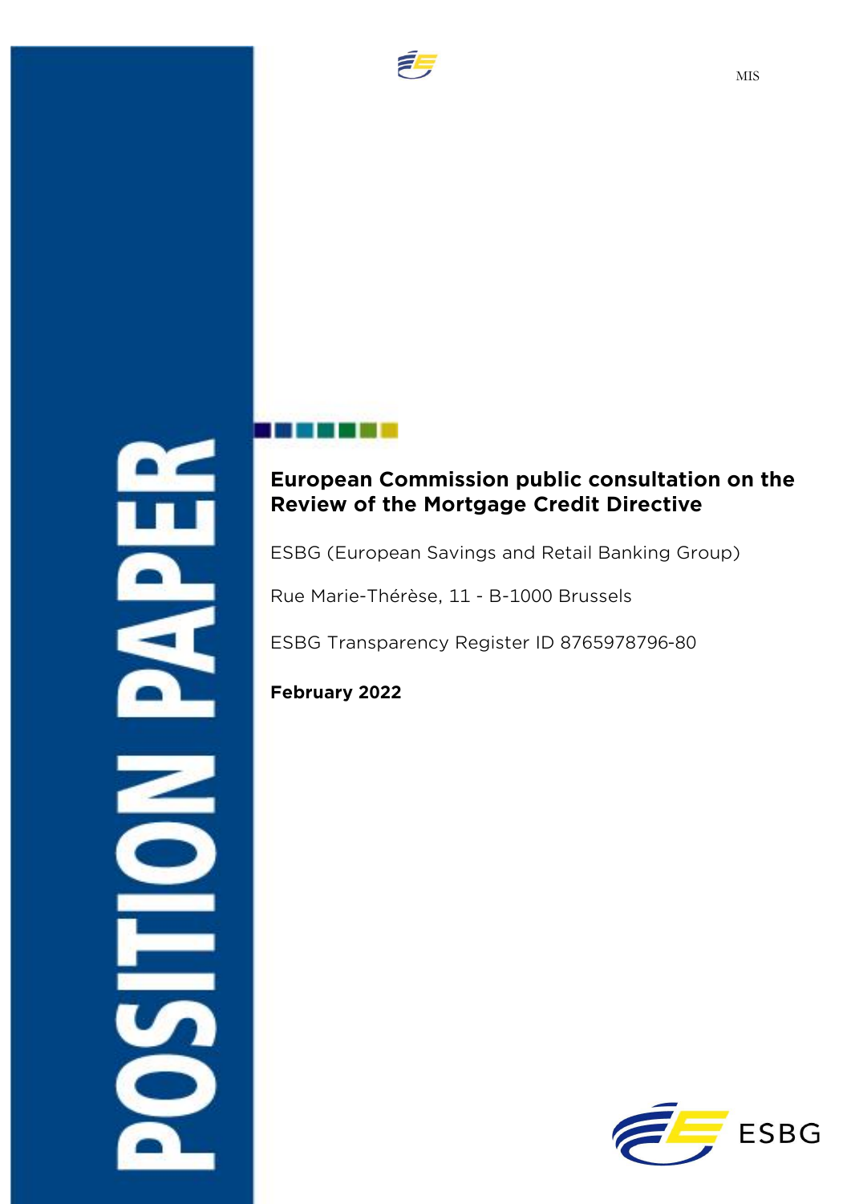MIS

POSITION PAPER

**European Commission public consultation on the Review of the Mortgage Credit Directive**

ESBG (European Savings and Retail Banking Group)

Rue Marie-Thérèse, 11 - B-1000 Brussels

ESBG Transparency Register ID 8765978796-80

**February 2022**

ESBG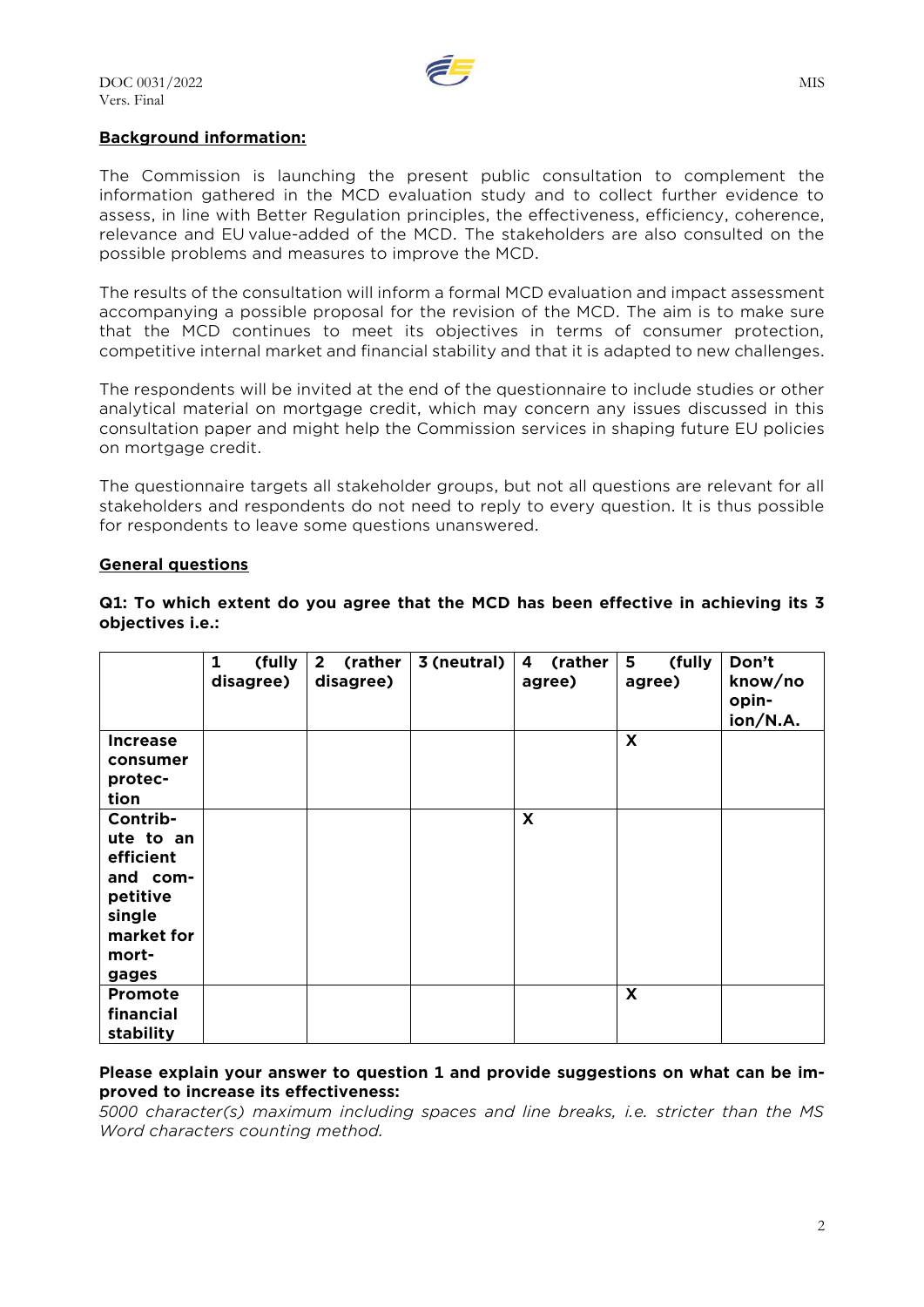**Background information:**

The Commission is launching the present public consultation to complement the information gathered in the MCD evaluation study and to collect further evidence to assess, in line with Better Regulation principles, the effectiveness, efficiency, coherence, relevance and EU value-added of the MCD. The stakeholders are also consulted on the possible problems and measures to improve the MCD.

The results of the consultation will inform a formal MCD evaluation and impact assessment accompanying a possible proposal for the revision of the MCD. The aim is to make sure that the MCD continues to meet its objectives in terms of consumer protection, competitive internal market and financial stability and that it is adapted to new challenges.

The respondents will be invited at the end of the questionnaire to include studies or other analytical material on mortgage credit, which may concern any issues discussed in this consultation paper and might help the Commission services in shaping future EU policies on mortgage credit.

The questionnaire targets all stakeholder groups, but not all questions are relevant for all stakeholders and respondents do not need to reply to every question. It is thus possible for respondents to leave some questions unanswered.

**General questions**

**Q1: To which extent do you agree that the MCD has been effective in achieving its 3 objectives i.e.:**

| | 1 (fully disagree) | 2 (rather disagree) | 3 (neutral) | 4 (rather agree) | 5 (fully agree) | Don't know/no opinion/N.A. |
|---|---|---|---|---|---|---|
| **Increase consumer protection** | | | | | X | |
| **Contribute to an efficient and competitive single market for mortgages** | | | | X | | |
| **Promote financial stability** | | | | | X | |

**Please explain your answer to question 1 and provide suggestions on what can be improved to increase its effectiveness:**

*5000 character(s) maximum including spaces and line breaks, i.e. stricter than the MS Word characters counting method.*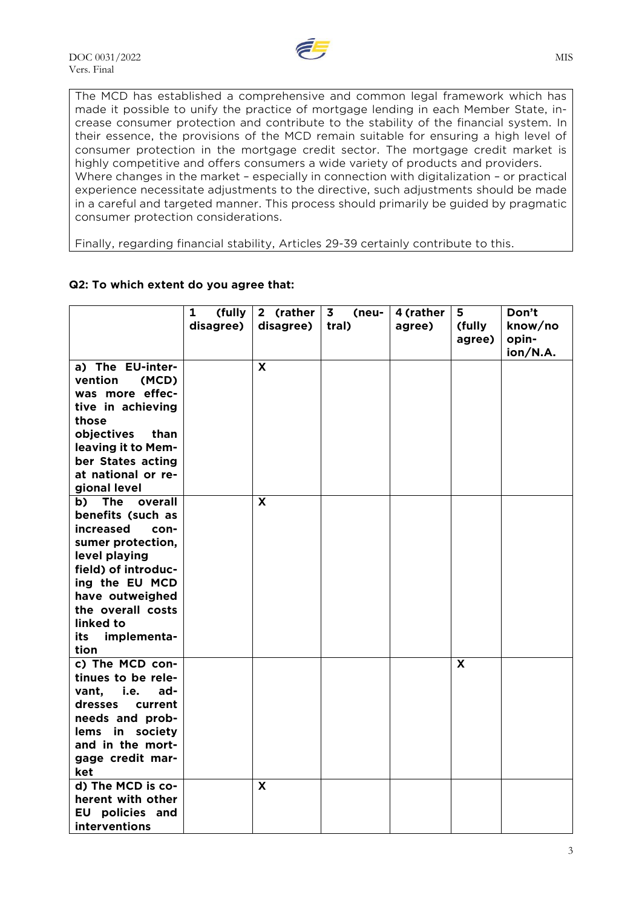The MCD has established a comprehensive and common legal framework which has made it possible to unify the practice of mortgage lending in each Member State, increase consumer protection and contribute to the stability of the financial system. In their essence, the provisions of the MCD remain suitable for ensuring a high level of consumer protection in the mortgage credit sector. The mortgage credit market is highly competitive and offers consumers a wide variety of products and providers.
Where changes in the market – especially in connection with digitalization – or practical experience necessitate adjustments to the directive, such adjustments should be made in a careful and targeted manner. This process should primarily be guided by pragmatic consumer protection considerations.

Finally, regarding financial stability, Articles 29-39 certainly contribute to this.

**Q2: To which extent do you agree that:**

| | 1 (fully disagree) | 2 (rather disagree) | 3 (neutral) | 4 (rather agree) | 5 (fully agree) | Don't know/no opinion/N.A. |
|---|---|---|---|---|---|---|
| **a) The EU-intervention (MCD) was more effective in achieving those objectives than leaving it to Member States acting at national or regional level** | | X | | | | |
| **b) The overall benefits (such as increased consumer protection, level playing field) of introducing the EU MCD have outweighed the overall costs linked to its implementation** | | X | | | | |
| **c) The MCD continues to be relevant, i.e. addresses current needs and problems in society and in the mortgage credit market** | | | | | X | |
| **d) The MCD is coherent with other EU policies and interventions** | | X | | | | |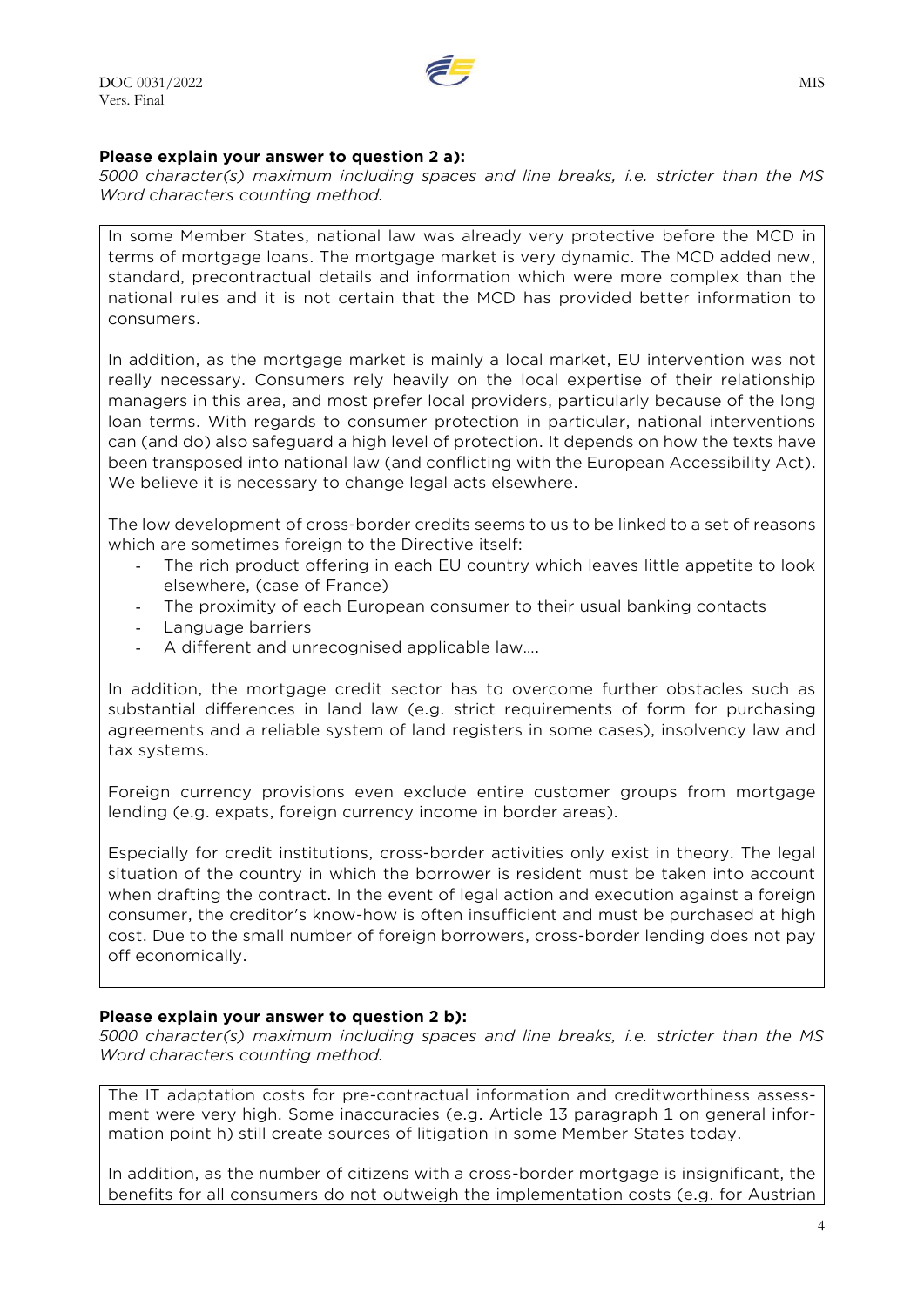**Please explain your answer to question 2 a):**

*5000 character(s) maximum including spaces and line breaks, i.e. stricter than the MS Word characters counting method.*

In some Member States, national law was already very protective before the MCD in terms of mortgage loans. The mortgage market is very dynamic. The MCD added new, standard, precontractual details and information which were more complex than the national rules and it is not certain that the MCD has provided better information to consumers.

In addition, as the mortgage market is mainly a local market, EU intervention was not really necessary. Consumers rely heavily on the local expertise of their relationship managers in this area, and most prefer local providers, particularly because of the long loan terms. With regards to consumer protection in particular, national interventions can (and do) also safeguard a high level of protection. It depends on how the texts have been transposed into national law (and conflicting with the European Accessibility Act). We believe it is necessary to change legal acts elsewhere.

The low development of cross-border credits seems to us to be linked to a set of reasons which are sometimes foreign to the Directive itself:

- The rich product offering in each EU country which leaves little appetite to look elsewhere, (case of France)
- The proximity of each European consumer to their usual banking contacts
- Language barriers
- A different and unrecognised applicable law....

In addition, the mortgage credit sector has to overcome further obstacles such as substantial differences in land law (e.g. strict requirements of form for purchasing agreements and a reliable system of land registers in some cases), insolvency law and tax systems.

Foreign currency provisions even exclude entire customer groups from mortgage lending (e.g. expats, foreign currency income in border areas).

Especially for credit institutions, cross-border activities only exist in theory. The legal situation of the country in which the borrower is resident must be taken into account when drafting the contract. In the event of legal action and execution against a foreign consumer, the creditor's know-how is often insufficient and must be purchased at high cost. Due to the small number of foreign borrowers, cross-border lending does not pay off economically.

**Please explain your answer to question 2 b):**

*5000 character(s) maximum including spaces and line breaks, i.e. stricter than the MS Word characters counting method.*

The IT adaptation costs for pre-contractual information and creditworthiness assessment were very high. Some inaccuracies (e.g. Article 13 paragraph 1 on general information point h) still create sources of litigation in some Member States today.

In addition, as the number of citizens with a cross-border mortgage is insignificant, the benefits for all consumers do not outweigh the implementation costs (e.g. for Austrian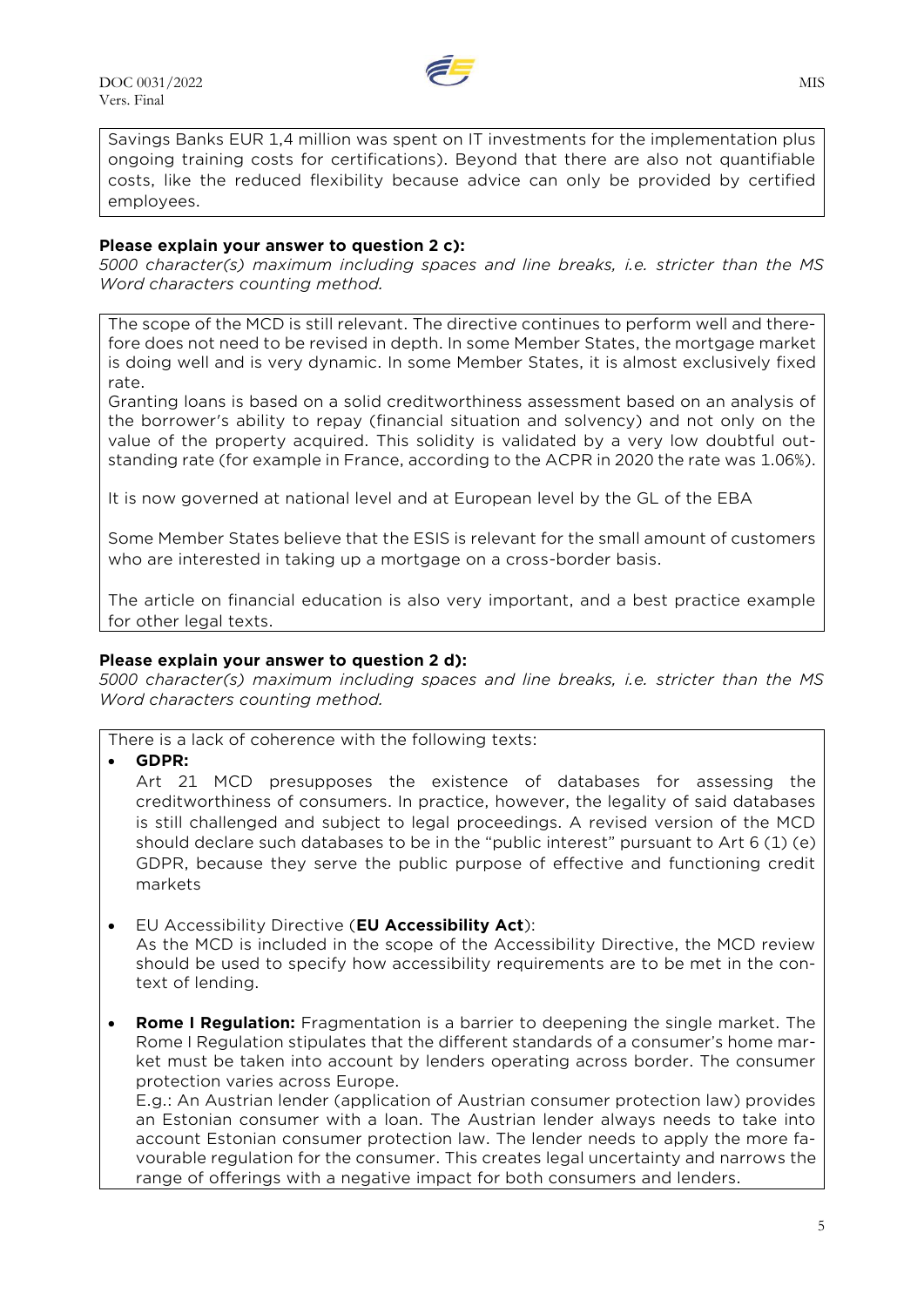Savings Banks EUR 1,4 million was spent on IT investments for the implementation plus ongoing training costs for certifications). Beyond that there are also not quantifiable costs, like the reduced flexibility because advice can only be provided by certified employees.

**Please explain your answer to question 2 c):**

*5000 character(s) maximum including spaces and line breaks, i.e. stricter than the MS Word characters counting method.*

The scope of the MCD is still relevant. The directive continues to perform well and therefore does not need to be revised in depth. In some Member States, the mortgage market is doing well and is very dynamic. In some Member States, it is almost exclusively fixed rate.
Granting loans is based on a solid creditworthiness assessment based on an analysis of the borrower's ability to repay (financial situation and solvency) and not only on the value of the property acquired. This solidity is validated by a very low doubtful outstanding rate (for example in France, according to the ACPR in 2020 the rate was 1.06%).

It is now governed at national level and at European level by the GL of the EBA

Some Member States believe that the ESIS is relevant for the small amount of customers who are interested in taking up a mortgage on a cross-border basis.

The article on financial education is also very important, and a best practice example for other legal texts.

**Please explain your answer to question 2 d):**

*5000 character(s) maximum including spaces and line breaks, i.e. stricter than the MS Word characters counting method.*

There is a lack of coherence with the following texts:

- **GDPR:**
  Art 21 MCD presupposes the existence of databases for assessing the creditworthiness of consumers. In practice, however, the legality of said databases is still challenged and subject to legal proceedings. A revised version of the MCD should declare such databases to be in the "public interest" pursuant to Art 6 (1) (e) GDPR, because they serve the public purpose of effective and functioning credit markets

- EU Accessibility Directive (**EU Accessibility Act**):
  As the MCD is included in the scope of the Accessibility Directive, the MCD review should be used to specify how accessibility requirements are to be met in the context of lending.

- **Rome I Regulation:** Fragmentation is a barrier to deepening the single market. The Rome I Regulation stipulates that the different standards of a consumer's home market must be taken into account by lenders operating across border. The consumer protection varies across Europe.
  E.g.: An Austrian lender (application of Austrian consumer protection law) provides an Estonian consumer with a loan. The Austrian lender always needs to take into account Estonian consumer protection law. The lender needs to apply the more favourable regulation for the consumer. This creates legal uncertainty and narrows the range of offerings with a negative impact for both consumers and lenders.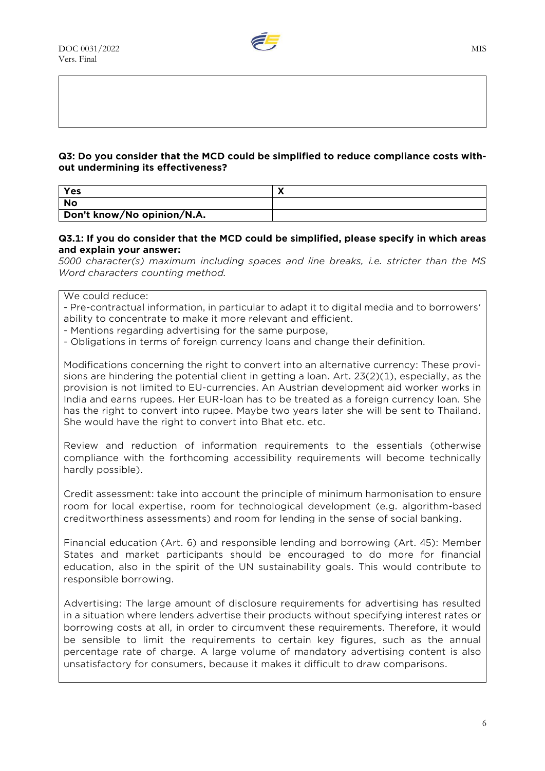**Q3: Do you consider that the MCD could be simplified to reduce compliance costs without undermining its effectiveness?**

| | |
|---|---|
| **Yes** | **X** |
| **No** | |
| **Don't know/No opinion/N.A.** | |

**Q3.1: If you do consider that the MCD could be simplified, please specify in which areas and explain your answer:**

*5000 character(s) maximum including spaces and line breaks, i.e. stricter than the MS Word characters counting method.*

We could reduce:

- Pre-contractual information, in particular to adapt it to digital media and to borrowers' ability to concentrate to make it more relevant and efficient.
- Mentions regarding advertising for the same purpose,
- Obligations in terms of foreign currency loans and change their definition.

Modifications concerning the right to convert into an alternative currency: These provisions are hindering the potential client in getting a loan. Art. 23(2)(1), especially, as the provision is not limited to EU-currencies. An Austrian development aid worker works in India and earns rupees. Her EUR-loan has to be treated as a foreign currency loan. She has the right to convert into rupee. Maybe two years later she will be sent to Thailand. She would have the right to convert into Bhat etc. etc.

Review and reduction of information requirements to the essentials (otherwise compliance with the forthcoming accessibility requirements will become technically hardly possible).

Credit assessment: take into account the principle of minimum harmonisation to ensure room for local expertise, room for technological development (e.g. algorithm-based creditworthiness assessments) and room for lending in the sense of social banking.

Financial education (Art. 6) and responsible lending and borrowing (Art. 45): Member States and market participants should be encouraged to do more for financial education, also in the spirit of the UN sustainability goals. This would contribute to responsible borrowing.

Advertising: The large amount of disclosure requirements for advertising has resulted in a situation where lenders advertise their products without specifying interest rates or borrowing costs at all, in order to circumvent these requirements. Therefore, it would be sensible to limit the requirements to certain key figures, such as the annual percentage rate of charge. A large volume of mandatory advertising content is also unsatisfactory for consumers, because it makes it difficult to draw comparisons.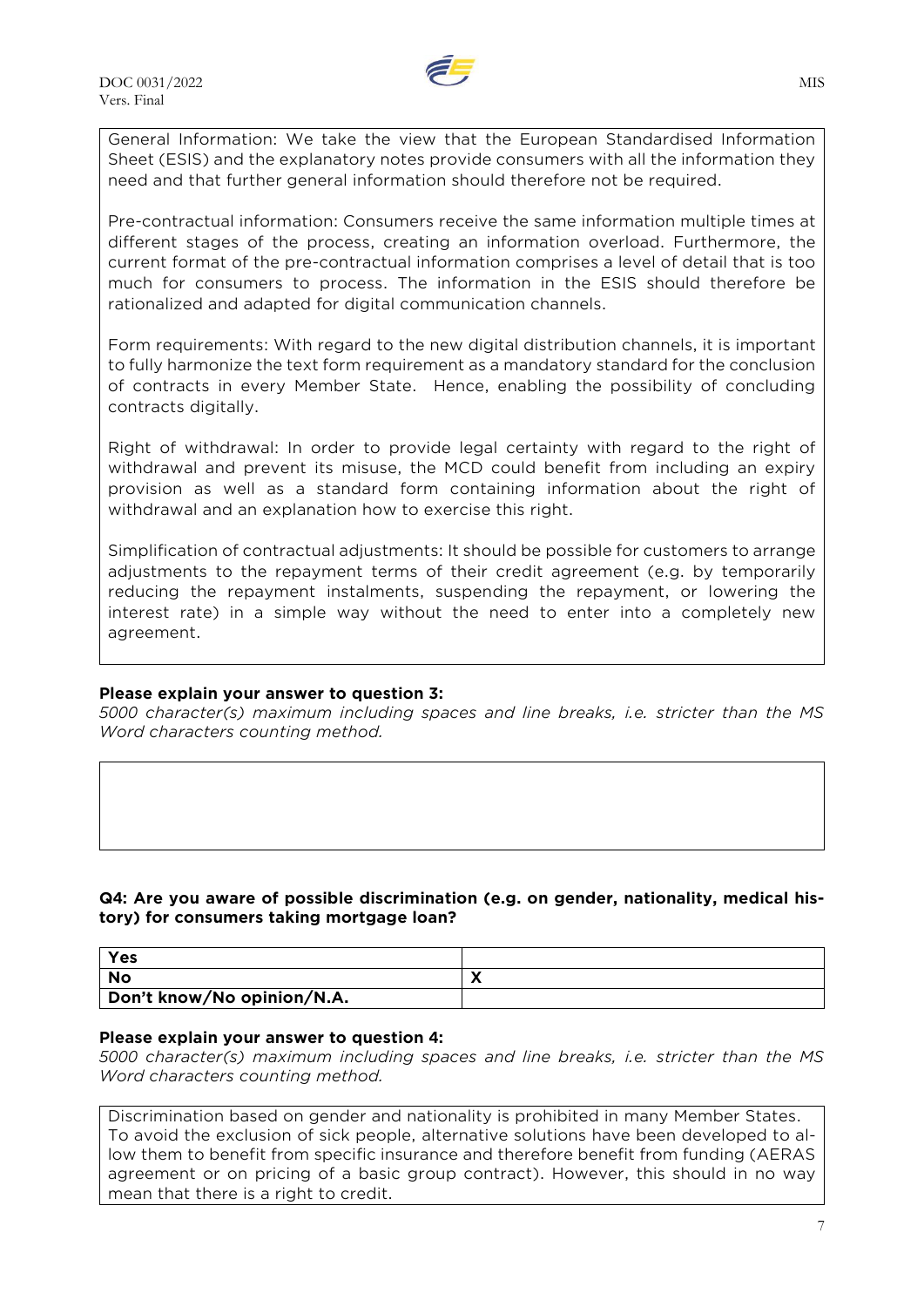General Information: We take the view that the European Standardised Information Sheet (ESIS) and the explanatory notes provide consumers with all the information they need and that further general information should therefore not be required.

Pre-contractual information: Consumers receive the same information multiple times at different stages of the process, creating an information overload. Furthermore, the current format of the pre-contractual information comprises a level of detail that is too much for consumers to process. The information in the ESIS should therefore be rationalized and adapted for digital communication channels.

Form requirements: With regard to the new digital distribution channels, it is important to fully harmonize the text form requirement as a mandatory standard for the conclusion of contracts in every Member State. Hence, enabling the possibility of concluding contracts digitally.

Right of withdrawal: In order to provide legal certainty with regard to the right of withdrawal and prevent its misuse, the MCD could benefit from including an expiry provision as well as a standard form containing information about the right of withdrawal and an explanation how to exercise this right.

Simplification of contractual adjustments: It should be possible for customers to arrange adjustments to the repayment terms of their credit agreement (e.g. by temporarily reducing the repayment instalments, suspending the repayment, or lowering the interest rate) in a simple way without the need to enter into a completely new agreement.

**Please explain your answer to question 3:**

*5000 character(s) maximum including spaces and line breaks, i.e. stricter than the MS Word characters counting method.*

**Q4: Are you aware of possible discrimination (e.g. on gender, nationality, medical history) for consumers taking mortgage loan?**

| | |
|---|---|
| Yes | |
| No | X |
| Don't know/No opinion/N.A. | |

**Please explain your answer to question 4:**

*5000 character(s) maximum including spaces and line breaks, i.e. stricter than the MS Word characters counting method.*

Discrimination based on gender and nationality is prohibited in many Member States. To avoid the exclusion of sick people, alternative solutions have been developed to allow them to benefit from specific insurance and therefore benefit from funding (AERAS agreement or on pricing of a basic group contract). However, this should in no way mean that there is a right to credit.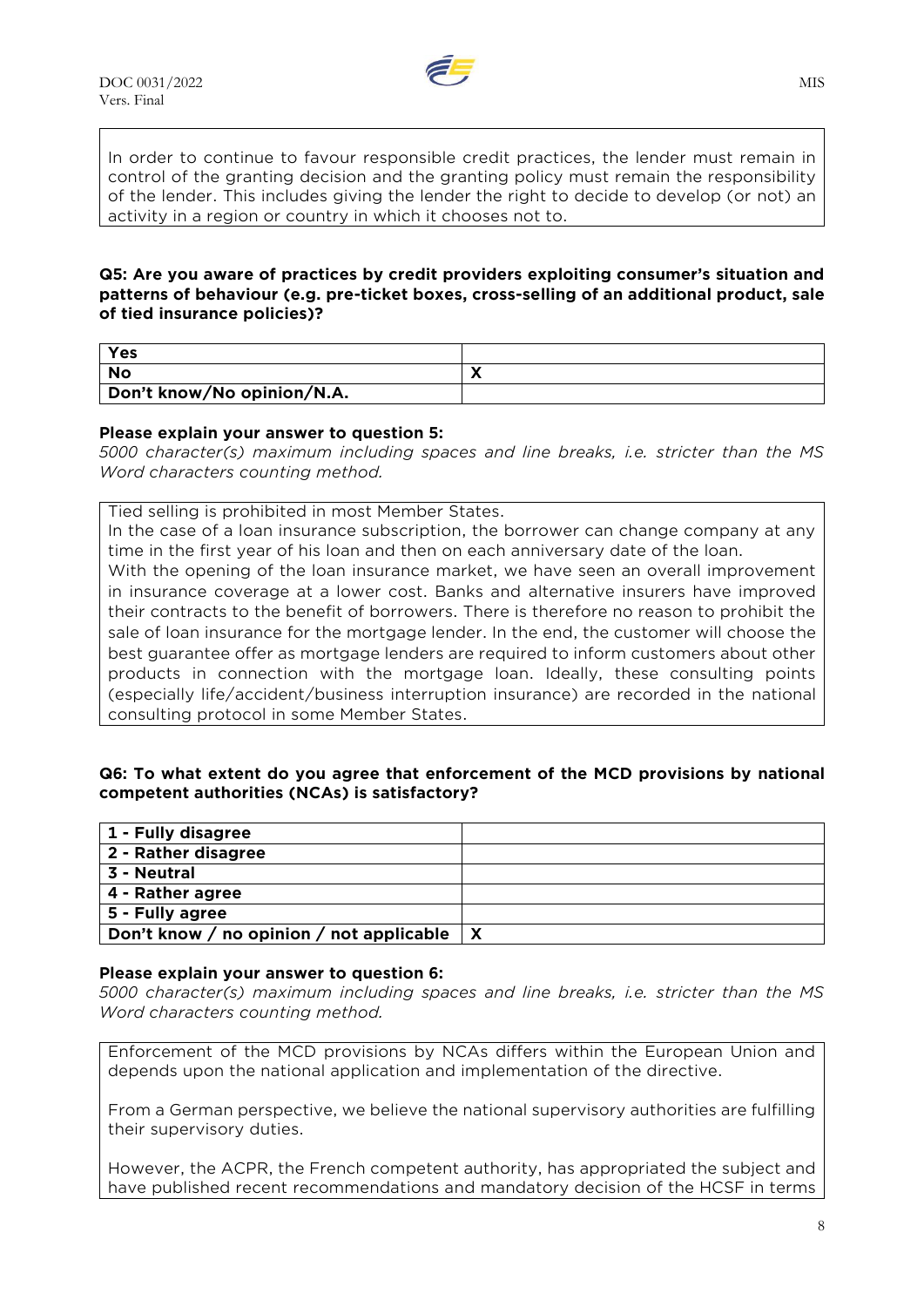In order to continue to favour responsible credit practices, the lender must remain in control of the granting decision and the granting policy must remain the responsibility of the lender. This includes giving the lender the right to decide to develop (or not) an activity in a region or country in which it chooses not to.

**Q5: Are you aware of practices by credit providers exploiting consumer's situation and patterns of behaviour (e.g. pre-ticket boxes, cross-selling of an additional product, sale of tied insurance policies)?**

| | |
|---|---|
| **Yes** | |
| **No** | X |
| **Don't know/No opinion/N.A.** | |

**Please explain your answer to question 5:**
*5000 character(s) maximum including spaces and line breaks, i.e. stricter than the MS Word characters counting method.*

Tied selling is prohibited in most Member States.
In the case of a loan insurance subscription, the borrower can change company at any time in the first year of his loan and then on each anniversary date of the loan.
With the opening of the loan insurance market, we have seen an overall improvement in insurance coverage at a lower cost. Banks and alternative insurers have improved their contracts to the benefit of borrowers. There is therefore no reason to prohibit the sale of loan insurance for the mortgage lender. In the end, the customer will choose the best guarantee offer as mortgage lenders are required to inform customers about other products in connection with the mortgage loan. Ideally, these consulting points (especially life/accident/business interruption insurance) are recorded in the national consulting protocol in some Member States.

**Q6: To what extent do you agree that enforcement of the MCD provisions by national competent authorities (NCAs) is satisfactory?**

| | |
|---|---|
| **1 - Fully disagree** | |
| **2 - Rather disagree** | |
| **3 - Neutral** | |
| **4 - Rather agree** | |
| **5 - Fully agree** | |
| **Don't know / no opinion / not applicable** | X |

**Please explain your answer to question 6:**
*5000 character(s) maximum including spaces and line breaks, i.e. stricter than the MS Word characters counting method.*

Enforcement of the MCD provisions by NCAs differs within the European Union and depends upon the national application and implementation of the directive.

From a German perspective, we believe the national supervisory authorities are fulfilling their supervisory duties.

However, the ACPR, the French competent authority, has appropriated the subject and have published recent recommendations and mandatory decision of the HCSF in terms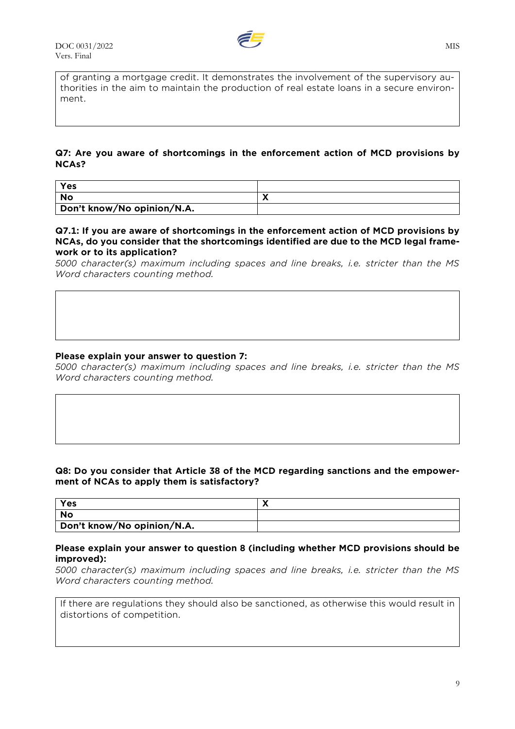of granting a mortgage credit. It demonstrates the involvement of the supervisory authorities in the aim to maintain the production of real estate loans in a secure environment.

**Q7: Are you aware of shortcomings in the enforcement action of MCD provisions by NCAs?**

| | |
|---|---|
| **Yes** | |
| **No** | **X** |
| **Don't know/No opinion/N.A.** | |

**Q7.1: If you are aware of shortcomings in the enforcement action of MCD provisions by NCAs, do you consider that the shortcomings identified are due to the MCD legal framework or to its application?**

*5000 character(s) maximum including spaces and line breaks, i.e. stricter than the MS Word characters counting method.*

**Please explain your answer to question 7:**

*5000 character(s) maximum including spaces and line breaks, i.e. stricter than the MS Word characters counting method.*

**Q8: Do you consider that Article 38 of the MCD regarding sanctions and the empowerment of NCAs to apply them is satisfactory?**

| | |
|---|---|
| **Yes** | **X** |
| **No** | |
| **Don't know/No opinion/N.A.** | |

**Please explain your answer to question 8 (including whether MCD provisions should be improved):**

*5000 character(s) maximum including spaces and line breaks, i.e. stricter than the MS Word characters counting method.*

If there are regulations they should also be sanctioned, as otherwise this would result in distortions of competition.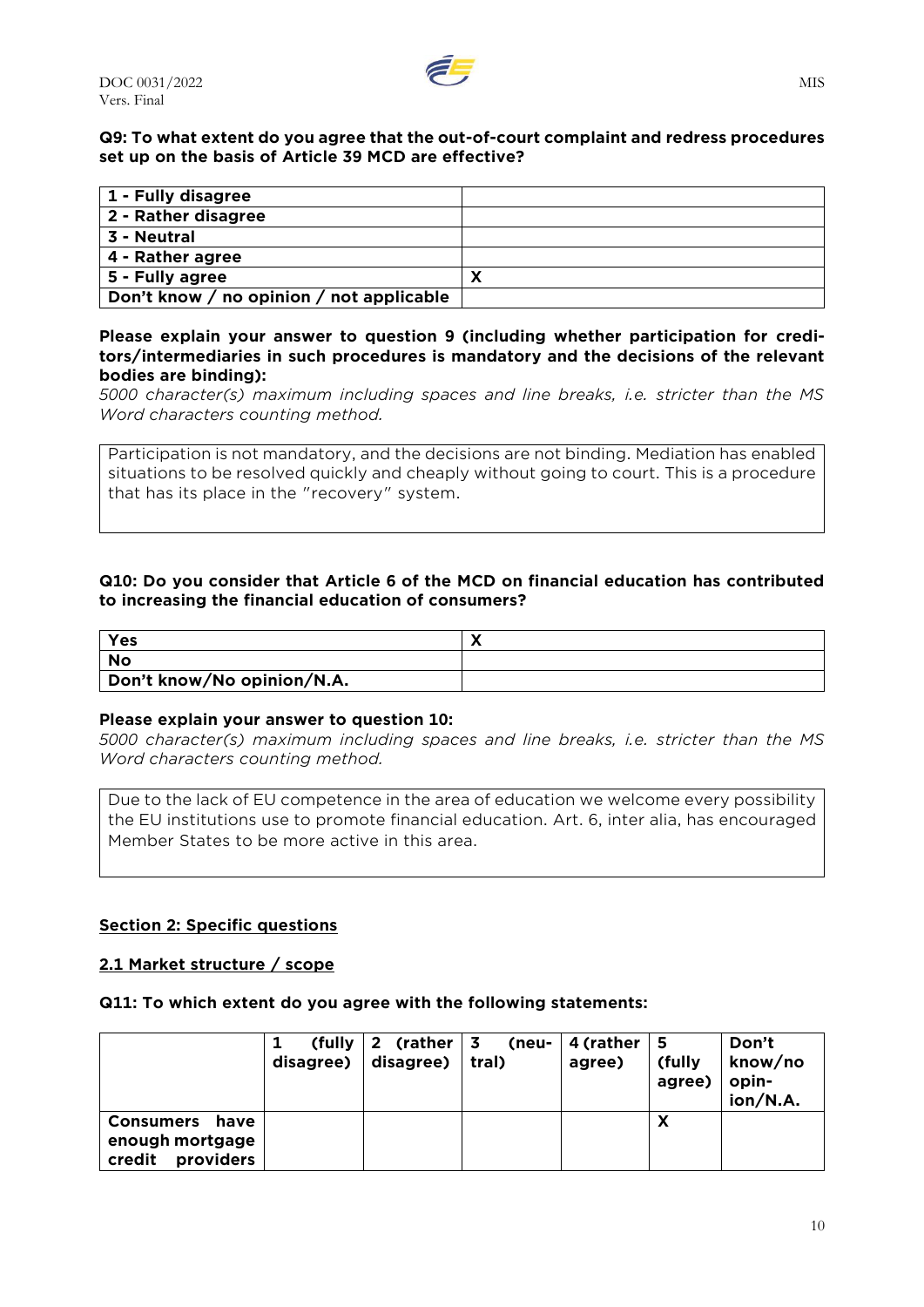**Q9: To what extent do you agree that the out-of-court complaint and redress procedures set up on the basis of Article 39 MCD are effective?**

| | |
|---|---|
| **1 - Fully disagree** | |
| **2 - Rather disagree** | |
| **3 - Neutral** | |
| **4 - Rather agree** | |
| **5 - Fully agree** | **X** |
| **Don't know / no opinion / not applicable** | |

**Please explain your answer to question 9 (including whether participation for creditors/intermediaries in such procedures is mandatory and the decisions of the relevant bodies are binding):**
*5000 character(s) maximum including spaces and line breaks, i.e. stricter than the MS Word characters counting method.*

> Participation is not mandatory, and the decisions are not binding. Mediation has enabled situations to be resolved quickly and cheaply without going to court. This is a procedure that has its place in the "recovery" system.

**Q10: Do you consider that Article 6 of the MCD on financial education has contributed to increasing the financial education of consumers?**

| | |
|---|---|
| **Yes** | **X** |
| **No** | |
| **Don't know/No opinion/N.A.** | |

**Please explain your answer to question 10:**
*5000 character(s) maximum including spaces and line breaks, i.e. stricter than the MS Word characters counting method.*

> Due to the lack of EU competence in the area of education we welcome every possibility the EU institutions use to promote financial education. Art. 6, inter alia, has encouraged Member States to be more active in this area.

**Section 2: Specific questions**

**2.1 Market structure / scope**

**Q11: To which extent do you agree with the following statements:**

| | 1 (fully disagree) | 2 (rather disagree) | 3 (neutral) | 4 (rather agree) | 5 (fully agree) | Don't know/no opinion/N.A. |
|---|---|---|---|---|---|---|
| **Consumers have enough mortgage credit providers** | | | | | **X** | |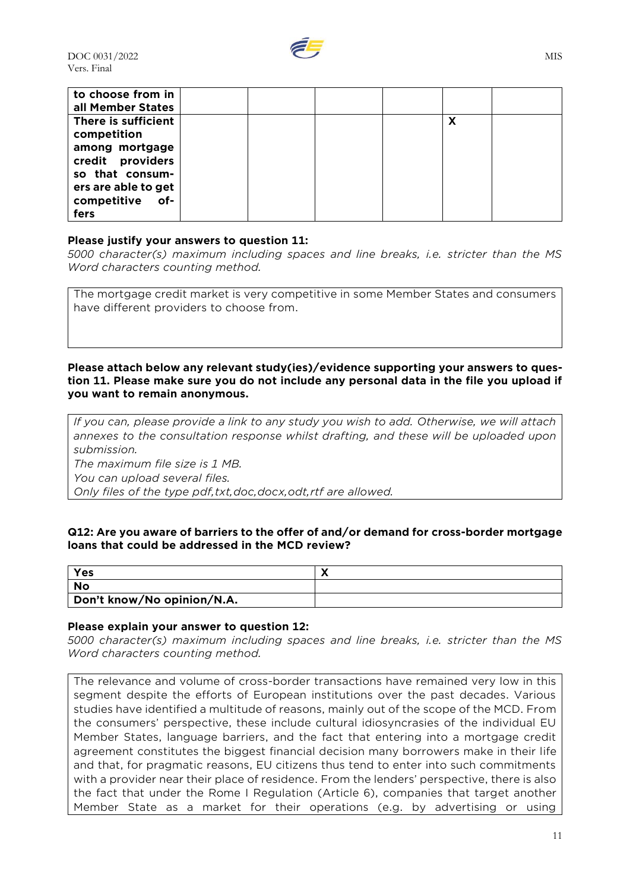| to choose from in all Member States | | | | | |
|---|---|---|---|---|---|
| There is sufficient competition among mortgage credit providers so that consumers are able to get competitive offers | | | | X | |

**Please justify your answers to question 11:**
*5000 character(s) maximum including spaces and line breaks, i.e. stricter than the MS Word characters counting method.*

| The mortgage credit market is very competitive in some Member States and consumers have different providers to choose from. |
|---|

**Please attach below any relevant study(ies)/evidence supporting your answers to question 11. Please make sure you do not include any personal data in the file you upload if you want to remain anonymous.**

| *If you can, please provide a link to any study you wish to add. Otherwise, we will attach annexes to the consultation response whilst drafting, and these will be uploaded upon submission.*<br>*The maximum file size is 1 MB.*<br>*You can upload several files.*<br>*Only files of the type pdf,txt,doc,docx,odt,rtf are allowed.* |
|---|

**Q12: Are you aware of barriers to the offer of and/or demand for cross-border mortgage loans that could be addressed in the MCD review?**

| Yes | X |
|---|---|
| No | |
| Don't know/No opinion/N.A. | |

**Please explain your answer to question 12:**
*5000 character(s) maximum including spaces and line breaks, i.e. stricter than the MS Word characters counting method.*

| The relevance and volume of cross-border transactions have remained very low in this segment despite the efforts of European institutions over the past decades. Various studies have identified a multitude of reasons, mainly out of the scope of the MCD. From the consumers' perspective, these include cultural idiosyncrasies of the individual EU Member States, language barriers, and the fact that entering into a mortgage credit agreement constitutes the biggest financial decision many borrowers make in their life and that, for pragmatic reasons, EU citizens thus tend to enter into such commitments with a provider near their place of residence. From the lenders' perspective, there is also the fact that under the Rome I Regulation (Article 6), companies that target another Member State as a market for their operations (e.g. by advertising or using |
|---|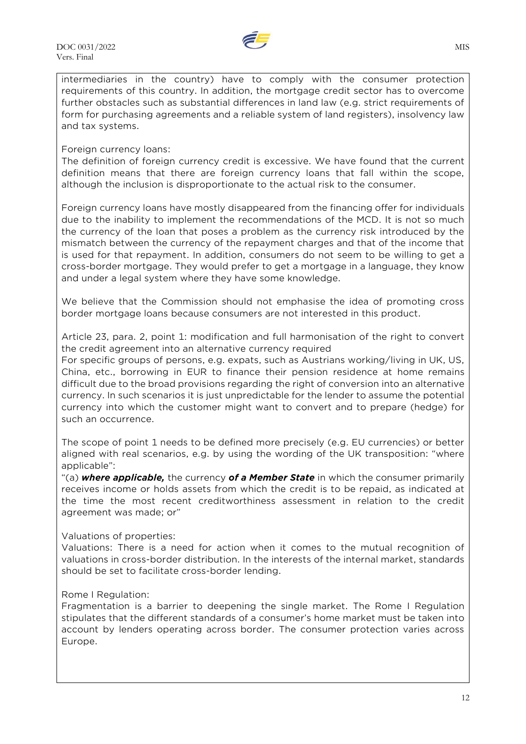intermediaries in the country) have to comply with the consumer protection requirements of this country. In addition, the mortgage credit sector has to overcome further obstacles such as substantial differences in land law (e.g. strict requirements of form for purchasing agreements and a reliable system of land registers), insolvency law and tax systems.

Foreign currency loans:
The definition of foreign currency credit is excessive. We have found that the current definition means that there are foreign currency loans that fall within the scope, although the inclusion is disproportionate to the actual risk to the consumer.

Foreign currency loans have mostly disappeared from the financing offer for individuals due to the inability to implement the recommendations of the MCD. It is not so much the currency of the loan that poses a problem as the currency risk introduced by the mismatch between the currency of the repayment charges and that of the income that is used for that repayment. In addition, consumers do not seem to be willing to get a cross-border mortgage. They would prefer to get a mortgage in a language, they know and under a legal system where they have some knowledge.

We believe that the Commission should not emphasise the idea of promoting cross border mortgage loans because consumers are not interested in this product.

Article 23, para. 2, point 1: modification and full harmonisation of the right to convert the credit agreement into an alternative currency required
For specific groups of persons, e.g. expats, such as Austrians working/living in UK, US, China, etc., borrowing in EUR to finance their pension residence at home remains difficult due to the broad provisions regarding the right of conversion into an alternative currency. In such scenarios it is just unpredictable for the lender to assume the potential currency into which the customer might want to convert and to prepare (hedge) for such an occurrence.

The scope of point 1 needs to be defined more precisely (e.g. EU currencies) or better aligned with real scenarios, e.g. by using the wording of the UK transposition: "where applicable":
"(a) ***where applicable,*** the currency ***of a Member State*** in which the consumer primarily receives income or holds assets from which the credit is to be repaid, as indicated at the time the most recent creditworthiness assessment in relation to the credit agreement was made; or"

Valuations of properties:
Valuations: There is a need for action when it comes to the mutual recognition of valuations in cross-border distribution. In the interests of the internal market, standards should be set to facilitate cross-border lending.

Rome I Regulation:
Fragmentation is a barrier to deepening the single market. The Rome I Regulation stipulates that the different standards of a consumer's home market must be taken into account by lenders operating across border. The consumer protection varies across Europe.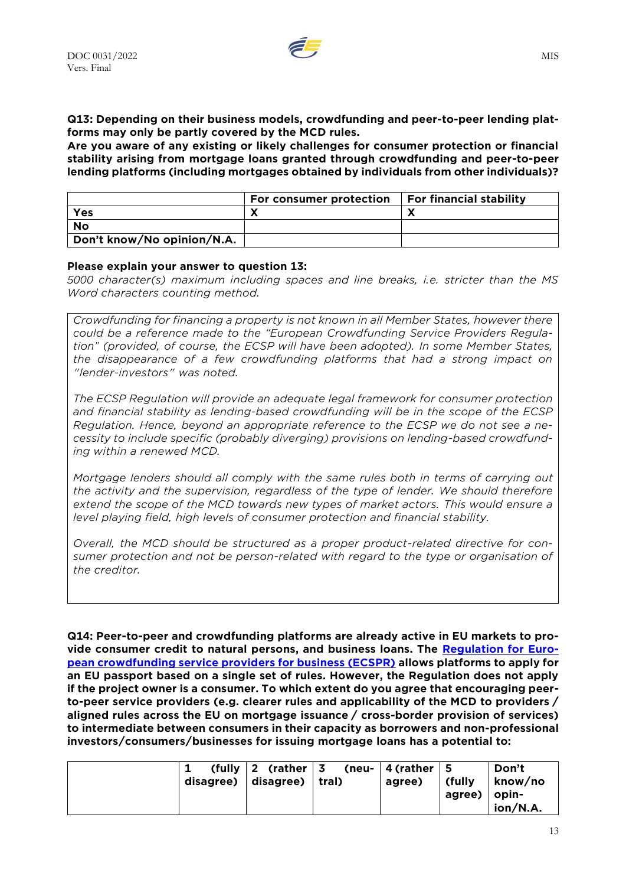**Q13: Depending on their business models, crowdfunding and peer-to-peer lending platforms may only be partly covered by the MCD rules.**
**Are you aware of any existing or likely challenges for consumer protection or financial stability arising from mortgage loans granted through crowdfunding and peer-to-peer lending platforms (including mortgages obtained by individuals from other individuals)?**

| | For consumer protection | For financial stability |
|---|---|---|
| Yes | X | X |
| No | | |
| Don't know/No opinion/N.A. | | |

**Please explain your answer to question 13:**
*5000 character(s) maximum including spaces and line breaks, i.e. stricter than the MS Word characters counting method.*

*Crowdfunding for financing a property is not known in all Member States, however there could be a reference made to the "European Crowdfunding Service Providers Regulation" (provided, of course, the ECSP will have been adopted). In some Member States, the disappearance of a few crowdfunding platforms that had a strong impact on "lender-investors" was noted.*

*The ECSP Regulation will provide an adequate legal framework for consumer protection and financial stability as lending-based crowdfunding will be in the scope of the ECSP Regulation. Hence, beyond an appropriate reference to the ECSP we do not see a necessity to include specific (probably diverging) provisions on lending-based crowdfunding within a renewed MCD.*

*Mortgage lenders should all comply with the same rules both in terms of carrying out the activity and the supervision, regardless of the type of lender. We should therefore extend the scope of the MCD towards new types of market actors. This would ensure a level playing field, high levels of consumer protection and financial stability.*

*Overall, the MCD should be structured as a proper product-related directive for consumer protection and not be person-related with regard to the type or organisation of the creditor.*

**Q14: Peer-to-peer and crowdfunding platforms are already active in EU markets to provide consumer credit to natural persons, and business loans. The [Regulation for European crowdfunding service providers for business (ECSPR)](#) allows platforms to apply for an EU passport based on a single set of rules. However, the Regulation does not apply if the project owner is a consumer. To which extent do you agree that encouraging peer-to-peer service providers (e.g. clearer rules and applicability of the MCD to providers / aligned rules across the EU on mortgage issuance / cross-border provision of services) to intermediate between consumers in their capacity as borrowers and non-professional investors/consumers/businesses for issuing mortgage loans has a potential to:**

| | 1 (fully disagree) | 2 (rather disagree) | 3 (neutral) | 4 (rather agree) | 5 (fully agree) | Don't know/no opinion/N.A. |
|---|---|---|---|---|---|---|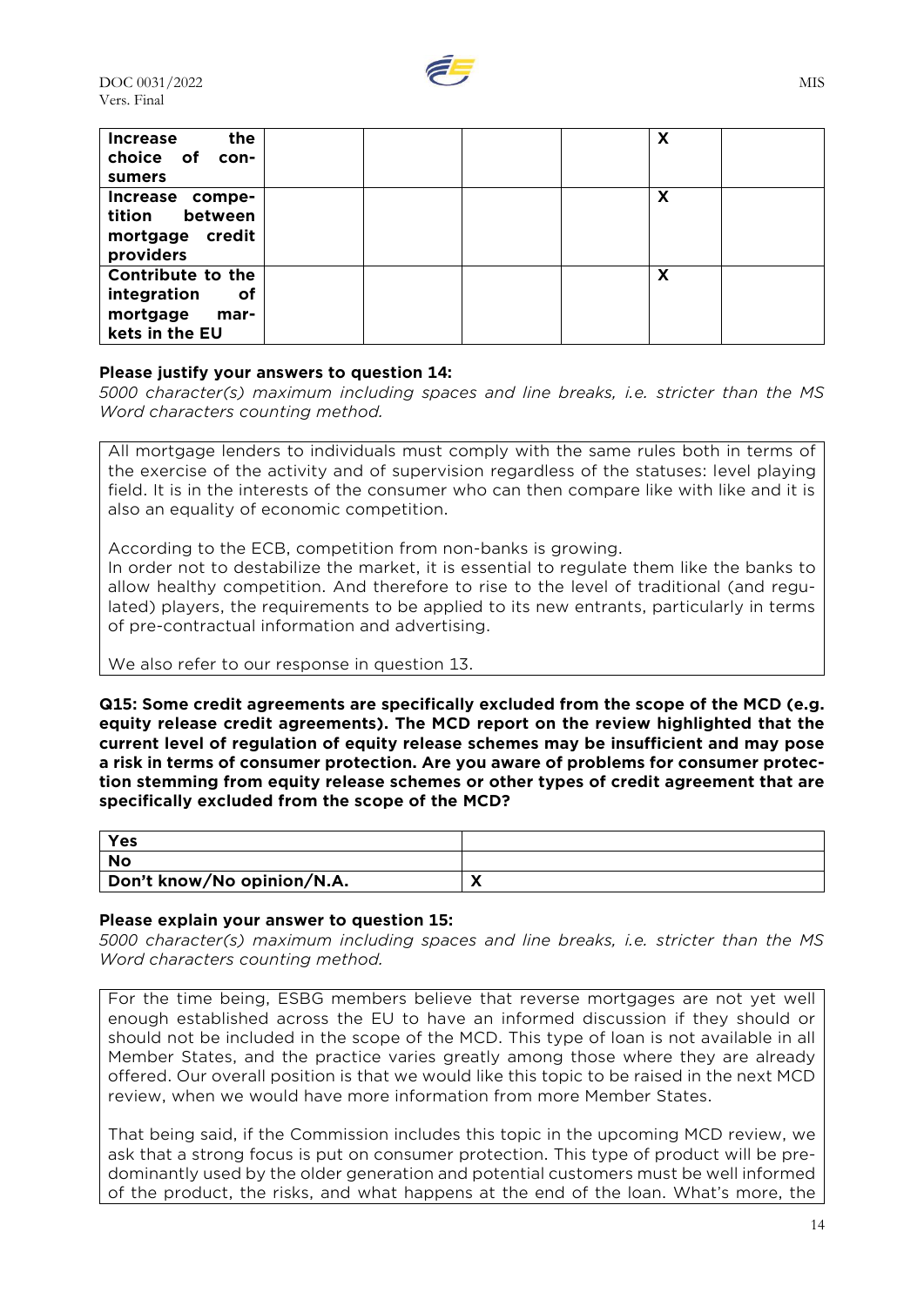| | | | | | |
|---|---|---|---|---|---|
| **Increase the choice of consumers** | | | | X | |
| **Increase competition between mortgage credit providers** | | | | X | |
| **Contribute to the integration of mortgage markets in the EU** | | | | X | |

**Please justify your answers to question 14:**

*5000 character(s) maximum including spaces and line breaks, i.e. stricter than the MS Word characters counting method.*

All mortgage lenders to individuals must comply with the same rules both in terms of the exercise of the activity and of supervision regardless of the statuses: level playing field. It is in the interests of the consumer who can then compare like with like and it is also an equality of economic competition.

According to the ECB, competition from non-banks is growing.
In order not to destabilize the market, it is essential to regulate them like the banks to allow healthy competition. And therefore to rise to the level of traditional (and regulated) players, the requirements to be applied to its new entrants, particularly in terms of pre-contractual information and advertising.

We also refer to our response in question 13.

**Q15: Some credit agreements are specifically excluded from the scope of the MCD (e.g. equity release credit agreements). The MCD report on the review highlighted that the current level of regulation of equity release schemes may be insufficient and may pose a risk in terms of consumer protection. Are you aware of problems for consumer protection stemming from equity release schemes or other types of credit agreement that are specifically excluded from the scope of the MCD?**

| | |
|---|---|
| **Yes** | |
| **No** | |
| **Don't know/No opinion/N.A.** | X |

**Please explain your answer to question 15:**

*5000 character(s) maximum including spaces and line breaks, i.e. stricter than the MS Word characters counting method.*

For the time being, ESBG members believe that reverse mortgages are not yet well enough established across the EU to have an informed discussion if they should or should not be included in the scope of the MCD. This type of loan is not available in all Member States, and the practice varies greatly among those where they are already offered. Our overall position is that we would like this topic to be raised in the next MCD review, when we would have more information from more Member States.

That being said, if the Commission includes this topic in the upcoming MCD review, we ask that a strong focus is put on consumer protection. This type of product will be predominantly used by the older generation and potential customers must be well informed of the product, the risks, and what happens at the end of the loan. What's more, the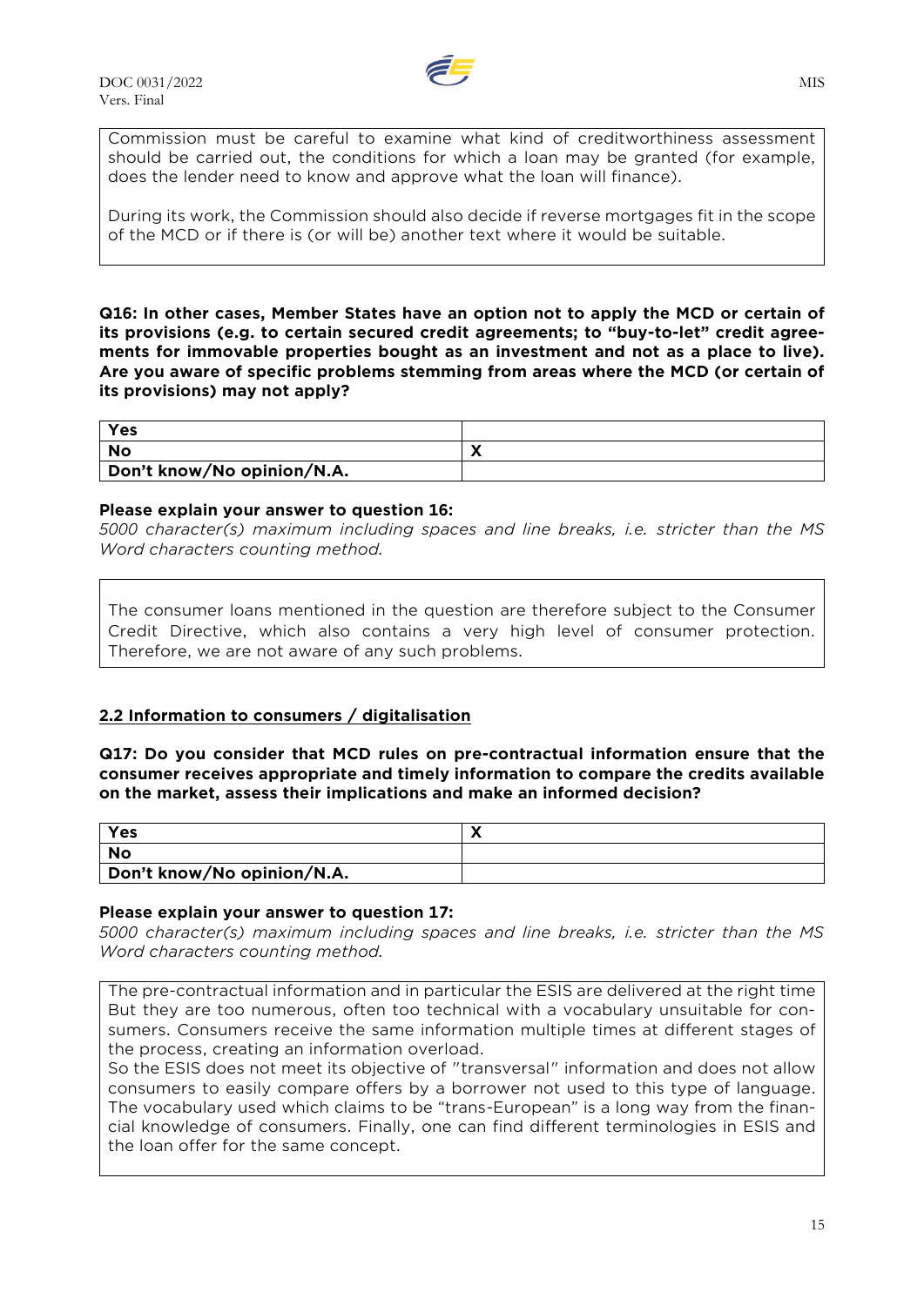Commission must be careful to examine what kind of creditworthiness assessment should be carried out, the conditions for which a loan may be granted (for example, does the lender need to know and approve what the loan will finance).

During its work, the Commission should also decide if reverse mortgages fit in the scope of the MCD or if there is (or will be) another text where it would be suitable.

**Q16: In other cases, Member States have an option not to apply the MCD or certain of its provisions (e.g. to certain secured credit agreements; to "buy-to-let" credit agreements for immovable properties bought as an investment and not as a place to live). Are you aware of specific problems stemming from areas where the MCD (or certain of its provisions) may not apply?**

| | |
|---|---|
| **Yes** | |
| **No** | X |
| **Don't know/No opinion/N.A.** | |

**Please explain your answer to question 16:**

*5000 character(s) maximum including spaces and line breaks, i.e. stricter than the MS Word characters counting method.*

The consumer loans mentioned in the question are therefore subject to the Consumer Credit Directive, which also contains a very high level of consumer protection. Therefore, we are not aware of any such problems.

## 2.2 Information to consumers / digitalisation

**Q17: Do you consider that MCD rules on pre-contractual information ensure that the consumer receives appropriate and timely information to compare the credits available on the market, assess their implications and make an informed decision?**

| | |
|---|---|
| **Yes** | X |
| **No** | |
| **Don't know/No opinion/N.A.** | |

**Please explain your answer to question 17:**

*5000 character(s) maximum including spaces and line breaks, i.e. stricter than the MS Word characters counting method.*

The pre-contractual information and in particular the ESIS are delivered at the right time But they are too numerous, often too technical with a vocabulary unsuitable for consumers. Consumers receive the same information multiple times at different stages of the process, creating an information overload.
So the ESIS does not meet its objective of "transversal" information and does not allow consumers to easily compare offers by a borrower not used to this type of language. The vocabulary used which claims to be "trans-European" is a long way from the financial knowledge of consumers. Finally, one can find different terminologies in ESIS and the loan offer for the same concept.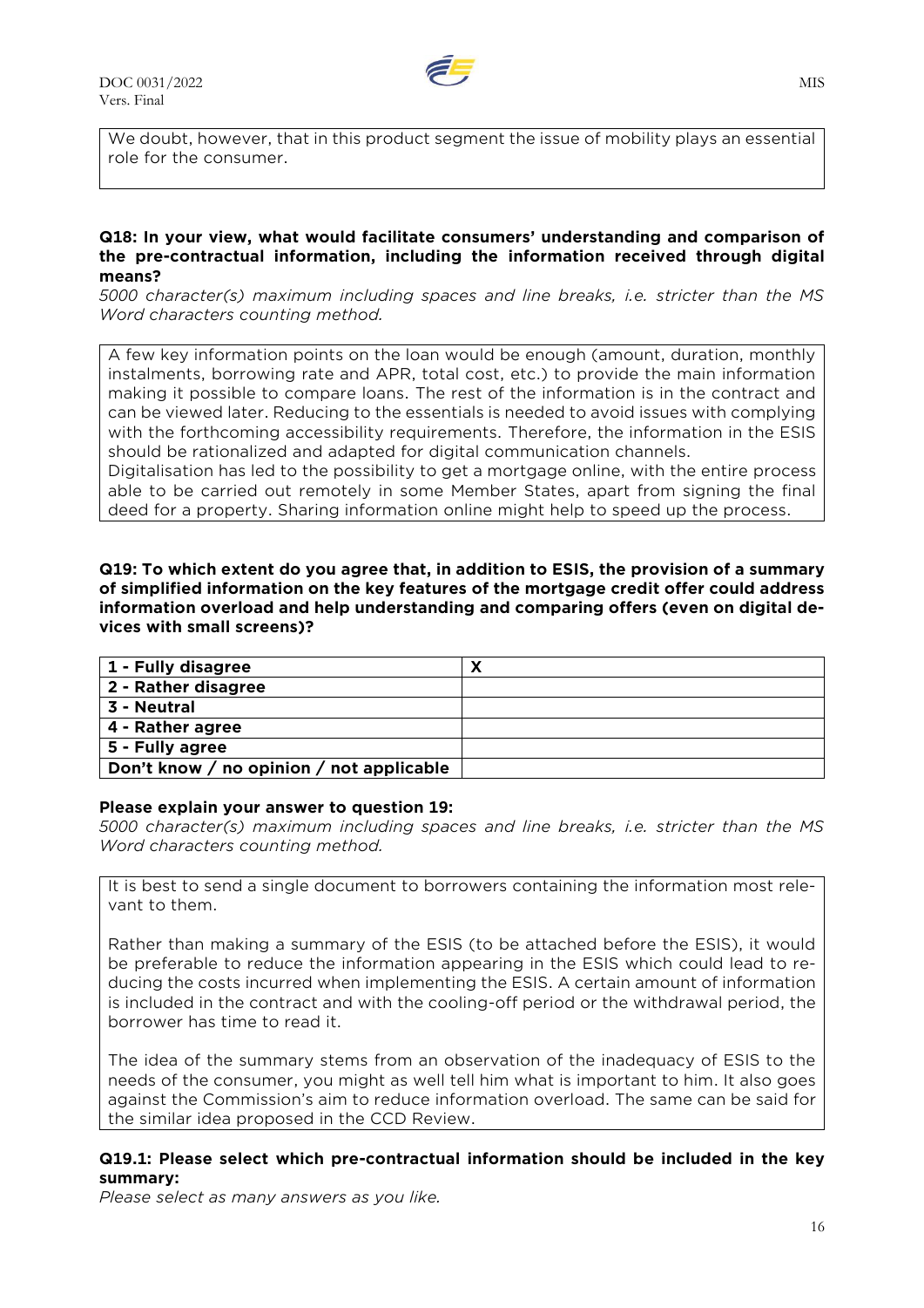We doubt, however, that in this product segment the issue of mobility plays an essential role for the consumer.

**Q18: In your view, what would facilitate consumers' understanding and comparison of the pre-contractual information, including the information received through digital means?**

*5000 character(s) maximum including spaces and line breaks, i.e. stricter than the MS Word characters counting method.*

A few key information points on the loan would be enough (amount, duration, monthly instalments, borrowing rate and APR, total cost, etc.) to provide the main information making it possible to compare loans. The rest of the information is in the contract and can be viewed later. Reducing to the essentials is needed to avoid issues with complying with the forthcoming accessibility requirements. Therefore, the information in the ESIS should be rationalized and adapted for digital communication channels.
Digitalisation has led to the possibility to get a mortgage online, with the entire process able to be carried out remotely in some Member States, apart from signing the final deed for a property. Sharing information online might help to speed up the process.

**Q19: To which extent do you agree that, in addition to ESIS, the provision of a summary of simplified information on the key features of the mortgage credit offer could address information overload and help understanding and comparing offers (even on digital devices with small screens)?**

| | |
|---|---|
| **1 - Fully disagree** | X |
| **2 - Rather disagree** | |
| **3 - Neutral** | |
| **4 - Rather agree** | |
| **5 - Fully agree** | |
| **Don't know / no opinion / not applicable** | |

**Please explain your answer to question 19:**

*5000 character(s) maximum including spaces and line breaks, i.e. stricter than the MS Word characters counting method.*

It is best to send a single document to borrowers containing the information most relevant to them.

Rather than making a summary of the ESIS (to be attached before the ESIS), it would be preferable to reduce the information appearing in the ESIS which could lead to reducing the costs incurred when implementing the ESIS. A certain amount of information is included in the contract and with the cooling-off period or the withdrawal period, the borrower has time to read it.

The idea of the summary stems from an observation of the inadequacy of ESIS to the needs of the consumer, you might as well tell him what is important to him. It also goes against the Commission's aim to reduce information overload. The same can be said for the similar idea proposed in the CCD Review.

**Q19.1: Please select which pre-contractual information should be included in the key summary:**

*Please select as many answers as you like.*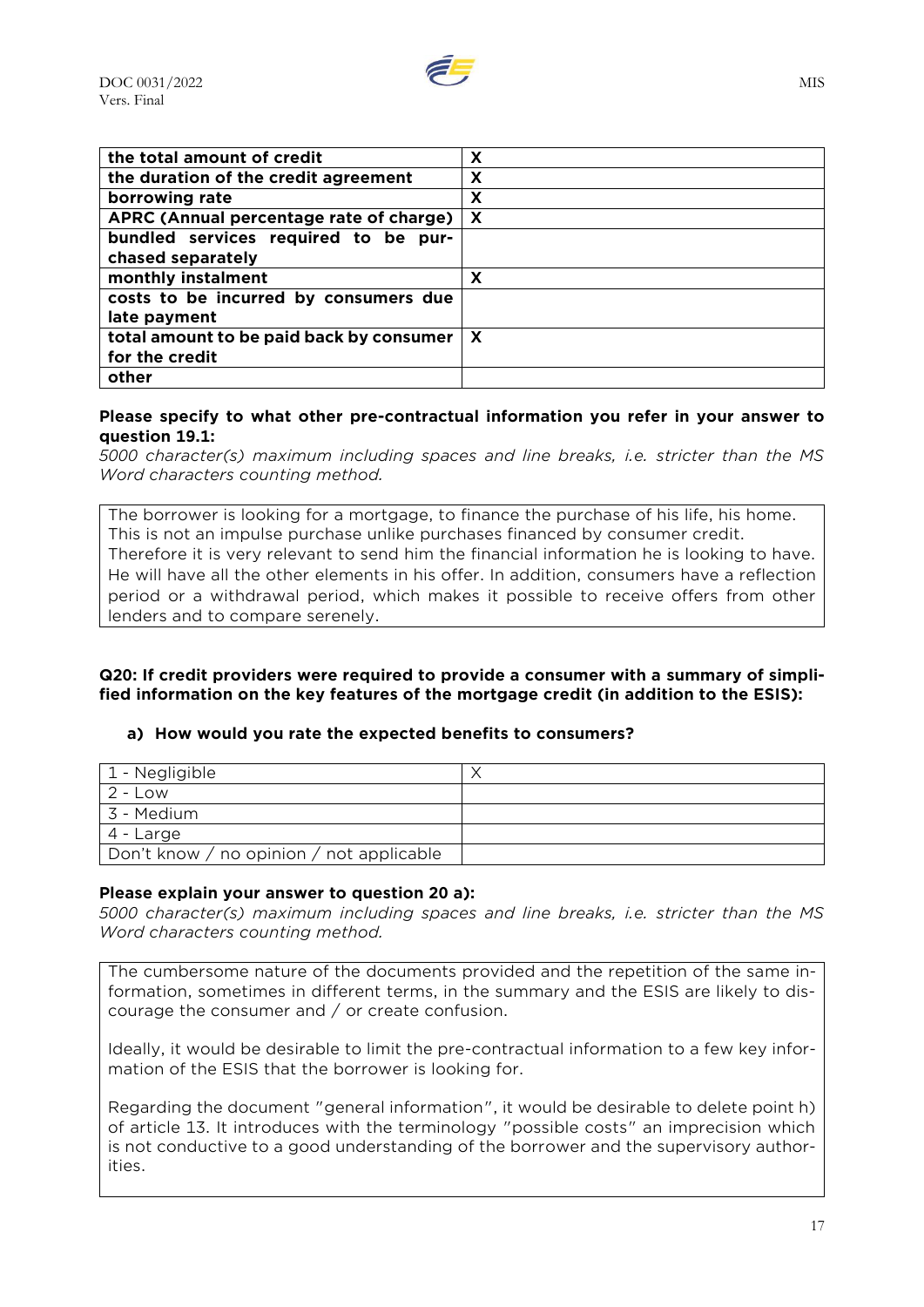| the total amount of credit | X |
| --- | --- |
| the duration of the credit agreement | X |
| borrowing rate | X |
| APRC (Annual percentage rate of charge) | X |
| bundled services required to be purchased separately | |
| monthly instalment | X |
| costs to be incurred by consumers due late payment | |
| total amount to be paid back by consumer for the credit | X |
| other | |

**Please specify to what other pre-contractual information you refer in your answer to question 19.1:**

*5000 character(s) maximum including spaces and line breaks, i.e. stricter than the MS Word characters counting method.*

> The borrower is looking for a mortgage, to finance the purchase of his life, his home. This is not an impulse purchase unlike purchases financed by consumer credit. Therefore it is very relevant to send him the financial information he is looking to have. He will have all the other elements in his offer. In addition, consumers have a reflection period or a withdrawal period, which makes it possible to receive offers from other lenders and to compare serenely.

**Q20: If credit providers were required to provide a consumer with a summary of simplified information on the key features of the mortgage credit (in addition to the ESIS):**

**a) How would you rate the expected benefits to consumers?**

| 1 - Negligible | X |
| --- | --- |
| 2 - Low | |
| 3 - Medium | |
| 4 - Large | |
| Don't know / no opinion / not applicable | |

**Please explain your answer to question 20 a):**

*5000 character(s) maximum including spaces and line breaks, i.e. stricter than the MS Word characters counting method.*

> The cumbersome nature of the documents provided and the repetition of the same information, sometimes in different terms, in the summary and the ESIS are likely to discourage the consumer and / or create confusion.
>
> Ideally, it would be desirable to limit the pre-contractual information to a few key information of the ESIS that the borrower is looking for.
>
> Regarding the document "general information", it would be desirable to delete point h) of article 13. It introduces with the terminology "possible costs" an imprecision which is not conductive to a good understanding of the borrower and the supervisory authorities.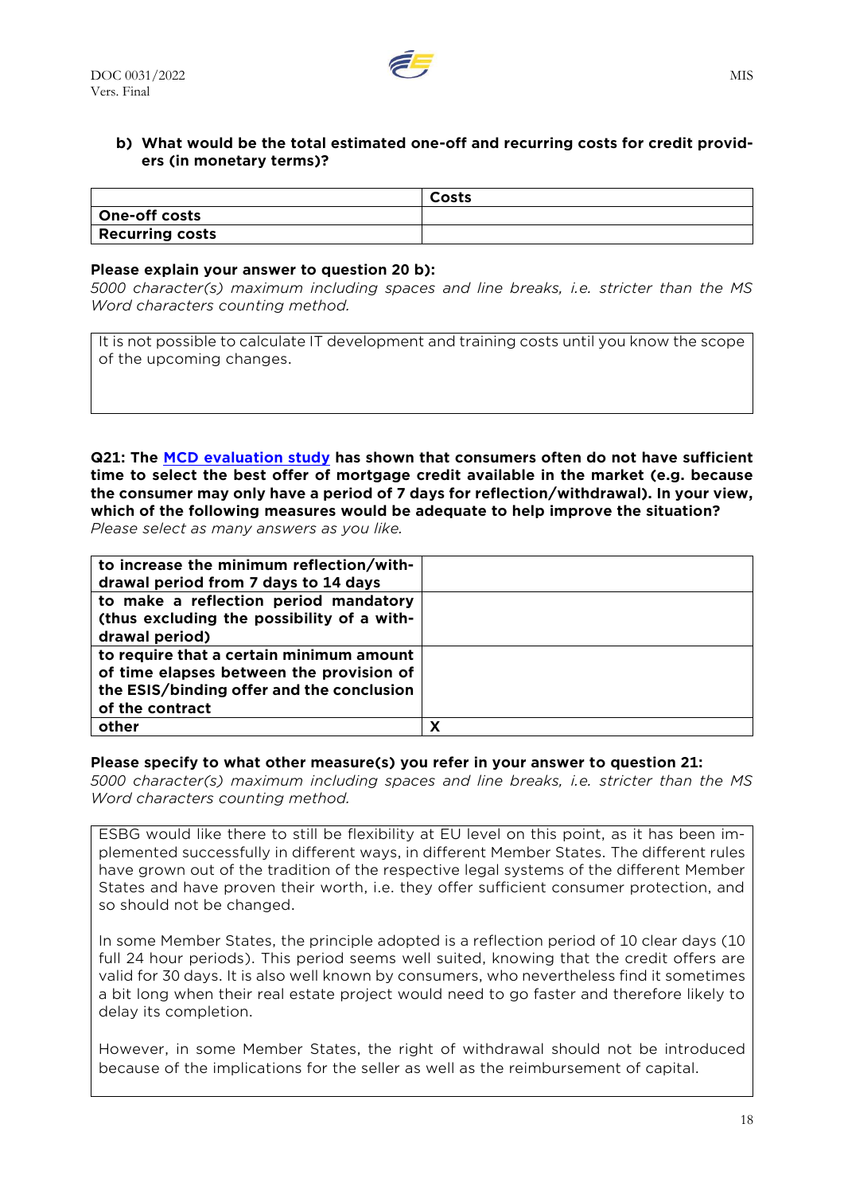**b) What would be the total estimated one-off and recurring costs for credit providers (in monetary terms)?**

| | Costs |
|---|---|
| **One-off costs** | |
| **Recurring costs** | |

**Please explain your answer to question 20 b):**
*5000 character(s) maximum including spaces and line breaks, i.e. stricter than the MS Word characters counting method.*

It is not possible to calculate IT development and training costs until you know the scope of the upcoming changes.

**Q21: The MCD evaluation study has shown that consumers often do not have sufficient time to select the best offer of mortgage credit available in the market (e.g. because the consumer may only have a period of 7 days for reflection/withdrawal). In your view, which of the following measures would be adequate to help improve the situation?**
*Please select as many answers as you like.*

| | |
|---|---|
| **to increase the minimum reflection/withdrawal period from 7 days to 14 days** | |
| **to make a reflection period mandatory (thus excluding the possibility of a withdrawal period)** | |
| **to require that a certain minimum amount of time elapses between the provision of the ESIS/binding offer and the conclusion of the contract** | |
| **other** | **X** |

**Please specify to what other measure(s) you refer in your answer to question 21:**
*5000 character(s) maximum including spaces and line breaks, i.e. stricter than the MS Word characters counting method.*

ESBG would like there to still be flexibility at EU level on this point, as it has been implemented successfully in different ways, in different Member States. The different rules have grown out of the tradition of the respective legal systems of the different Member States and have proven their worth, i.e. they offer sufficient consumer protection, and so should not be changed.

In some Member States, the principle adopted is a reflection period of 10 clear days (10 full 24 hour periods). This period seems well suited, knowing that the credit offers are valid for 30 days. It is also well known by consumers, who nevertheless find it sometimes a bit long when their real estate project would need to go faster and therefore likely to delay its completion.

However, in some Member States, the right of withdrawal should not be introduced because of the implications for the seller as well as the reimbursement of capital.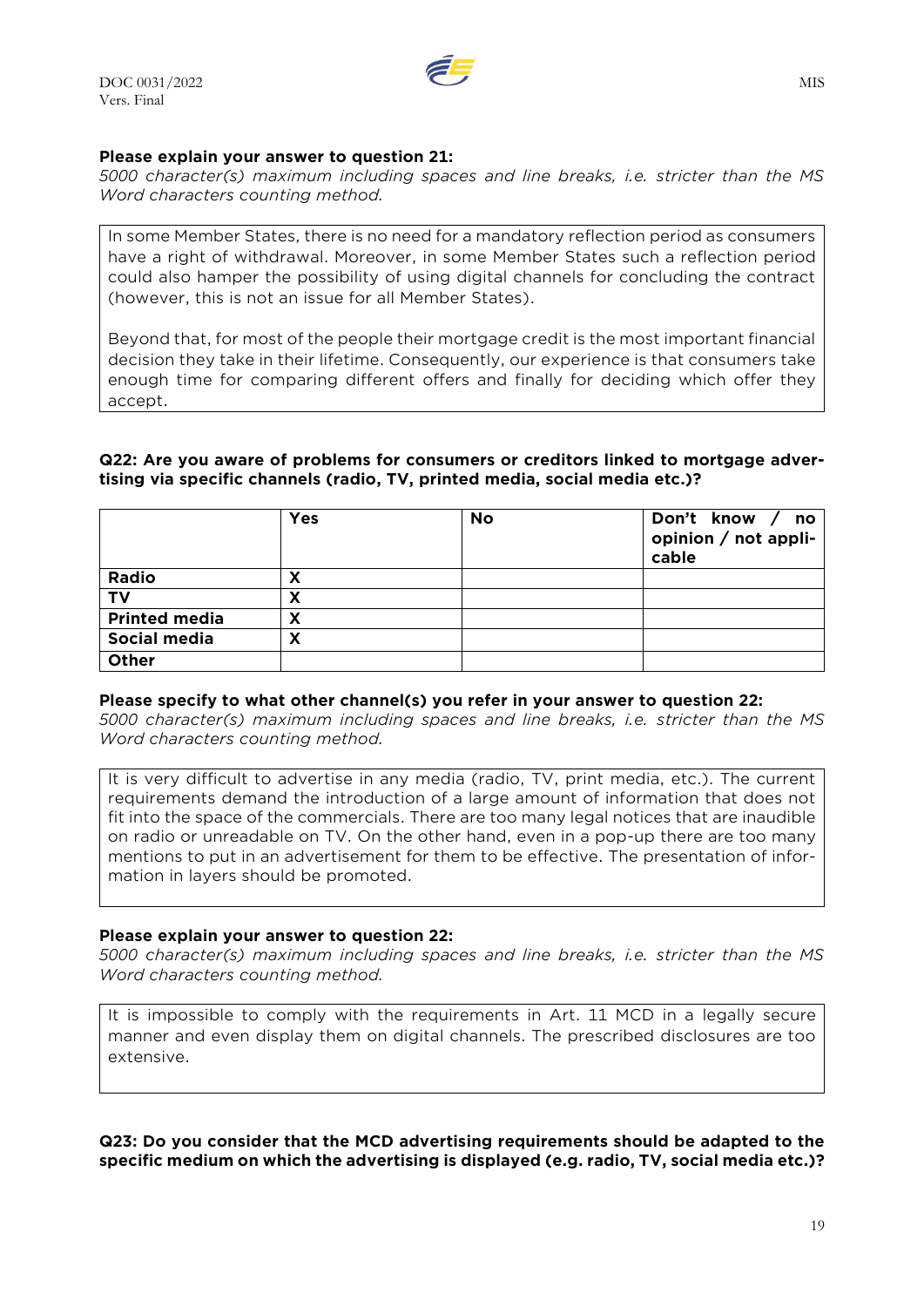**Please explain your answer to question 21:**
*5000 character(s) maximum including spaces and line breaks, i.e. stricter than the MS Word characters counting method.*

In some Member States, there is no need for a mandatory reflection period as consumers have a right of withdrawal. Moreover, in some Member States such a reflection period could also hamper the possibility of using digital channels for concluding the contract (however, this is not an issue for all Member States).

Beyond that, for most of the people their mortgage credit is the most important financial decision they take in their lifetime. Consequently, our experience is that consumers take enough time for comparing different offers and finally for deciding which offer they accept.

**Q22: Are you aware of problems for consumers or creditors linked to mortgage advertising via specific channels (radio, TV, printed media, social media etc.)?**

| | Yes | No | Don't know / no opinion / not applicable |
|---|---|---|---|
| **Radio** | X | | |
| **TV** | X | | |
| **Printed media** | X | | |
| **Social media** | X | | |
| **Other** | | | |

**Please specify to what other channel(s) you refer in your answer to question 22:**
*5000 character(s) maximum including spaces and line breaks, i.e. stricter than the MS Word characters counting method.*

It is very difficult to advertise in any media (radio, TV, print media, etc.). The current requirements demand the introduction of a large amount of information that does not fit into the space of the commercials. There are too many legal notices that are inaudible on radio or unreadable on TV. On the other hand, even in a pop-up there are too many mentions to put in an advertisement for them to be effective. The presentation of information in layers should be promoted.

**Please explain your answer to question 22:**
*5000 character(s) maximum including spaces and line breaks, i.e. stricter than the MS Word characters counting method.*

It is impossible to comply with the requirements in Art. 11 MCD in a legally secure manner and even display them on digital channels. The prescribed disclosures are too extensive.

**Q23: Do you consider that the MCD advertising requirements should be adapted to the specific medium on which the advertising is displayed (e.g. radio, TV, social media etc.)?**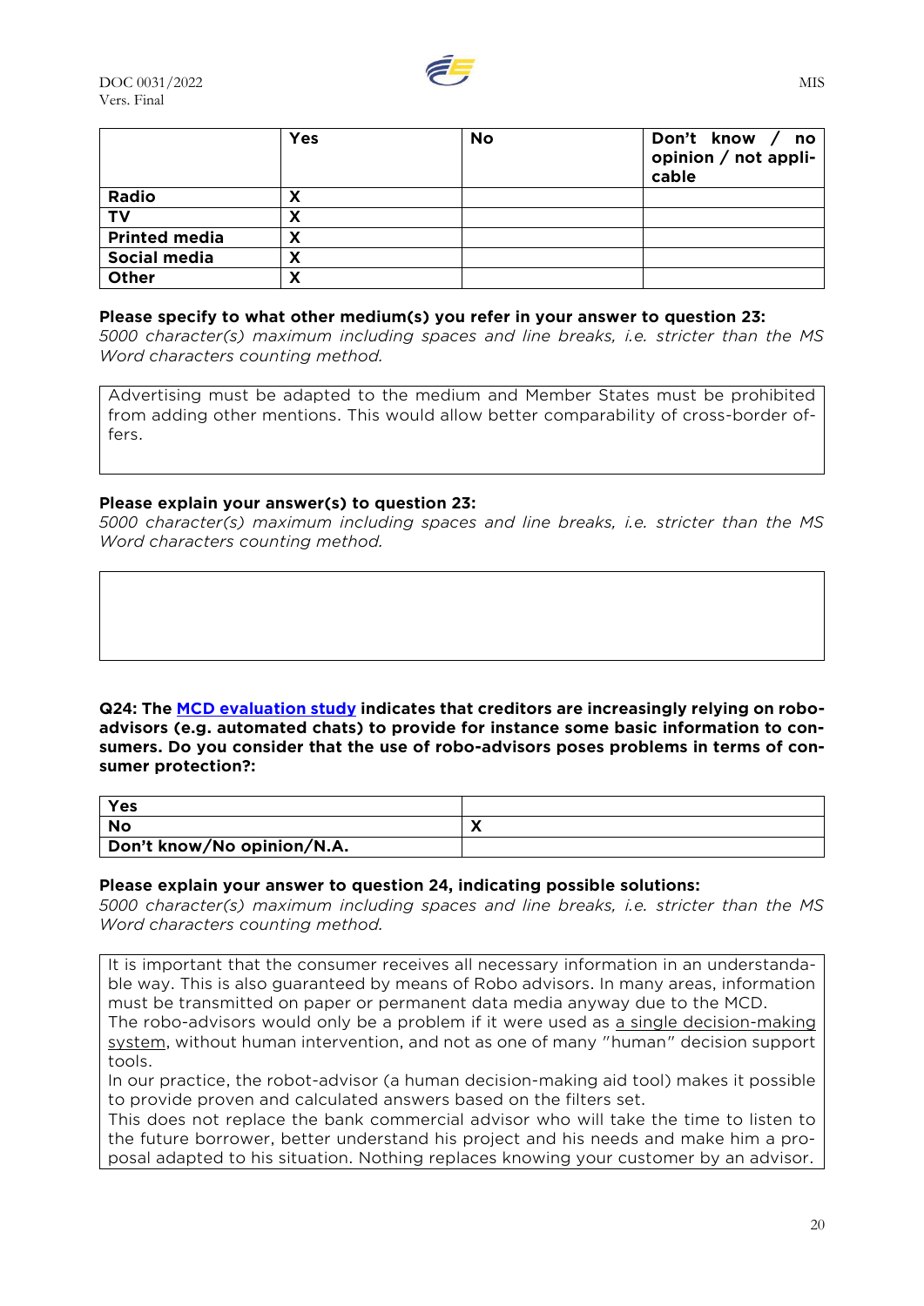| | Yes | No | Don't know / no opinion / not applicable |
|---|---|---|---|
| **Radio** | X | | |
| **TV** | X | | |
| **Printed media** | X | | |
| **Social media** | X | | |
| **Other** | X | | |

**Please specify to what other medium(s) you refer in your answer to question 23:**
*5000 character(s) maximum including spaces and line breaks, i.e. stricter than the MS Word characters counting method.*

Advertising must be adapted to the medium and Member States must be prohibited from adding other mentions. This would allow better comparability of cross-border offers.

**Please explain your answer(s) to question 23:**
*5000 character(s) maximum including spaces and line breaks, i.e. stricter than the MS Word characters counting method.*

**Q24: The MCD evaluation study indicates that creditors are increasingly relying on robo-advisors (e.g. automated chats) to provide for instance some basic information to consumers. Do you consider that the use of robo-advisors poses problems in terms of consumer protection?:**

| | |
|---|---|
| **Yes** | |
| **No** | X |
| **Don't know/No opinion/N.A.** | |

**Please explain your answer to question 24, indicating possible solutions:**
*5000 character(s) maximum including spaces and line breaks, i.e. stricter than the MS Word characters counting method.*

It is important that the consumer receives all necessary information in an understandable way. This is also guaranteed by means of Robo advisors. In many areas, information must be transmitted on paper or permanent data media anyway due to the MCD.
The robo-advisors would only be a problem if it were used as a single decision-making system, without human intervention, and not as one of many "human" decision support tools.
In our practice, the robot-advisor (a human decision-making aid tool) makes it possible to provide proven and calculated answers based on the filters set.
This does not replace the bank commercial advisor who will take the time to listen to the future borrower, better understand his project and his needs and make him a proposal adapted to his situation. Nothing replaces knowing your customer by an advisor.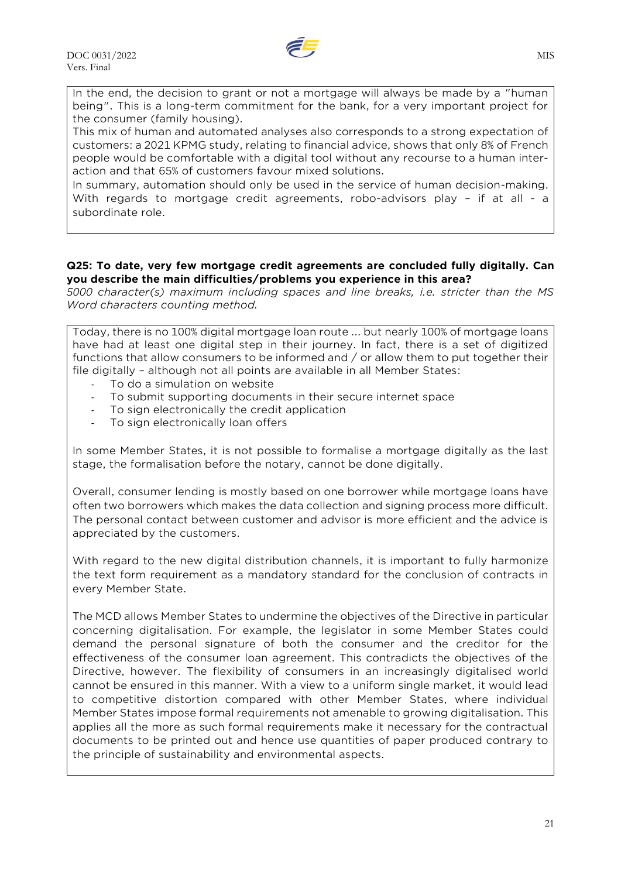In the end, the decision to grant or not a mortgage will always be made by a "human being". This is a long-term commitment for the bank, for a very important project for the consumer (family housing).

This mix of human and automated analyses also corresponds to a strong expectation of customers: a 2021 KPMG study, relating to financial advice, shows that only 8% of French people would be comfortable with a digital tool without any recourse to a human interaction and that 65% of customers favour mixed solutions.

In summary, automation should only be used in the service of human decision-making. With regards to mortgage credit agreements, robo-advisors play – if at all - a subordinate role.

**Q25: To date, very few mortgage credit agreements are concluded fully digitally. Can you describe the main difficulties/problems you experience in this area?**

*5000 character(s) maximum including spaces and line breaks, i.e. stricter than the MS Word characters counting method.*

Today, there is no 100% digital mortgage loan route ... but nearly 100% of mortgage loans have had at least one digital step in their journey. In fact, there is a set of digitized functions that allow consumers to be informed and / or allow them to put together their file digitally – although not all points are available in all Member States:

- To do a simulation on website
- To submit supporting documents in their secure internet space
- To sign electronically the credit application
- To sign electronically loan offers

In some Member States, it is not possible to formalise a mortgage digitally as the last stage, the formalisation before the notary, cannot be done digitally.

Overall, consumer lending is mostly based on one borrower while mortgage loans have often two borrowers which makes the data collection and signing process more difficult. The personal contact between customer and advisor is more efficient and the advice is appreciated by the customers.

With regard to the new digital distribution channels, it is important to fully harmonize the text form requirement as a mandatory standard for the conclusion of contracts in every Member State.

The MCD allows Member States to undermine the objectives of the Directive in particular concerning digitalisation. For example, the legislator in some Member States could demand the personal signature of both the consumer and the creditor for the effectiveness of the consumer loan agreement. This contradicts the objectives of the Directive, however. The flexibility of consumers in an increasingly digitalised world cannot be ensured in this manner. With a view to a uniform single market, it would lead to competitive distortion compared with other Member States, where individual Member States impose formal requirements not amenable to growing digitalisation. This applies all the more as such formal requirements make it necessary for the contractual documents to be printed out and hence use quantities of paper produced contrary to the principle of sustainability and environmental aspects.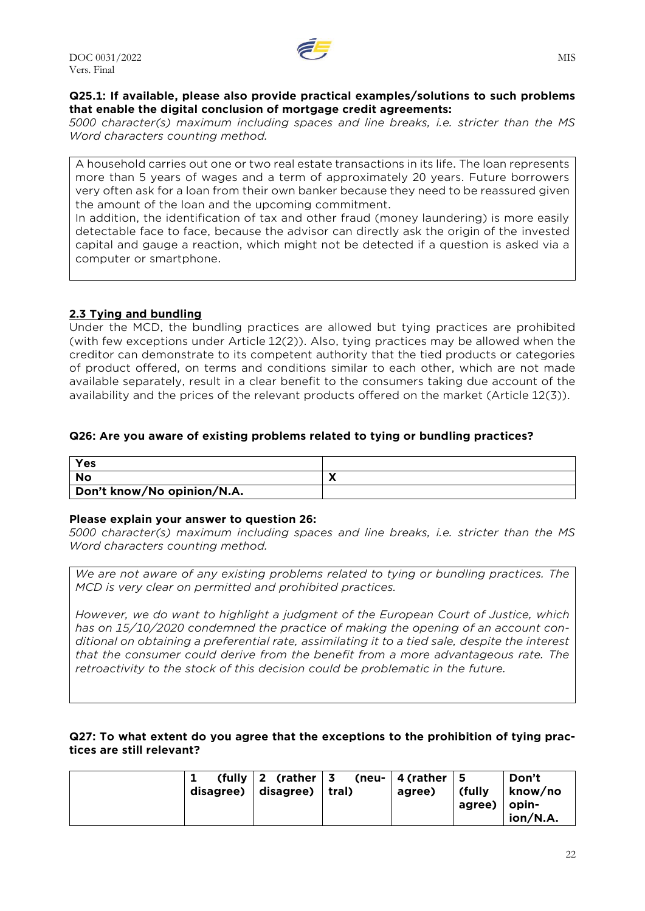**Q25.1: If available, please also provide practical examples/solutions to such problems that enable the digital conclusion of mortgage credit agreements:**

*5000 character(s) maximum including spaces and line breaks, i.e. stricter than the MS Word characters counting method.*

A household carries out one or two real estate transactions in its life. The loan represents more than 5 years of wages and a term of approximately 20 years. Future borrowers very often ask for a loan from their own banker because they need to be reassured given the amount of the loan and the upcoming commitment.

In addition, the identification of tax and other fraud (money laundering) is more easily detectable face to face, because the advisor can directly ask the origin of the invested capital and gauge a reaction, which might not be detected if a question is asked via a computer or smartphone.

## 2.3 Tying and bundling

Under the MCD, the bundling practices are allowed but tying practices are prohibited (with few exceptions under Article 12(2)). Also, tying practices may be allowed when the creditor can demonstrate to its competent authority that the tied products or categories of product offered, on terms and conditions similar to each other, which are not made available separately, result in a clear benefit to the consumers taking due account of the availability and the prices of the relevant products offered on the market (Article 12(3)).

**Q26: Are you aware of existing problems related to tying or bundling practices?**

| | |
|---|---|
| **Yes** | |
| **No** | X |
| **Don't know/No opinion/N.A.** | |

**Please explain your answer to question 26:**

*5000 character(s) maximum including spaces and line breaks, i.e. stricter than the MS Word characters counting method.*

*We are not aware of any existing problems related to tying or bundling practices. The MCD is very clear on permitted and prohibited practices.*

*However, we do want to highlight a judgment of the European Court of Justice, which has on 15/10/2020 condemned the practice of making the opening of an account conditional on obtaining a preferential rate, assimilating it to a tied sale, despite the interest that the consumer could derive from the benefit from a more advantageous rate. The retroactivity to the stock of this decision could be problematic in the future.*

**Q27: To what extent do you agree that the exceptions to the prohibition of tying practices are still relevant?**

| | 1 (fully disagree) | 2 (rather disagree) | 3 (neutral) | 4 (rather agree) | 5 (fully agree) | Don't know/no opinion/N.A. |
|---|---|---|---|---|---|---|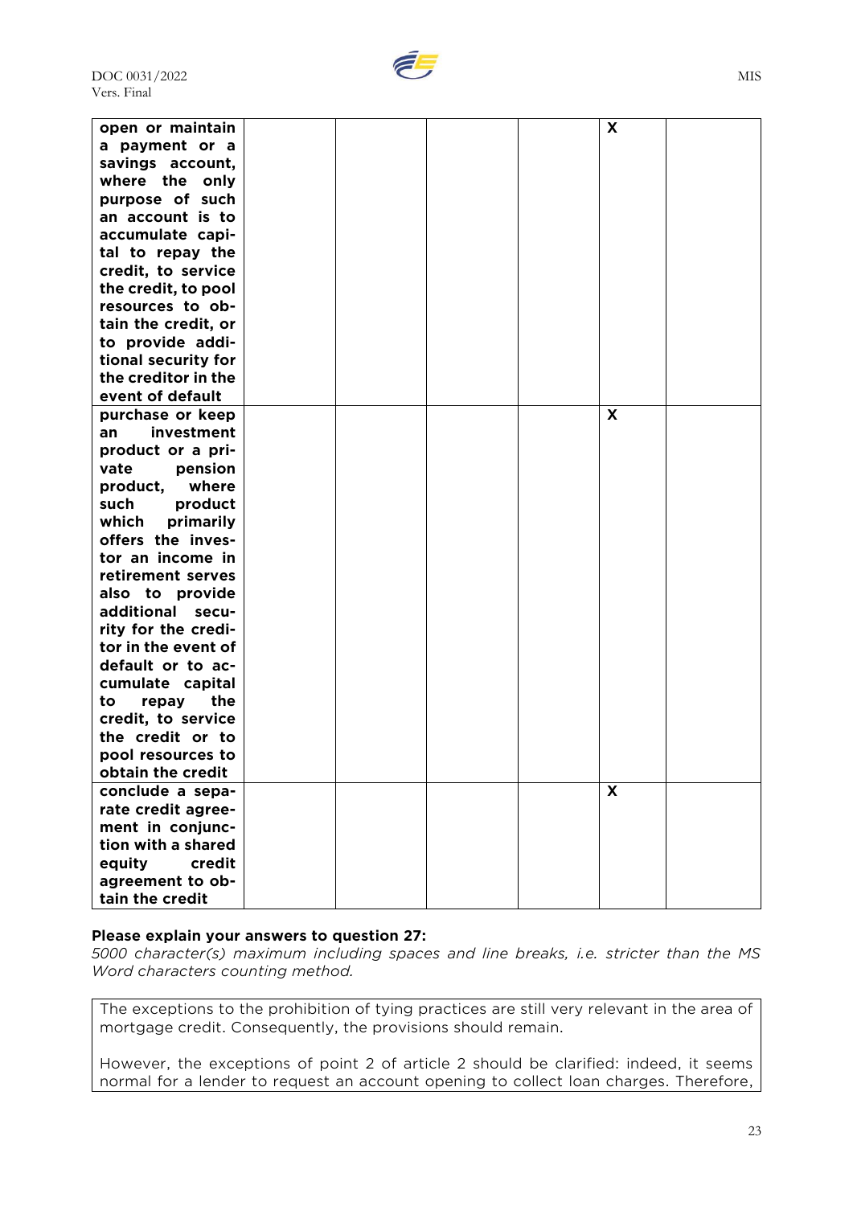| | | | | | | |
|---|---|---|---|---|---|---|
| **open or maintain a payment or a savings account, where the only purpose of such an account is to accumulate capital to repay the credit, to service the credit, to pool resources to obtain the credit, or to provide additional security for the creditor in the event of default** | | | | | X | |
| **purchase or keep an investment product or a private pension product, where such product which primarily offers the investor an income in retirement serves also to provide additional security for the creditor in the event of default or to accumulate capital to repay the credit, to service the credit or to pool resources to obtain the credit** | | | | | X | |
| **conclude a separate credit agreement in conjunction with a shared equity credit agreement to obtain the credit** | | | | | X | |

**Please explain your answers to question 27:**

*5000 character(s) maximum including spaces and line breaks, i.e. stricter than the MS Word characters counting method.*

The exceptions to the prohibition of tying practices are still very relevant in the area of mortgage credit. Consequently, the provisions should remain.

However, the exceptions of point 2 of article 2 should be clarified: indeed, it seems normal for a lender to request an account opening to collect loan charges. Therefore,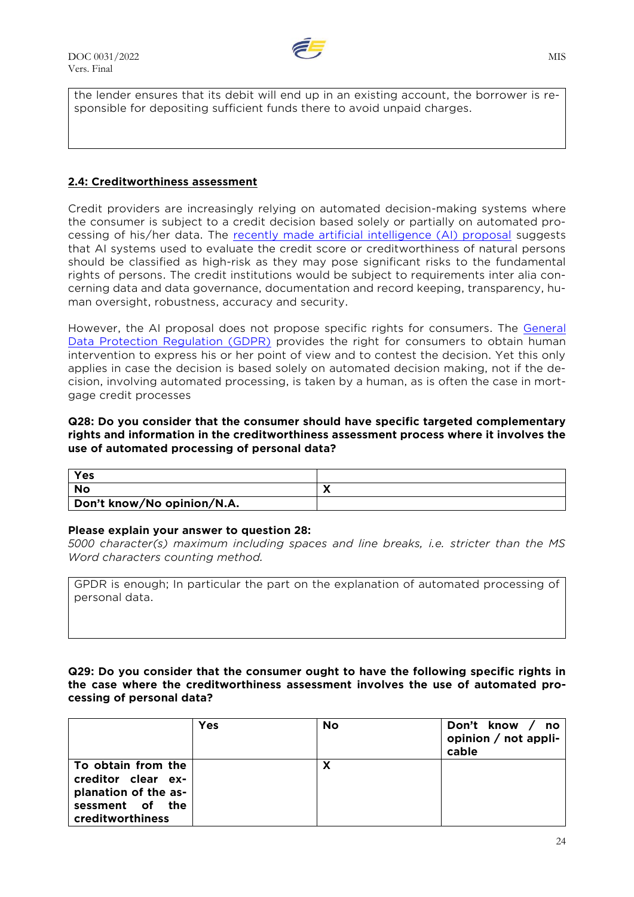the lender ensures that its debit will end up in an existing account, the borrower is responsible for depositing sufficient funds there to avoid unpaid charges.

**2.4: Creditworthiness assessment**

Credit providers are increasingly relying on automated decision-making systems where the consumer is subject to a credit decision based solely or partially on automated processing of his/her data. The [recently made artificial intelligence (AI) proposal]() suggests that AI systems used to evaluate the credit score or creditworthiness of natural persons should be classified as high-risk as they may pose significant risks to the fundamental rights of persons. The credit institutions would be subject to requirements inter alia concerning data and data governance, documentation and record keeping, transparency, human oversight, robustness, accuracy and security.

However, the AI proposal does not propose specific rights for consumers. The [General Data Protection Regulation (GDPR)]() provides the right for consumers to obtain human intervention to express his or her point of view and to contest the decision. Yet this only applies in case the decision is based solely on automated decision making, not if the decision, involving automated processing, is taken by a human, as is often the case in mortgage credit processes

**Q28: Do you consider that the consumer should have specific targeted complementary rights and information in the creditworthiness assessment process where it involves the use of automated processing of personal data?**

| | |
|---|---|
| **Yes** | |
| **No** | X |
| **Don't know/No opinion/N.A.** | |

**Please explain your answer to question 28:**
*5000 character(s) maximum including spaces and line breaks, i.e. stricter than the MS Word characters counting method.*

GPDR is enough; In particular the part on the explanation of automated processing of personal data.

**Q29: Do you consider that the consumer ought to have the following specific rights in the case where the creditworthiness assessment involves the use of automated processing of personal data?**

| | Yes | No | Don't know / no opinion / not applicable |
|---|---|---|---|
| **To obtain from the creditor clear explanation of the assessment of the creditworthiness** | | X | |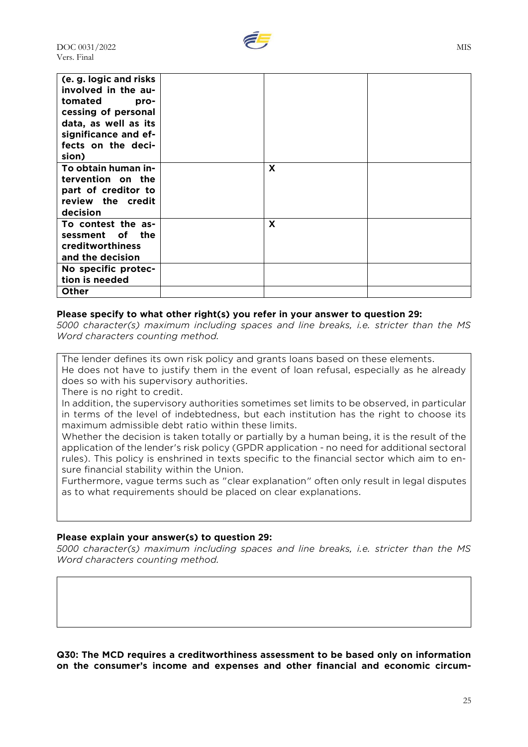| | | | |
|---|---|---|---|
| **(e. g. logic and risks involved in the automated processing of personal data, as well as its significance and effects on the decision)** | | | |
| **To obtain human intervention on the part of creditor to review the credit decision** | | X | |
| **To contest the assessment of the creditworthiness and the decision** | | X | |
| **No specific protection is needed** | | | |
| **Other** | | | |

**Please specify to what other right(s) you refer in your answer to question 29:**

*5000 character(s) maximum including spaces and line breaks, i.e. stricter than the MS Word characters counting method.*

> The lender defines its own risk policy and grants loans based on these elements.
> He does not have to justify them in the event of loan refusal, especially as he already does so with his supervisory authorities.
> There is no right to credit.
> In addition, the supervisory authorities sometimes set limits to be observed, in particular in terms of the level of indebtedness, but each institution has the right to choose its maximum admissible debt ratio within these limits.
> Whether the decision is taken totally or partially by a human being, it is the result of the application of the lender's risk policy (GPDR application - no need for additional sectoral rules). This policy is enshrined in texts specific to the financial sector which aim to ensure financial stability within the Union.
> Furthermore, vague terms such as "clear explanation" often only result in legal disputes as to what requirements should be placed on clear explanations.

**Please explain your answer(s) to question 29:**

*5000 character(s) maximum including spaces and line breaks, i.e. stricter than the MS Word characters counting method.*

**Q30: The MCD requires a creditworthiness assessment to be based only on information on the consumer's income and expenses and other financial and economic circum-**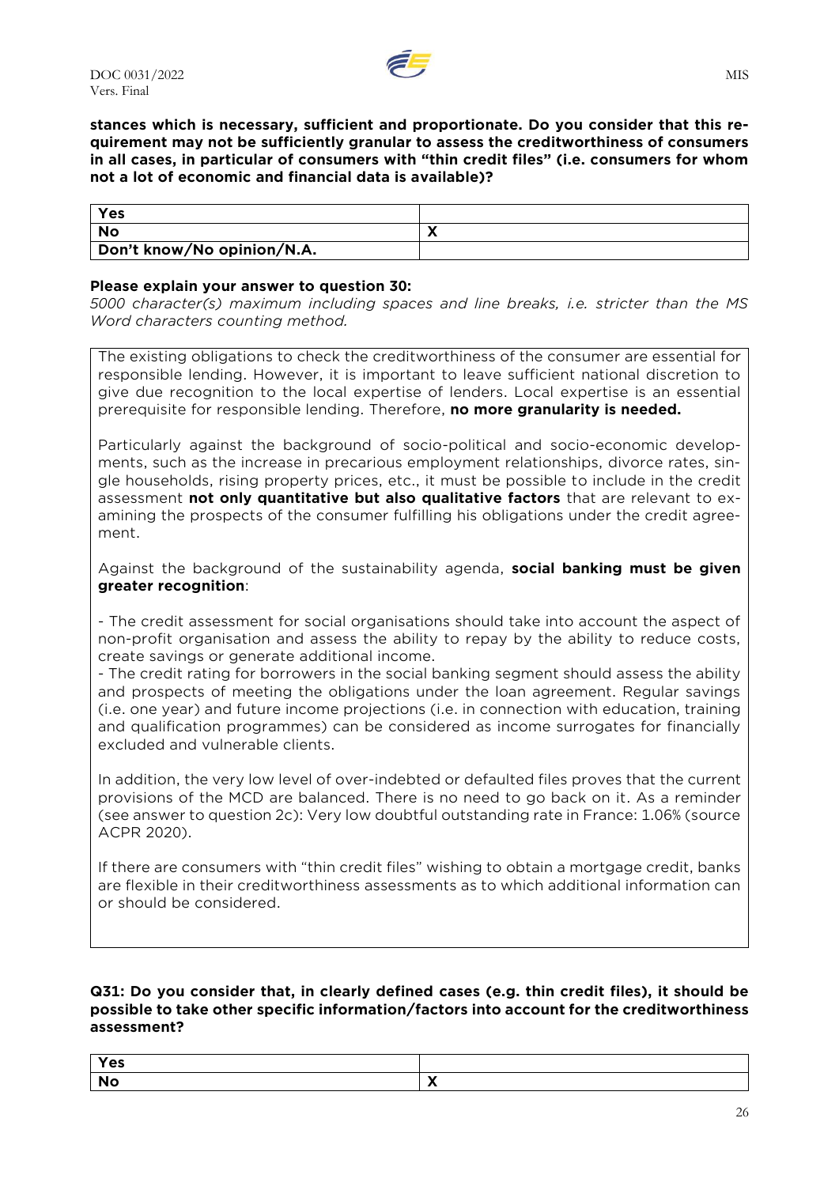**stances which is necessary, sufficient and proportionate. Do you consider that this requirement may not be sufficiently granular to assess the creditworthiness of consumers in all cases, in particular of consumers with "thin credit files" (i.e. consumers for whom not a lot of economic and financial data is available)?**

| Yes | |
|---|---|
| No | X |
| Don't know/No opinion/N.A. | |

**Please explain your answer to question 30:**

*5000 character(s) maximum including spaces and line breaks, i.e. stricter than the MS Word characters counting method.*

The existing obligations to check the creditworthiness of the consumer are essential for responsible lending. However, it is important to leave sufficient national discretion to give due recognition to the local expertise of lenders. Local expertise is an essential prerequisite for responsible lending. Therefore, **no more granularity is needed.**

Particularly against the background of socio-political and socio-economic developments, such as the increase in precarious employment relationships, divorce rates, single households, rising property prices, etc., it must be possible to include in the credit assessment **not only quantitative but also qualitative factors** that are relevant to examining the prospects of the consumer fulfilling his obligations under the credit agreement.

Against the background of the sustainability agenda, **social banking must be given greater recognition**:

- The credit assessment for social organisations should take into account the aspect of non-profit organisation and assess the ability to repay by the ability to reduce costs, create savings or generate additional income.
- The credit rating for borrowers in the social banking segment should assess the ability and prospects of meeting the obligations under the loan agreement. Regular savings (i.e. one year) and future income projections (i.e. in connection with education, training and qualification programmes) can be considered as income surrogates for financially excluded and vulnerable clients.

In addition, the very low level of over-indebted or defaulted files proves that the current provisions of the MCD are balanced. There is no need to go back on it. As a reminder (see answer to question 2c): Very low doubtful outstanding rate in France: 1.06% (source ACPR 2020).

If there are consumers with "thin credit files" wishing to obtain a mortgage credit, banks are flexible in their creditworthiness assessments as to which additional information can or should be considered.

**Q31: Do you consider that, in clearly defined cases (e.g. thin credit files), it should be possible to take other specific information/factors into account for the creditworthiness assessment?**

| Yes | |
|---|---|
| No | X |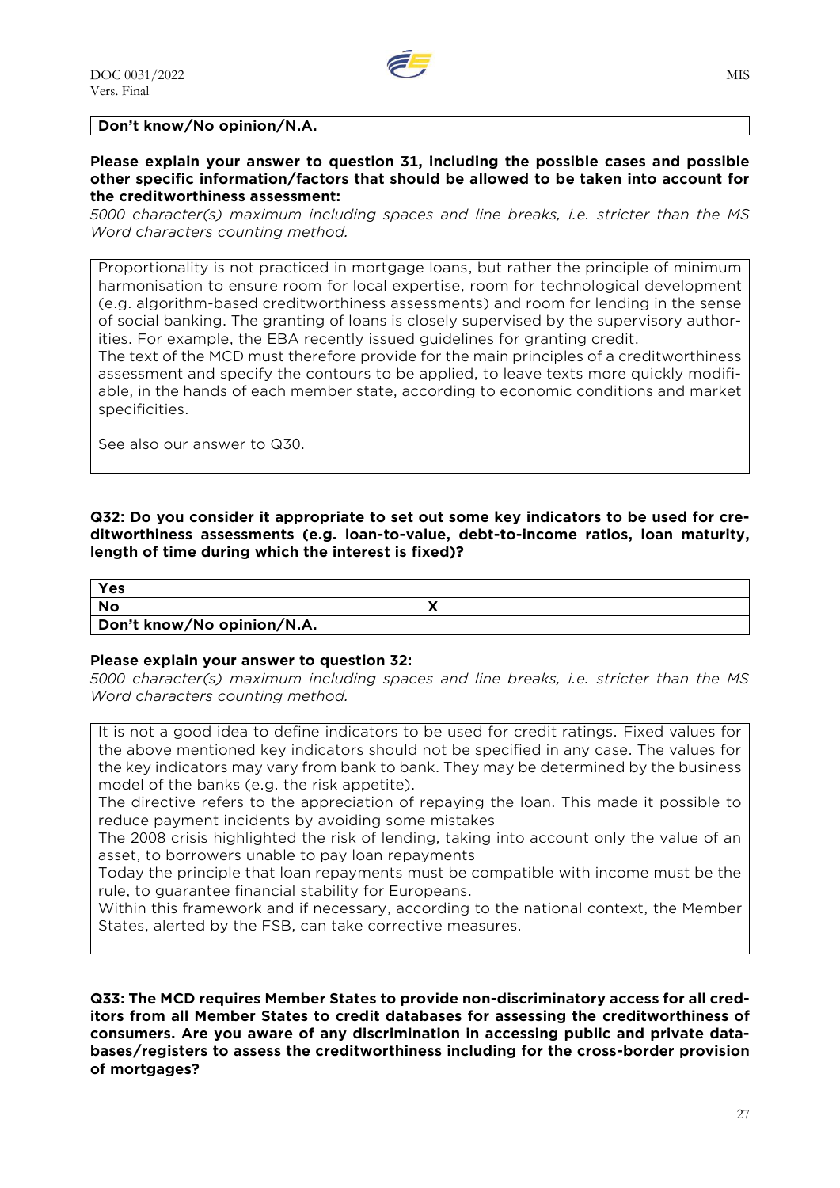| Don't know/No opinion/N.A. | |
|---|---|

**Please explain your answer to question 31, including the possible cases and possible other specific information/factors that should be allowed to be taken into account for the creditworthiness assessment:**

*5000 character(s) maximum including spaces and line breaks, i.e. stricter than the MS Word characters counting method.*

> Proportionality is not practiced in mortgage loans, but rather the principle of minimum harmonisation to ensure room for local expertise, room for technological development (e.g. algorithm-based creditworthiness assessments) and room for lending in the sense of social banking. The granting of loans is closely supervised by the supervisory authorities. For example, the EBA recently issued guidelines for granting credit.
> The text of the MCD must therefore provide for the main principles of a creditworthiness assessment and specify the contours to be applied, to leave texts more quickly modifiable, in the hands of each member state, according to economic conditions and market specificities.
>
> See also our answer to Q30.

**Q32: Do you consider it appropriate to set out some key indicators to be used for creditworthiness assessments (e.g. loan-to-value, debt-to-income ratios, loan maturity, length of time during which the interest is fixed)?**

| Yes | |
|---|---|
| No | X |
| Don't know/No opinion/N.A. | |

**Please explain your answer to question 32:**

*5000 character(s) maximum including spaces and line breaks, i.e. stricter than the MS Word characters counting method.*

> It is not a good idea to define indicators to be used for credit ratings. Fixed values for the above mentioned key indicators should not be specified in any case. The values for the key indicators may vary from bank to bank. They may be determined by the business model of the banks (e.g. the risk appetite).
> The directive refers to the appreciation of repaying the loan. This made it possible to reduce payment incidents by avoiding some mistakes
> The 2008 crisis highlighted the risk of lending, taking into account only the value of an asset, to borrowers unable to pay loan repayments
> Today the principle that loan repayments must be compatible with income must be the rule, to guarantee financial stability for Europeans.
> Within this framework and if necessary, according to the national context, the Member States, alerted by the FSB, can take corrective measures.

**Q33: The MCD requires Member States to provide non-discriminatory access for all creditors from all Member States to credit databases for assessing the creditworthiness of consumers. Are you aware of any discrimination in accessing public and private databases/registers to assess the creditworthiness including for the cross-border provision of mortgages?**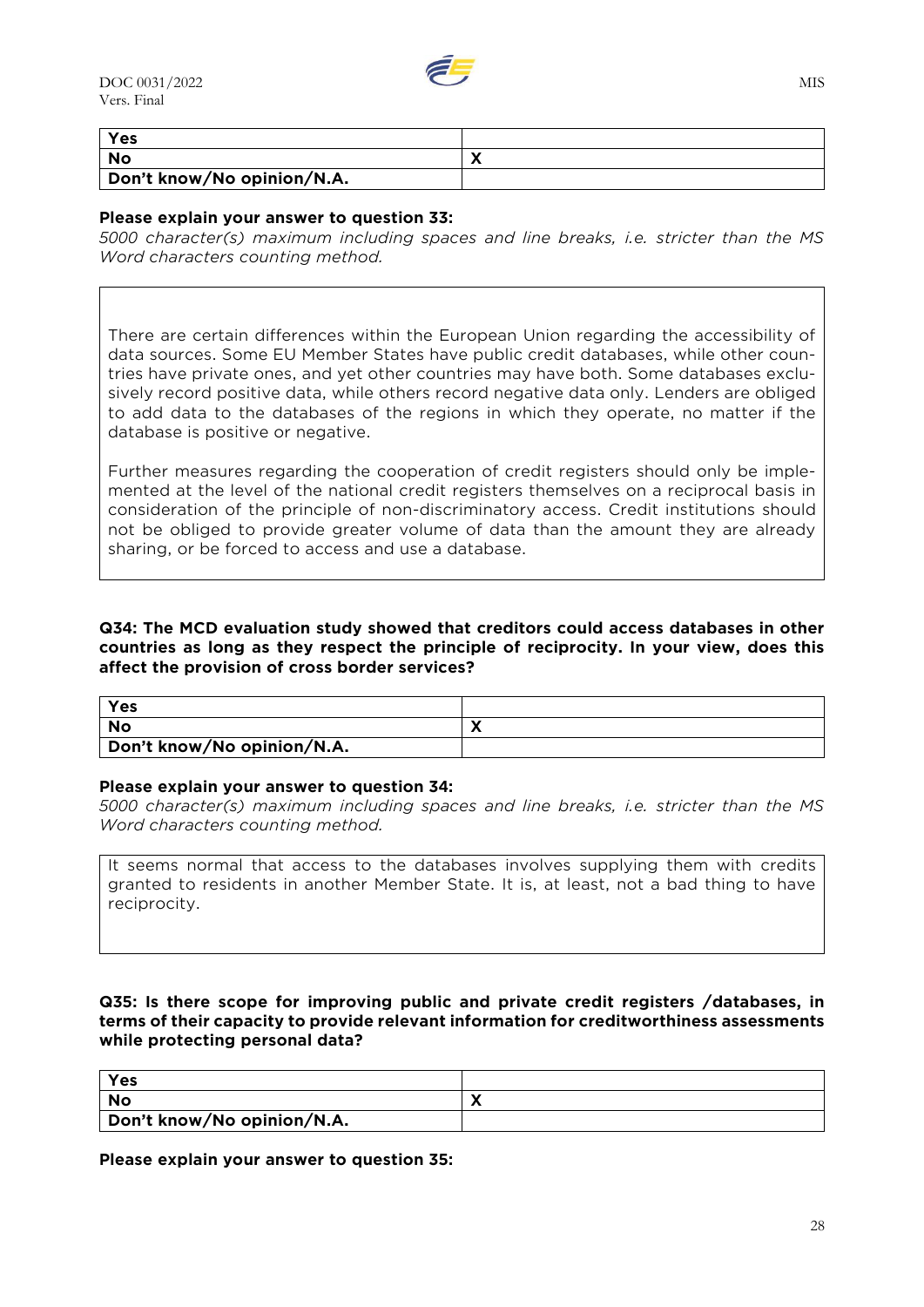| Yes | |
|---|---|
| No | X |
| Don't know/No opinion/N.A. | |

**Please explain your answer to question 33:**
*5000 character(s) maximum including spaces and line breaks, i.e. stricter than the MS Word characters counting method.*

There are certain differences within the European Union regarding the accessibility of data sources. Some EU Member States have public credit databases, while other countries have private ones, and yet other countries may have both. Some databases exclusively record positive data, while others record negative data only. Lenders are obliged to add data to the databases of the regions in which they operate, no matter if the database is positive or negative.

Further measures regarding the cooperation of credit registers should only be implemented at the level of the national credit registers themselves on a reciprocal basis in consideration of the principle of non-discriminatory access. Credit institutions should not be obliged to provide greater volume of data than the amount they are already sharing, or be forced to access and use a database.

**Q34: The MCD evaluation study showed that creditors could access databases in other countries as long as they respect the principle of reciprocity. In your view, does this affect the provision of cross border services?**

| Yes | |
|---|---|
| No | X |
| Don't know/No opinion/N.A. | |

**Please explain your answer to question 34:**
*5000 character(s) maximum including spaces and line breaks, i.e. stricter than the MS Word characters counting method.*

It seems normal that access to the databases involves supplying them with credits granted to residents in another Member State. It is, at least, not a bad thing to have reciprocity.

**Q35: Is there scope for improving public and private credit registers /databases, in terms of their capacity to provide relevant information for creditworthiness assessments while protecting personal data?**

| Yes | |
|---|---|
| No | X |
| Don't know/No opinion/N.A. | |

**Please explain your answer to question 35:**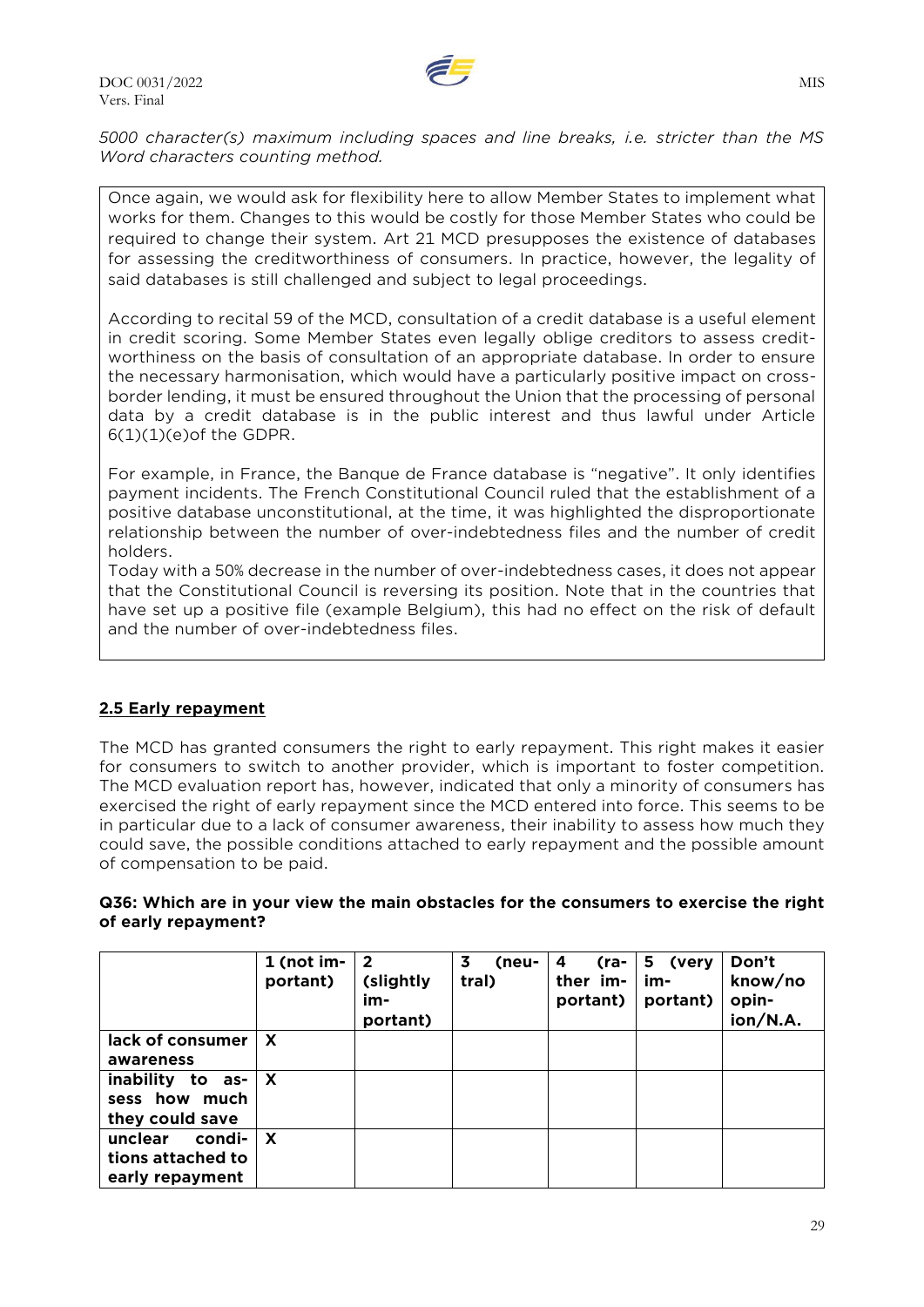*5000 character(s) maximum including spaces and line breaks, i.e. stricter than the MS Word characters counting method.*

Once again, we would ask for flexibility here to allow Member States to implement what works for them. Changes to this would be costly for those Member States who could be required to change their system. Art 21 MCD presupposes the existence of databases for assessing the creditworthiness of consumers. In practice, however, the legality of said databases is still challenged and subject to legal proceedings.

According to recital 59 of the MCD, consultation of a credit database is a useful element in credit scoring. Some Member States even legally oblige creditors to assess creditworthiness on the basis of consultation of an appropriate database. In order to ensure the necessary harmonisation, which would have a particularly positive impact on cross-border lending, it must be ensured throughout the Union that the processing of personal data by a credit database is in the public interest and thus lawful under Article 6(1)(1)(e)of the GDPR.

For example, in France, the Banque de France database is "negative". It only identifies payment incidents. The French Constitutional Council ruled that the establishment of a positive database unconstitutional, at the time, it was highlighted the disproportionate relationship between the number of over-indebtedness files and the number of credit holders.
Today with a 50% decrease in the number of over-indebtedness cases, it does not appear that the Constitutional Council is reversing its position. Note that in the countries that have set up a positive file (example Belgium), this had no effect on the risk of default and the number of over-indebtedness files.

## 2.5 Early repayment

The MCD has granted consumers the right to early repayment. This right makes it easier for consumers to switch to another provider, which is important to foster competition. The MCD evaluation report has, however, indicated that only a minority of consumers has exercised the right of early repayment since the MCD entered into force. This seems to be in particular due to a lack of consumer awareness, their inability to assess how much they could save, the possible conditions attached to early repayment and the possible amount of compensation to be paid.

**Q36: Which are in your view the main obstacles for the consumers to exercise the right of early repayment?**

| | 1 (not important) | 2 (slightly important) | 3 (neutral) | 4 (rather important) | 5 (very important) | Don't know/no opinion/N.A. |
|---|---|---|---|---|---|---|
| **lack of consumer awareness** | X | | | | | |
| **inability to assess how much they could save** | X | | | | | |
| **unclear conditions attached to early repayment** | X | | | | | |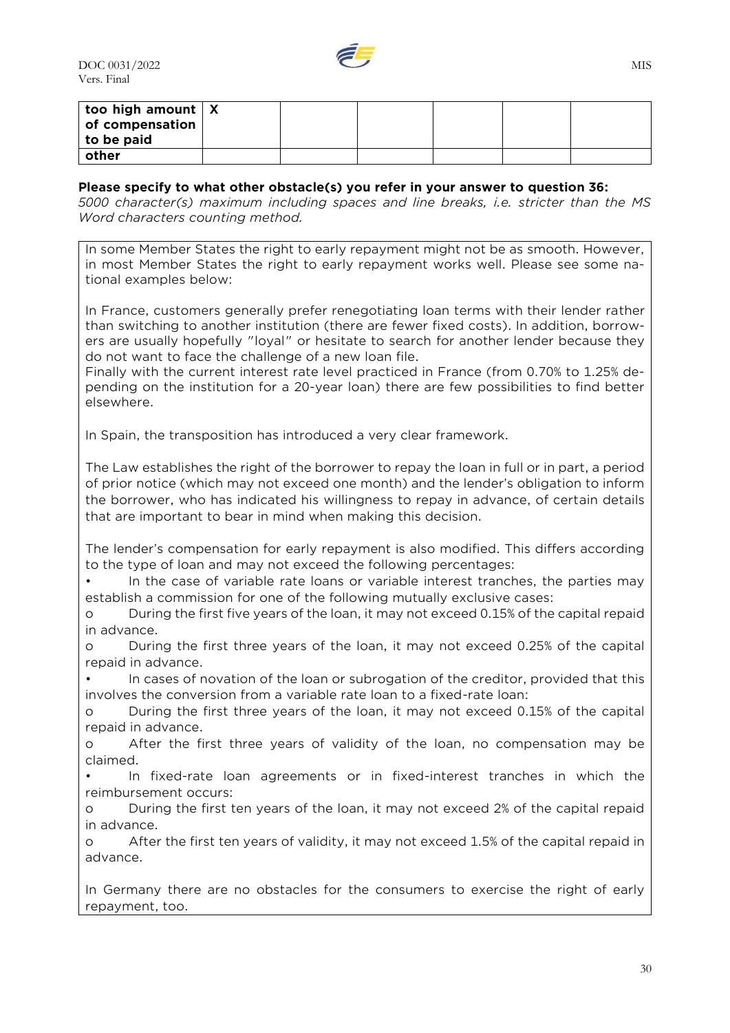| too high amount of compensation to be paid | X | | | | | |
|---|---|---|---|---|---|---|
| other | | | | | | |

**Please specify to what other obstacle(s) you refer in your answer to question 36:**
*5000 character(s) maximum including spaces and line breaks, i.e. stricter than the MS Word characters counting method.*

In some Member States the right to early repayment might not be as smooth. However, in most Member States the right to early repayment works well. Please see some national examples below:

In France, customers generally prefer renegotiating loan terms with their lender rather than switching to another institution (there are fewer fixed costs). In addition, borrowers are usually hopefully "loyal" or hesitate to search for another lender because they do not want to face the challenge of a new loan file.
Finally with the current interest rate level practiced in France (from 0.70% to 1.25% depending on the institution for a 20-year loan) there are few possibilities to find better elsewhere.

In Spain, the transposition has introduced a very clear framework.

The Law establishes the right of the borrower to repay the loan in full or in part, a period of prior notice (which may not exceed one month) and the lender's obligation to inform the borrower, who has indicated his willingness to repay in advance, of certain details that are important to bear in mind when making this decision.

The lender's compensation for early repayment is also modified. This differs according to the type of loan and may not exceed the following percentages:

- In the case of variable rate loans or variable interest tranches, the parties may establish a commission for one of the following mutually exclusive cases:
  - During the first five years of the loan, it may not exceed 0.15% of the capital repaid in advance.
  - During the first three years of the loan, it may not exceed 0.25% of the capital repaid in advance.
- In cases of novation of the loan or subrogation of the creditor, provided that this involves the conversion from a variable rate loan to a fixed-rate loan:
  - During the first three years of the loan, it may not exceed 0.15% of the capital repaid in advance.
  - After the first three years of validity of the loan, no compensation may be claimed.
- In fixed-rate loan agreements or in fixed-interest tranches in which the reimbursement occurs:
  - During the first ten years of the loan, it may not exceed 2% of the capital repaid in advance.
  - After the first ten years of validity, it may not exceed 1.5% of the capital repaid in advance.

In Germany there are no obstacles for the consumers to exercise the right of early repayment, too.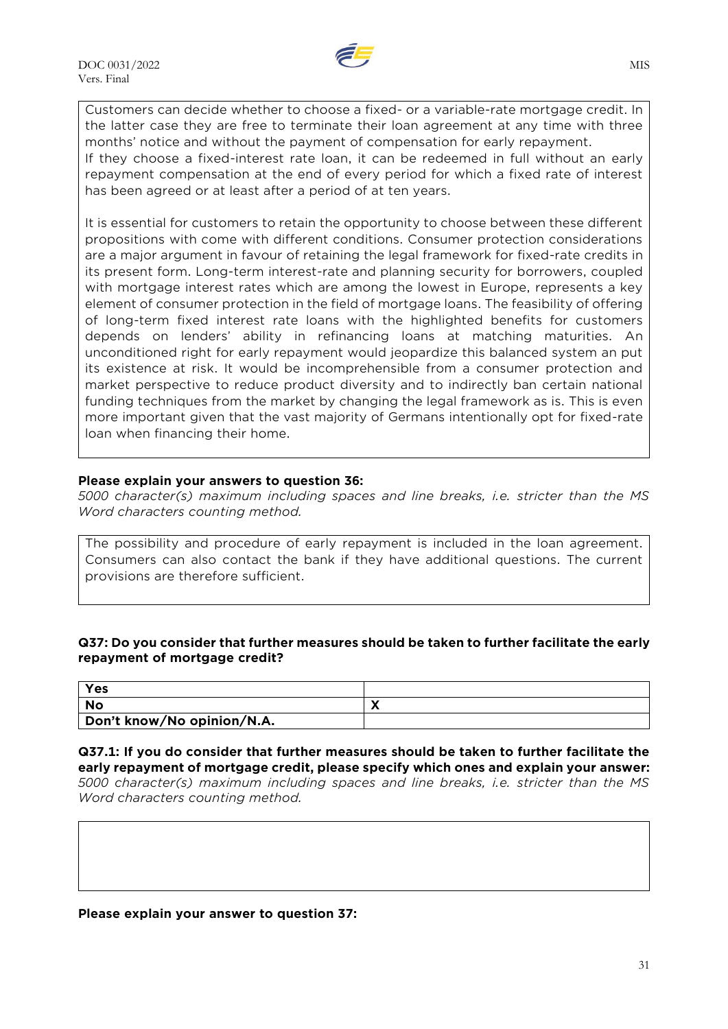Customers can decide whether to choose a fixed- or a variable-rate mortgage credit. In the latter case they are free to terminate their loan agreement at any time with three months' notice and without the payment of compensation for early repayment.
If they choose a fixed-interest rate loan, it can be redeemed in full without an early repayment compensation at the end of every period for which a fixed rate of interest has been agreed or at least after a period of at ten years.

It is essential for customers to retain the opportunity to choose between these different propositions with come with different conditions. Consumer protection considerations are a major argument in favour of retaining the legal framework for fixed-rate credits in its present form. Long-term interest-rate and planning security for borrowers, coupled with mortgage interest rates which are among the lowest in Europe, represents a key element of consumer protection in the field of mortgage loans. The feasibility of offering of long-term fixed interest rate loans with the highlighted benefits for customers depends on lenders' ability in refinancing loans at matching maturities. An unconditioned right for early repayment would jeopardize this balanced system an put its existence at risk. It would be incomprehensible from a consumer protection and market perspective to reduce product diversity and to indirectly ban certain national funding techniques from the market by changing the legal framework as is. This is even more important given that the vast majority of Germans intentionally opt for fixed-rate loan when financing their home.

**Please explain your answers to question 36:**
*5000 character(s) maximum including spaces and line breaks, i.e. stricter than the MS Word characters counting method.*

The possibility and procedure of early repayment is included in the loan agreement. Consumers can also contact the bank if they have additional questions. The current provisions are therefore sufficient.

**Q37: Do you consider that further measures should be taken to further facilitate the early repayment of mortgage credit?**

| | |
|---|---|
| **Yes** | |
| **No** | X |
| **Don't know/No opinion/N.A.** | |

**Q37.1: If you do consider that further measures should be taken to further facilitate the early repayment of mortgage credit, please specify which ones and explain your answer:**
*5000 character(s) maximum including spaces and line breaks, i.e. stricter than the MS Word characters counting method.*

**Please explain your answer to question 37:**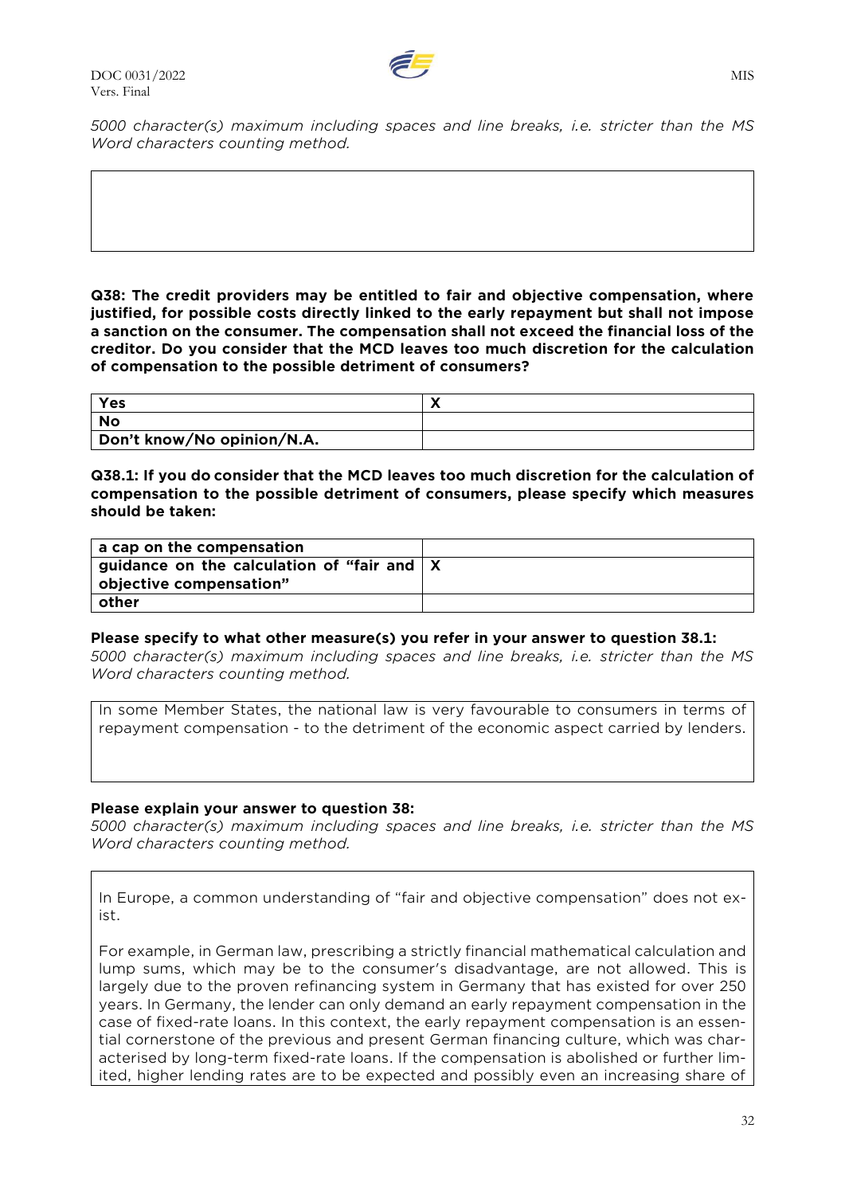*5000 character(s) maximum including spaces and line breaks, i.e. stricter than the MS Word characters counting method.*

**Q38: The credit providers may be entitled to fair and objective compensation, where justified, for possible costs directly linked to the early repayment but shall not impose a sanction on the consumer. The compensation shall not exceed the financial loss of the creditor. Do you consider that the MCD leaves too much discretion for the calculation of compensation to the possible detriment of consumers?**

| Yes | X |
|---|---|
| No | |
| Don't know/No opinion/N.A. | |

**Q38.1: If you do consider that the MCD leaves too much discretion for the calculation of compensation to the possible detriment of consumers, please specify which measures should be taken:**

| a cap on the compensation | |
|---|---|
| guidance on the calculation of "fair and objective compensation" | X |
| other | |

**Please specify to what other measure(s) you refer in your answer to question 38.1:**

*5000 character(s) maximum including spaces and line breaks, i.e. stricter than the MS Word characters counting method.*

In some Member States, the national law is very favourable to consumers in terms of repayment compensation - to the detriment of the economic aspect carried by lenders.

**Please explain your answer to question 38:**

*5000 character(s) maximum including spaces and line breaks, i.e. stricter than the MS Word characters counting method.*

In Europe, a common understanding of "fair and objective compensation" does not exist.

For example, in German law, prescribing a strictly financial mathematical calculation and lump sums, which may be to the consumer's disadvantage, are not allowed. This is largely due to the proven refinancing system in Germany that has existed for over 250 years. In Germany, the lender can only demand an early repayment compensation in the case of fixed-rate loans. In this context, the early repayment compensation is an essential cornerstone of the previous and present German financing culture, which was characterised by long-term fixed-rate loans. If the compensation is abolished or further limited, higher lending rates are to be expected and possibly even an increasing share of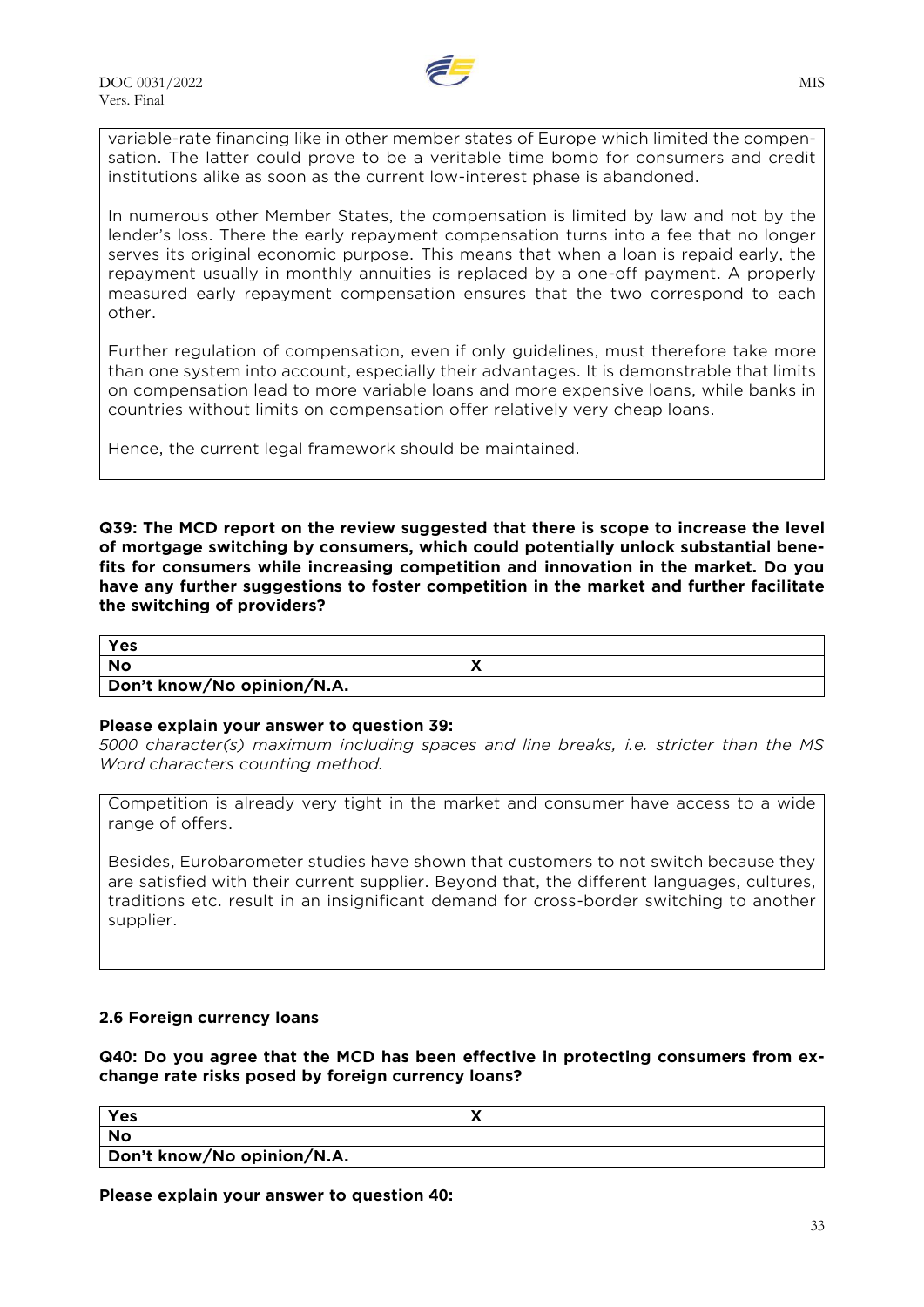variable-rate financing like in other member states of Europe which limited the compensation. The latter could prove to be a veritable time bomb for consumers and credit institutions alike as soon as the current low-interest phase is abandoned.

In numerous other Member States, the compensation is limited by law and not by the lender's loss. There the early repayment compensation turns into a fee that no longer serves its original economic purpose. This means that when a loan is repaid early, the repayment usually in monthly annuities is replaced by a one-off payment. A properly measured early repayment compensation ensures that the two correspond to each other.

Further regulation of compensation, even if only guidelines, must therefore take more than one system into account, especially their advantages. It is demonstrable that limits on compensation lead to more variable loans and more expensive loans, while banks in countries without limits on compensation offer relatively very cheap loans.

Hence, the current legal framework should be maintained.

**Q39: The MCD report on the review suggested that there is scope to increase the level of mortgage switching by consumers, which could potentially unlock substantial benefits for consumers while increasing competition and innovation in the market. Do you have any further suggestions to foster competition in the market and further facilitate the switching of providers?**

| | |
|---|---|
| **Yes** | |
| **No** | X |
| **Don't know/No opinion/N.A.** | |

**Please explain your answer to question 39:**
*5000 character(s) maximum including spaces and line breaks, i.e. stricter than the MS Word characters counting method.*

Competition is already very tight in the market and consumer have access to a wide range of offers.

Besides, Eurobarometer studies have shown that customers to not switch because they are satisfied with their current supplier. Beyond that, the different languages, cultures, traditions etc. result in an insignificant demand for cross-border switching to another supplier.

## 2.6 Foreign currency loans

**Q40: Do you agree that the MCD has been effective in protecting consumers from exchange rate risks posed by foreign currency loans?**

| | |
|---|---|
| **Yes** | X |
| **No** | |
| **Don't know/No opinion/N.A.** | |

**Please explain your answer to question 40:**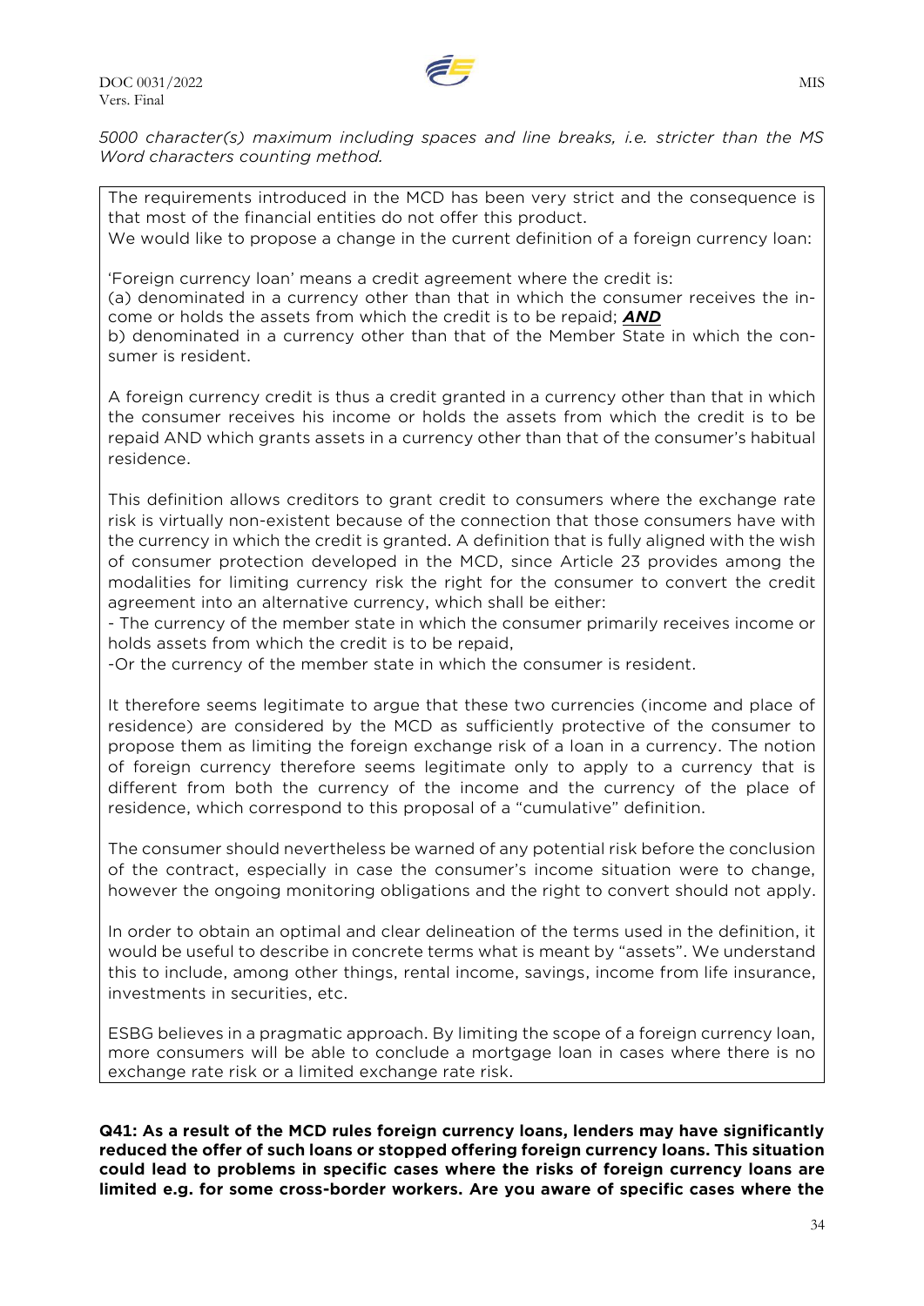*5000 character(s) maximum including spaces and line breaks, i.e. stricter than the MS Word characters counting method.*

The requirements introduced in the MCD has been very strict and the consequence is that most of the financial entities do not offer this product.
We would like to propose a change in the current definition of a foreign currency loan:

'Foreign currency loan' means a credit agreement where the credit is:
(a) denominated in a currency other than that in which the consumer receives the income or holds the assets from which the credit is to be repaid; ***AND***
b) denominated in a currency other than that of the Member State in which the consumer is resident.

A foreign currency credit is thus a credit granted in a currency other than that in which the consumer receives his income or holds the assets from which the credit is to be repaid AND which grants assets in a currency other than that of the consumer's habitual residence.

This definition allows creditors to grant credit to consumers where the exchange rate risk is virtually non-existent because of the connection that those consumers have with the currency in which the credit is granted. A definition that is fully aligned with the wish of consumer protection developed in the MCD, since Article 23 provides among the modalities for limiting currency risk the right for the consumer to convert the credit agreement into an alternative currency, which shall be either:
- The currency of the member state in which the consumer primarily receives income or holds assets from which the credit is to be repaid,
-Or the currency of the member state in which the consumer is resident.

It therefore seems legitimate to argue that these two currencies (income and place of residence) are considered by the MCD as sufficiently protective of the consumer to propose them as limiting the foreign exchange risk of a loan in a currency. The notion of foreign currency therefore seems legitimate only to apply to a currency that is different from both the currency of the income and the currency of the place of residence, which correspond to this proposal of a "cumulative" definition.

The consumer should nevertheless be warned of any potential risk before the conclusion of the contract, especially in case the consumer's income situation were to change, however the ongoing monitoring obligations and the right to convert should not apply.

In order to obtain an optimal and clear delineation of the terms used in the definition, it would be useful to describe in concrete terms what is meant by "assets". We understand this to include, among other things, rental income, savings, income from life insurance, investments in securities, etc.

ESBG believes in a pragmatic approach. By limiting the scope of a foreign currency loan, more consumers will be able to conclude a mortgage loan in cases where there is no exchange rate risk or a limited exchange rate risk.

**Q41: As a result of the MCD rules foreign currency loans, lenders may have significantly reduced the offer of such loans or stopped offering foreign currency loans. This situation could lead to problems in specific cases where the risks of foreign currency loans are limited e.g. for some cross-border workers. Are you aware of specific cases where the**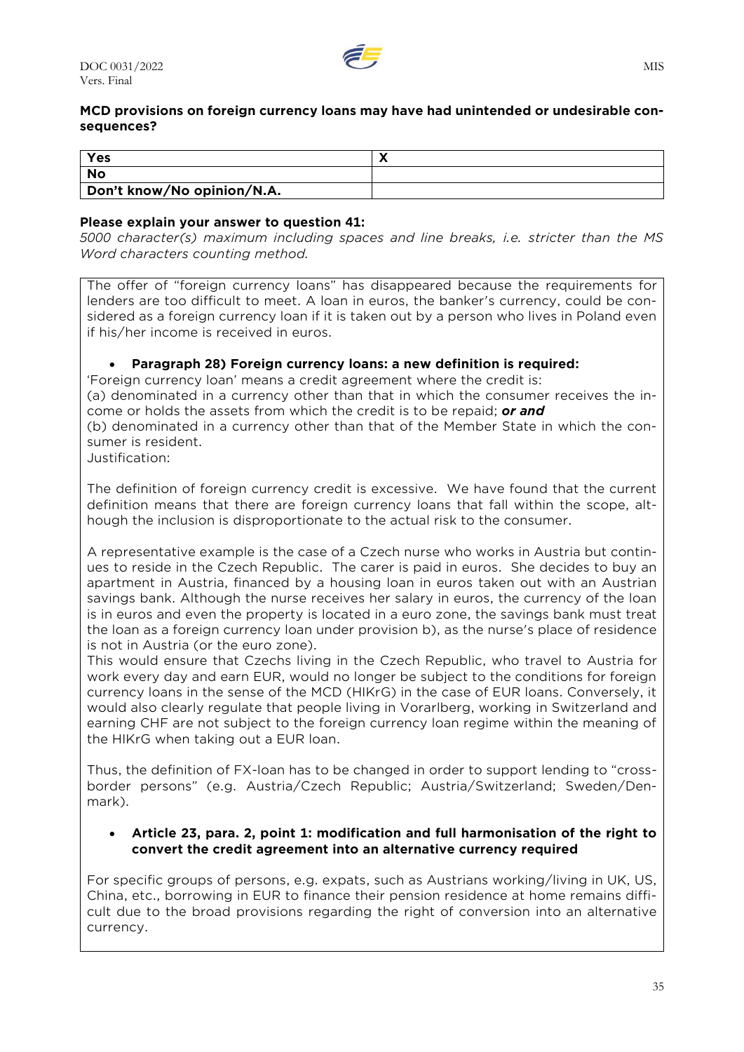**MCD provisions on foreign currency loans may have had unintended or undesirable consequences?**

| Yes | X |
|---|---|
| No | |
| Don't know/No opinion/N.A. | |

**Please explain your answer to question 41:**

*5000 character(s) maximum including spaces and line breaks, i.e. stricter than the MS Word characters counting method.*

The offer of "foreign currency loans" has disappeared because the requirements for lenders are too difficult to meet. A loan in euros, the banker's currency, could be considered as a foreign currency loan if it is taken out by a person who lives in Poland even if his/her income is received in euros.

- **Paragraph 28) Foreign currency loans: a new definition is required:**

'Foreign currency loan' means a credit agreement where the credit is:
(a) denominated in a currency other than that in which the consumer receives the income or holds the assets from which the credit is to be repaid; ***or and***
(b) denominated in a currency other than that of the Member State in which the consumer is resident.
Justification:

The definition of foreign currency credit is excessive. We have found that the current definition means that there are foreign currency loans that fall within the scope, although the inclusion is disproportionate to the actual risk to the consumer.

A representative example is the case of a Czech nurse who works in Austria but continues to reside in the Czech Republic. The carer is paid in euros. She decides to buy an apartment in Austria, financed by a housing loan in euros taken out with an Austrian savings bank. Although the nurse receives her salary in euros, the currency of the loan is in euros and even the property is located in a euro zone, the savings bank must treat the loan as a foreign currency loan under provision b), as the nurse's place of residence is not in Austria (or the euro zone).
This would ensure that Czechs living in the Czech Republic, who travel to Austria for work every day and earn EUR, would no longer be subject to the conditions for foreign currency loans in the sense of the MCD (HIKrG) in the case of EUR loans. Conversely, it would also clearly regulate that people living in Vorarlberg, working in Switzerland and earning CHF are not subject to the foreign currency loan regime within the meaning of the HIKrG when taking out a EUR loan.

Thus, the definition of FX-loan has to be changed in order to support lending to "cross-border persons" (e.g. Austria/Czech Republic; Austria/Switzerland; Sweden/Denmark).

- **Article 23, para. 2, point 1: modification and full harmonisation of the right to convert the credit agreement into an alternative currency required**

For specific groups of persons, e.g. expats, such as Austrians working/living in UK, US, China, etc., borrowing in EUR to finance their pension residence at home remains difficult due to the broad provisions regarding the right of conversion into an alternative currency.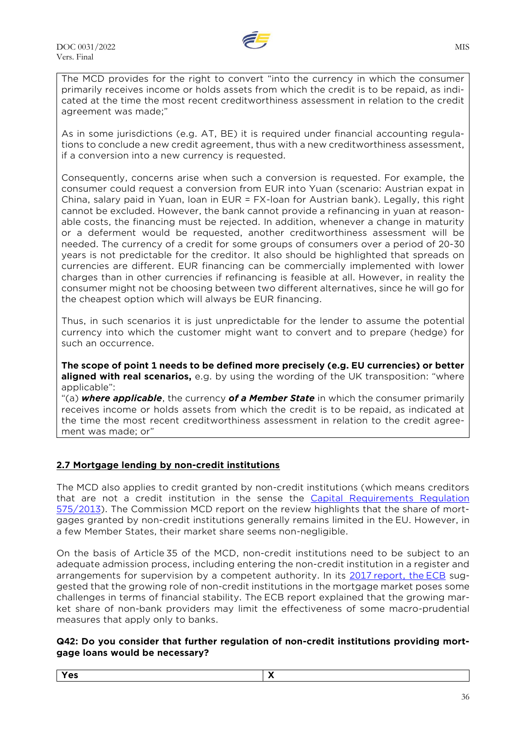The MCD provides for the right to convert "into the currency in which the consumer primarily receives income or holds assets from which the credit is to be repaid, as indicated at the time the most recent creditworthiness assessment in relation to the credit agreement was made;"

As in some jurisdictions (e.g. AT, BE) it is required under financial accounting regulations to conclude a new credit agreement, thus with a new creditworthiness assessment, if a conversion into a new currency is requested.

Consequently, concerns arise when such a conversion is requested. For example, the consumer could request a conversion from EUR into Yuan (scenario: Austrian expat in China, salary paid in Yuan, loan in EUR = FX-loan for Austrian bank). Legally, this right cannot be excluded. However, the bank cannot provide a refinancing in yuan at reasonable costs, the financing must be rejected. In addition, whenever a change in maturity or a deferment would be requested, another creditworthiness assessment will be needed. The currency of a credit for some groups of consumers over a period of 20-30 years is not predictable for the creditor. It also should be highlighted that spreads on currencies are different. EUR financing can be commercially implemented with lower charges than in other currencies if refinancing is feasible at all. However, in reality the consumer might not be choosing between two different alternatives, since he will go for the cheapest option which will always be EUR financing.

Thus, in such scenarios it is just unpredictable for the lender to assume the potential currency into which the customer might want to convert and to prepare (hedge) for such an occurrence.

**The scope of point 1 needs to be defined more precisely (e.g. EU currencies) or better aligned with real scenarios,** e.g. by using the wording of the UK transposition: "where applicable":
"(a) ***where applicable***, the currency ***of a Member State*** in which the consumer primarily receives income or holds assets from which the credit is to be repaid, as indicated at the time the most recent creditworthiness assessment in relation to the credit agreement was made; or"

## 2.7 Mortgage lending by non-credit institutions

The MCD also applies to credit granted by non-credit institutions (which means creditors that are not a credit institution in the sense the Capital Requirements Regulation 575/2013). The Commission MCD report on the review highlights that the share of mortgages granted by non-credit institutions generally remains limited in the EU. However, in a few Member States, their market share seems non-negligible.

On the basis of Article 35 of the MCD, non-credit institutions need to be subject to an adequate admission process, including entering the non-credit institution in a register and arrangements for supervision by a competent authority. In its 2017 report, the ECB suggested that the growing role of non-credit institutions in the mortgage market poses some challenges in terms of financial stability. The ECB report explained that the growing market share of non-bank providers may limit the effectiveness of some macro-prudential measures that apply only to banks.

**Q42: Do you consider that further regulation of non-credit institutions providing mortgage loans would be necessary?**

| Yes | X |
|---|---|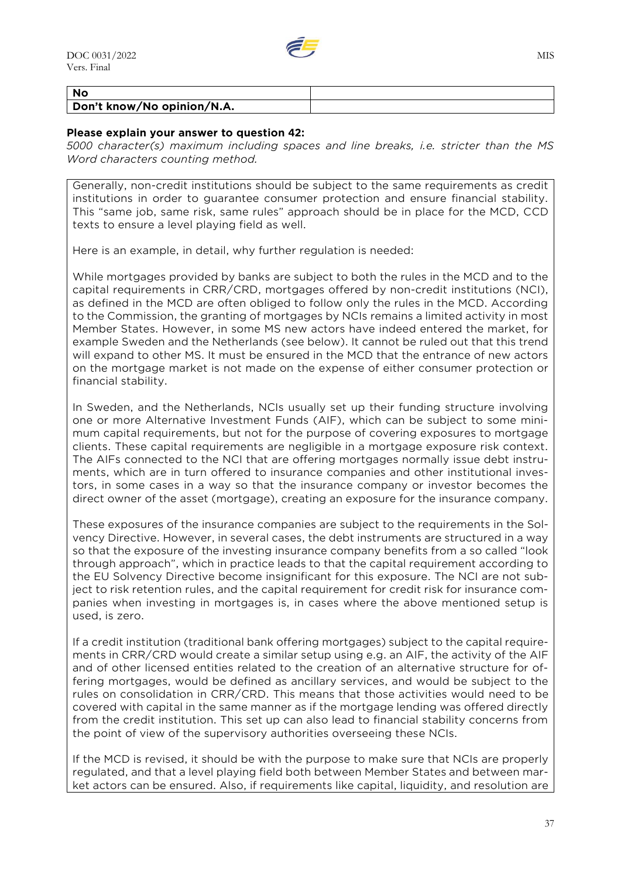| No | |
|---|---|
| Don't know/No opinion/N.A. | |

**Please explain your answer to question 42:**

*5000 character(s) maximum including spaces and line breaks, i.e. stricter than the MS Word characters counting method.*

Generally, non-credit institutions should be subject to the same requirements as credit institutions in order to guarantee consumer protection and ensure financial stability. This "same job, same risk, same rules" approach should be in place for the MCD, CCD texts to ensure a level playing field as well.

Here is an example, in detail, why further regulation is needed:

While mortgages provided by banks are subject to both the rules in the MCD and to the capital requirements in CRR/CRD, mortgages offered by non-credit institutions (NCI), as defined in the MCD are often obliged to follow only the rules in the MCD. According to the Commission, the granting of mortgages by NCIs remains a limited activity in most Member States. However, in some MS new actors have indeed entered the market, for example Sweden and the Netherlands (see below). It cannot be ruled out that this trend will expand to other MS. It must be ensured in the MCD that the entrance of new actors on the mortgage market is not made on the expense of either consumer protection or financial stability.

In Sweden, and the Netherlands, NCIs usually set up their funding structure involving one or more Alternative Investment Funds (AIF), which can be subject to some minimum capital requirements, but not for the purpose of covering exposures to mortgage clients. These capital requirements are negligible in a mortgage exposure risk context. The AIFs connected to the NCI that are offering mortgages normally issue debt instruments, which are in turn offered to insurance companies and other institutional investors, in some cases in a way so that the insurance company or investor becomes the direct owner of the asset (mortgage), creating an exposure for the insurance company.

These exposures of the insurance companies are subject to the requirements in the Solvency Directive. However, in several cases, the debt instruments are structured in a way so that the exposure of the investing insurance company benefits from a so called "look through approach", which in practice leads to that the capital requirement according to the EU Solvency Directive become insignificant for this exposure. The NCI are not subject to risk retention rules, and the capital requirement for credit risk for insurance companies when investing in mortgages is, in cases where the above mentioned setup is used, is zero.

If a credit institution (traditional bank offering mortgages) subject to the capital requirements in CRR/CRD would create a similar setup using e.g. an AIF, the activity of the AIF and of other licensed entities related to the creation of an alternative structure for offering mortgages, would be defined as ancillary services, and would be subject to the rules on consolidation in CRR/CRD. This means that those activities would need to be covered with capital in the same manner as if the mortgage lending was offered directly from the credit institution. This set up can also lead to financial stability concerns from the point of view of the supervisory authorities overseeing these NCIs.

If the MCD is revised, it should be with the purpose to make sure that NCIs are properly regulated, and that a level playing field both between Member States and between market actors can be ensured. Also, if requirements like capital, liquidity, and resolution are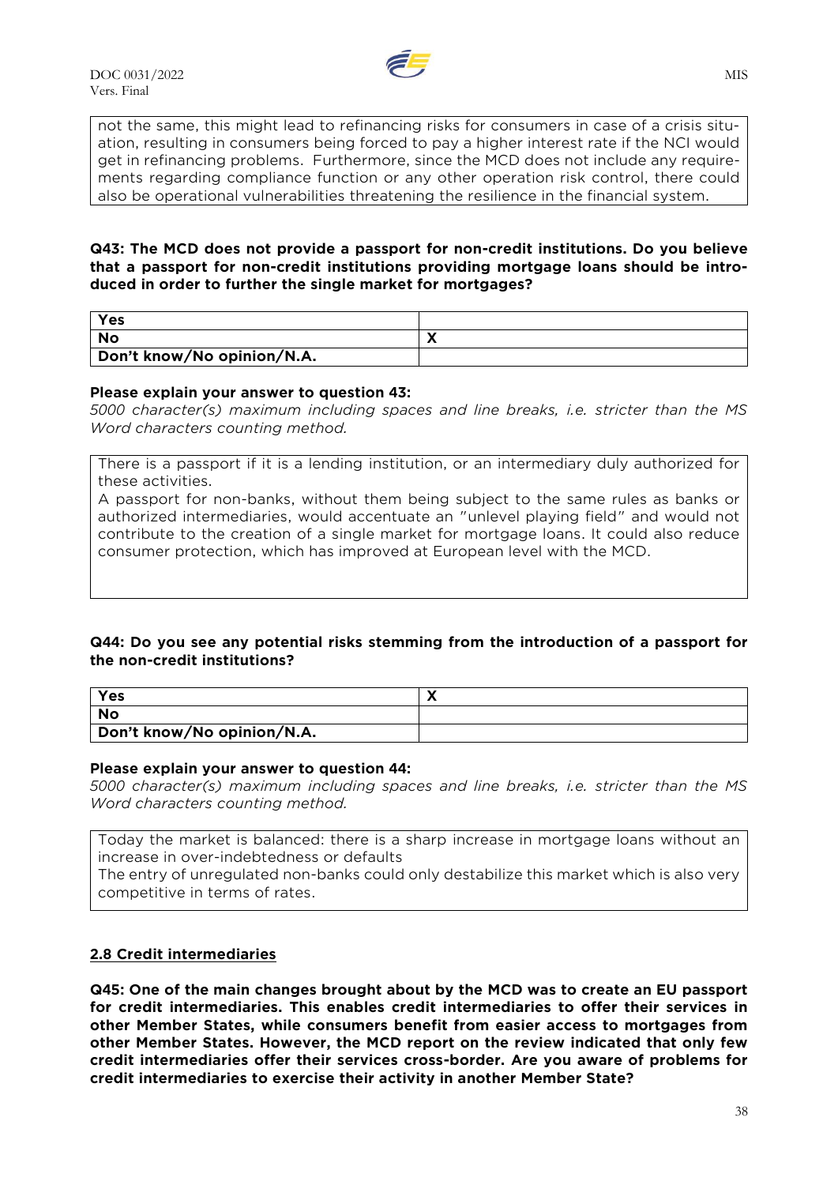not the same, this might lead to refinancing risks for consumers in case of a crisis situation, resulting in consumers being forced to pay a higher interest rate if the NCI would get in refinancing problems. Furthermore, since the MCD does not include any requirements regarding compliance function or any other operation risk control, there could also be operational vulnerabilities threatening the resilience in the financial system.

**Q43: The MCD does not provide a passport for non-credit institutions. Do you believe that a passport for non-credit institutions providing mortgage loans should be introduced in order to further the single market for mortgages?**

| | |
|---|---|
| **Yes** | |
| **No** | X |
| **Don't know/No opinion/N.A.** | |

**Please explain your answer to question 43:**
*5000 character(s) maximum including spaces and line breaks, i.e. stricter than the MS Word characters counting method.*

There is a passport if it is a lending institution, or an intermediary duly authorized for these activities.
A passport for non-banks, without them being subject to the same rules as banks or authorized intermediaries, would accentuate an "unlevel playing field" and would not contribute to the creation of a single market for mortgage loans. It could also reduce consumer protection, which has improved at European level with the MCD.

**Q44: Do you see any potential risks stemming from the introduction of a passport for the non-credit institutions?**

| | |
|---|---|
| **Yes** | X |
| **No** | |
| **Don't know/No opinion/N.A.** | |

**Please explain your answer to question 44:**
*5000 character(s) maximum including spaces and line breaks, i.e. stricter than the MS Word characters counting method.*

Today the market is balanced: there is a sharp increase in mortgage loans without an increase in over-indebtedness or defaults
The entry of unregulated non-banks could only destabilize this market which is also very competitive in terms of rates.

## 2.8 Credit intermediaries

**Q45: One of the main changes brought about by the MCD was to create an EU passport for credit intermediaries. This enables credit intermediaries to offer their services in other Member States, while consumers benefit from easier access to mortgages from other Member States. However, the MCD report on the review indicated that only few credit intermediaries offer their services cross-border. Are you aware of problems for credit intermediaries to exercise their activity in another Member State?**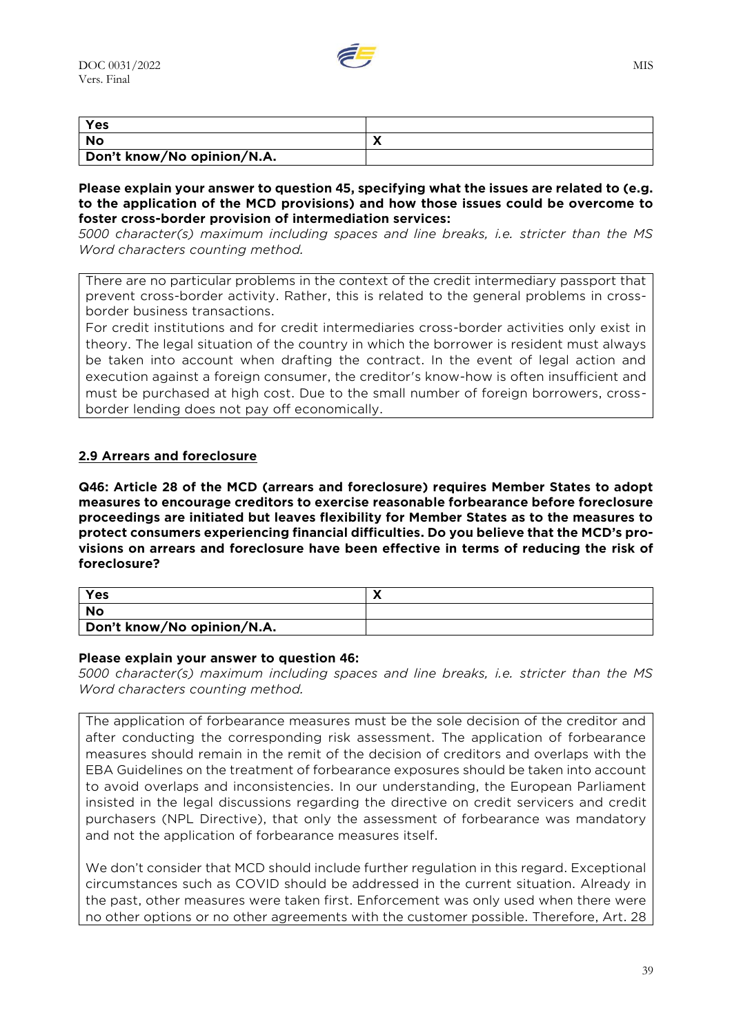| Yes | |
|---|---|
| No | X |
| Don't know/No opinion/N.A. | |

**Please explain your answer to question 45, specifying what the issues are related to (e.g. to the application of the MCD provisions) and how those issues could be overcome to foster cross-border provision of intermediation services:**

*5000 character(s) maximum including spaces and line breaks, i.e. stricter than the MS Word characters counting method.*

There are no particular problems in the context of the credit intermediary passport that prevent cross-border activity. Rather, this is related to the general problems in cross-border business transactions.
For credit institutions and for credit intermediaries cross-border activities only exist in theory. The legal situation of the country in which the borrower is resident must always be taken into account when drafting the contract. In the event of legal action and execution against a foreign consumer, the creditor's know-how is often insufficient and must be purchased at high cost. Due to the small number of foreign borrowers, cross-border lending does not pay off economically.

## 2.9 Arrears and foreclosure

**Q46: Article 28 of the MCD (arrears and foreclosure) requires Member States to adopt measures to encourage creditors to exercise reasonable forbearance before foreclosure proceedings are initiated but leaves flexibility for Member States as to the measures to protect consumers experiencing financial difficulties. Do you believe that the MCD's provisions on arrears and foreclosure have been effective in terms of reducing the risk of foreclosure?**

| Yes | X |
|---|---|
| No | |
| Don't know/No opinion/N.A. | |

**Please explain your answer to question 46:**

*5000 character(s) maximum including spaces and line breaks, i.e. stricter than the MS Word characters counting method.*

The application of forbearance measures must be the sole decision of the creditor and after conducting the corresponding risk assessment. The application of forbearance measures should remain in the remit of the decision of creditors and overlaps with the EBA Guidelines on the treatment of forbearance exposures should be taken into account to avoid overlaps and inconsistencies. In our understanding, the European Parliament insisted in the legal discussions regarding the directive on credit servicers and credit purchasers (NPL Directive), that only the assessment of forbearance was mandatory and not the application of forbearance measures itself.

We don't consider that MCD should include further regulation in this regard. Exceptional circumstances such as COVID should be addressed in the current situation. Already in the past, other measures were taken first. Enforcement was only used when there were no other options or no other agreements with the customer possible. Therefore, Art. 28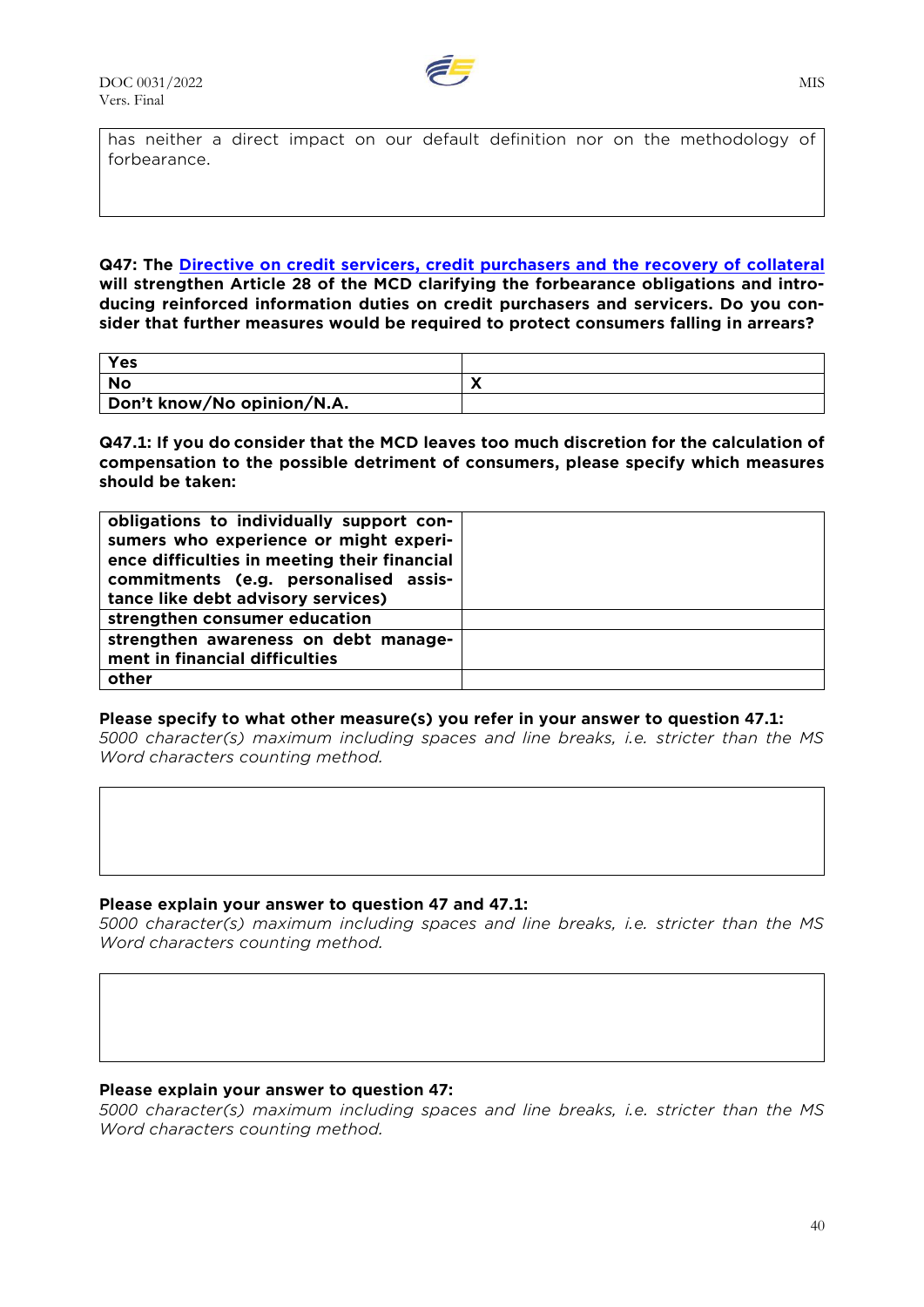has neither a direct impact on our default definition nor on the methodology of forbearance.

**Q47: The Directive on credit servicers, credit purchasers and the recovery of collateral will strengthen Article 28 of the MCD clarifying the forbearance obligations and introducing reinforced information duties on credit purchasers and servicers. Do you consider that further measures would be required to protect consumers falling in arrears?**

| | |
|---|---|
| **Yes** | |
| **No** | **X** |
| **Don't know/No opinion/N.A.** | |

**Q47.1: If you do consider that the MCD leaves too much discretion for the calculation of compensation to the possible detriment of consumers, please specify which measures should be taken:**

| | |
|---|---|
| **obligations to individually support consumers who experience or might experience difficulties in meeting their financial commitments (e.g. personalised assistance like debt advisory services)** | |
| **strengthen consumer education** | |
| **strengthen awareness on debt management in financial difficulties** | |
| **other** | |

**Please specify to what other measure(s) you refer in your answer to question 47.1:**

*5000 character(s) maximum including spaces and line breaks, i.e. stricter than the MS Word characters counting method.*

**Please explain your answer to question 47 and 47.1:**

*5000 character(s) maximum including spaces and line breaks, i.e. stricter than the MS Word characters counting method.*

**Please explain your answer to question 47:**

*5000 character(s) maximum including spaces and line breaks, i.e. stricter than the MS Word characters counting method.*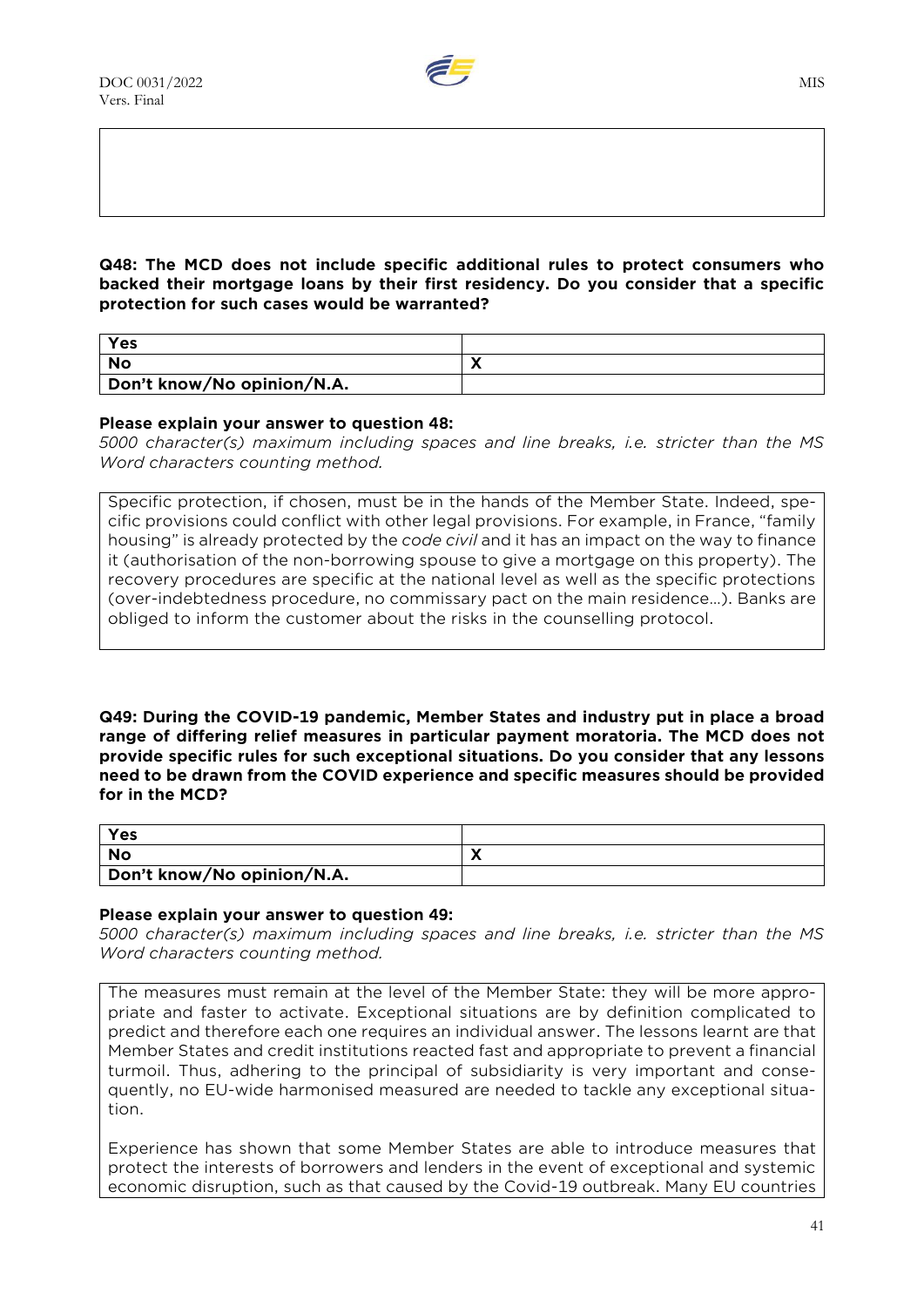**Q48: The MCD does not include specific additional rules to protect consumers who backed their mortgage loans by their first residency. Do you consider that a specific protection for such cases would be warranted?**

| Yes | |
|---|---|
| **No** | X |
| **Don't know/No opinion/N.A.** | |

**Please explain your answer to question 48:**
*5000 character(s) maximum including spaces and line breaks, i.e. stricter than the MS Word characters counting method.*

Specific protection, if chosen, must be in the hands of the Member State. Indeed, specific provisions could conflict with other legal provisions. For example, in France, "family housing" is already protected by the *code civil* and it has an impact on the way to finance it (authorisation of the non-borrowing spouse to give a mortgage on this property). The recovery procedures are specific at the national level as well as the specific protections (over-indebtedness procedure, no commissary pact on the main residence…). Banks are obliged to inform the customer about the risks in the counselling protocol.

**Q49: During the COVID-19 pandemic, Member States and industry put in place a broad range of differing relief measures in particular payment moratoria. The MCD does not provide specific rules for such exceptional situations. Do you consider that any lessons need to be drawn from the COVID experience and specific measures should be provided for in the MCD?**

| Yes | |
|---|---|
| **No** | X |
| **Don't know/No opinion/N.A.** | |

**Please explain your answer to question 49:**
*5000 character(s) maximum including spaces and line breaks, i.e. stricter than the MS Word characters counting method.*

The measures must remain at the level of the Member State: they will be more appropriate and faster to activate. Exceptional situations are by definition complicated to predict and therefore each one requires an individual answer. The lessons learnt are that Member States and credit institutions reacted fast and appropriate to prevent a financial turmoil. Thus, adhering to the principal of subsidiarity is very important and consequently, no EU-wide harmonised measured are needed to tackle any exceptional situation.

Experience has shown that some Member States are able to introduce measures that protect the interests of borrowers and lenders in the event of exceptional and systemic economic disruption, such as that caused by the Covid-19 outbreak. Many EU countries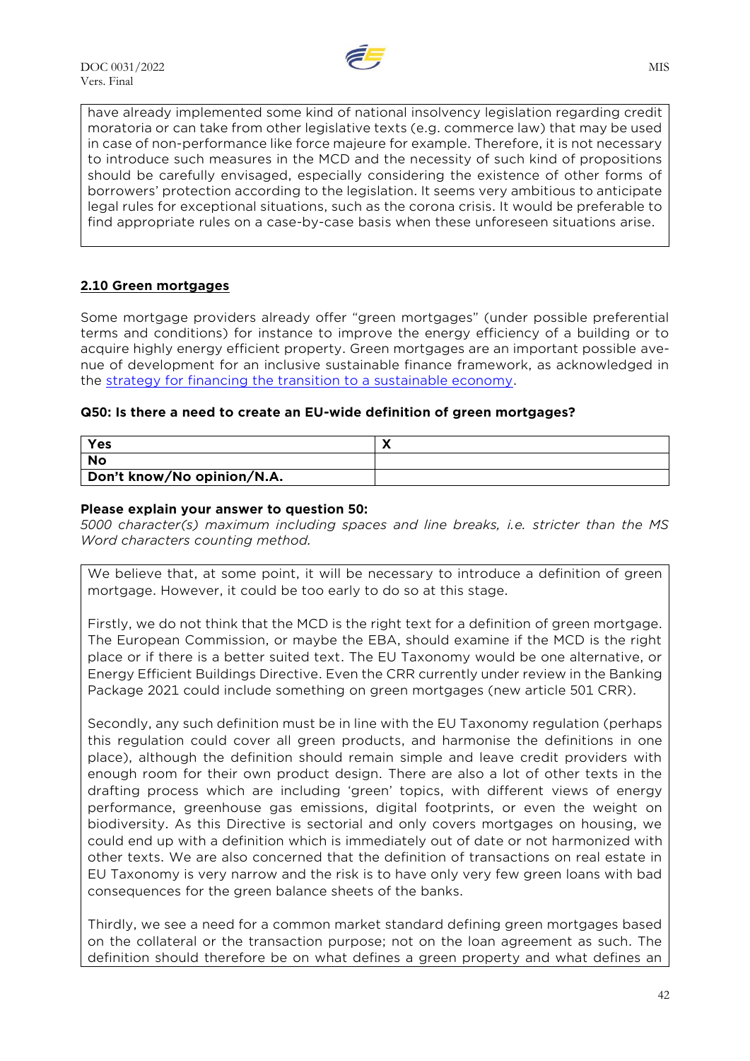have already implemented some kind of national insolvency legislation regarding credit moratoria or can take from other legislative texts (e.g. commerce law) that may be used in case of non-performance like force majeure for example. Therefore, it is not necessary to introduce such measures in the MCD and the necessity of such kind of propositions should be carefully envisaged, especially considering the existence of other forms of borrowers' protection according to the legislation. It seems very ambitious to anticipate legal rules for exceptional situations, such as the corona crisis. It would be preferable to find appropriate rules on a case-by-case basis when these unforeseen situations arise.

## 2.10 Green mortgages

Some mortgage providers already offer "green mortgages" (under possible preferential terms and conditions) for instance to improve the energy efficiency of a building or to acquire highly energy efficient property. Green mortgages are an important possible avenue of development for an inclusive sustainable finance framework, as acknowledged in the strategy for financing the transition to a sustainable economy.

**Q50: Is there a need to create an EU-wide definition of green mortgages?**

| | |
|---|---|
| **Yes** | **X** |
| **No** | |
| **Don't know/No opinion/N.A.** | |

**Please explain your answer to question 50:**

*5000 character(s) maximum including spaces and line breaks, i.e. stricter than the MS Word characters counting method.*

We believe that, at some point, it will be necessary to introduce a definition of green mortgage. However, it could be too early to do so at this stage.

Firstly, we do not think that the MCD is the right text for a definition of green mortgage. The European Commission, or maybe the EBA, should examine if the MCD is the right place or if there is a better suited text. The EU Taxonomy would be one alternative, or Energy Efficient Buildings Directive. Even the CRR currently under review in the Banking Package 2021 could include something on green mortgages (new article 501 CRR).

Secondly, any such definition must be in line with the EU Taxonomy regulation (perhaps this regulation could cover all green products, and harmonise the definitions in one place), although the definition should remain simple and leave credit providers with enough room for their own product design. There are also a lot of other texts in the drafting process which are including 'green' topics, with different views of energy performance, greenhouse gas emissions, digital footprints, or even the weight on biodiversity. As this Directive is sectorial and only covers mortgages on housing, we could end up with a definition which is immediately out of date or not harmonized with other texts. We are also concerned that the definition of transactions on real estate in EU Taxonomy is very narrow and the risk is to have only very few green loans with bad consequences for the green balance sheets of the banks.

Thirdly, we see a need for a common market standard defining green mortgages based on the collateral or the transaction purpose; not on the loan agreement as such. The definition should therefore be on what defines a green property and what defines an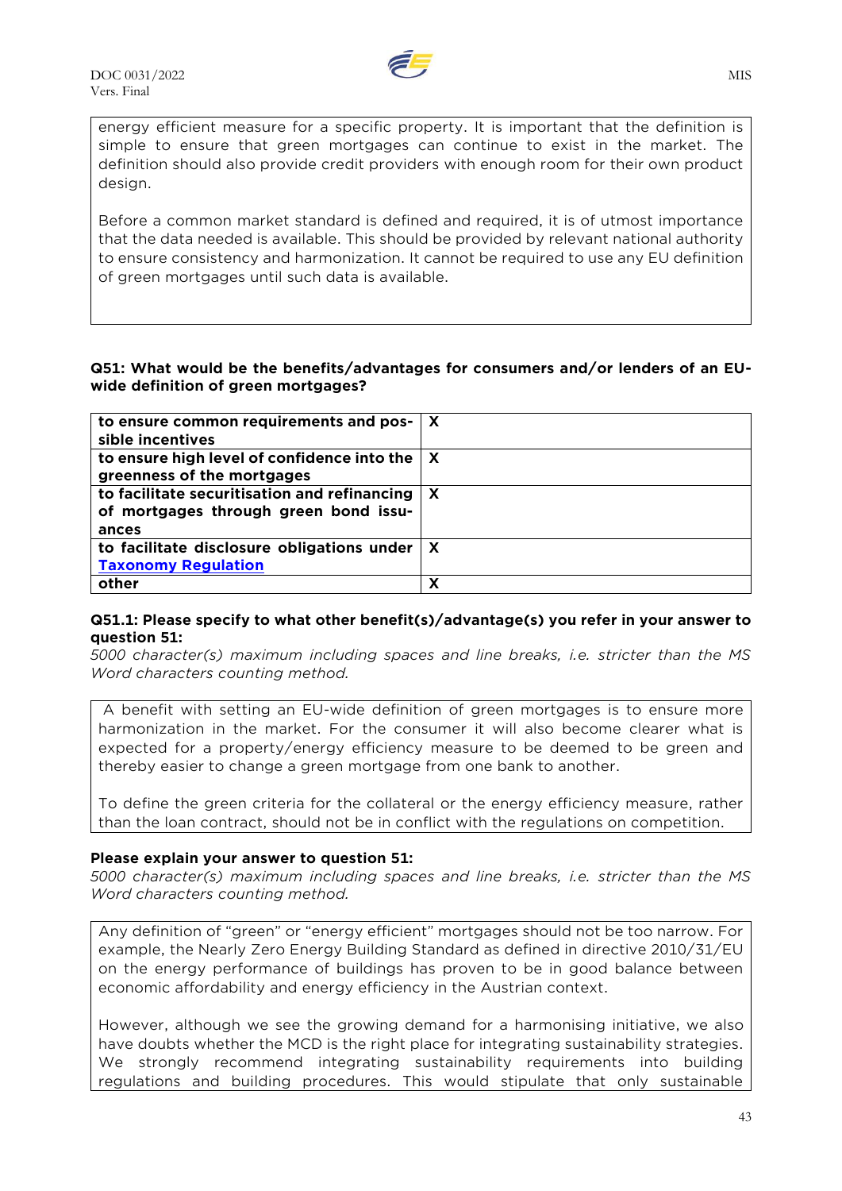energy efficient measure for a specific property. It is important that the definition is simple to ensure that green mortgages can continue to exist in the market. The definition should also provide credit providers with enough room for their own product design.

Before a common market standard is defined and required, it is of utmost importance that the data needed is available. This should be provided by relevant national authority to ensure consistency and harmonization. It cannot be required to use any EU definition of green mortgages until such data is available.

**Q51: What would be the benefits/advantages for consumers and/or lenders of an EU-wide definition of green mortgages?**

| | |
|---|---|
| **to ensure common requirements and possible incentives** | **X** |
| **to ensure high level of confidence into the greenness of the mortgages** | **X** |
| **to facilitate securitisation and refinancing of mortgages through green bond issuances** | **X** |
| **to facilitate disclosure obligations under [Taxonomy Regulation]** | **X** |
| **other** | **X** |

**Q51.1: Please specify to what other benefit(s)/advantage(s) you refer in your answer to question 51:**

*5000 character(s) maximum including spaces and line breaks, i.e. stricter than the MS Word characters counting method.*

A benefit with setting an EU-wide definition of green mortgages is to ensure more harmonization in the market. For the consumer it will also become clearer what is expected for a property/energy efficiency measure to be deemed to be green and thereby easier to change a green mortgage from one bank to another.

To define the green criteria for the collateral or the energy efficiency measure, rather than the loan contract, should not be in conflict with the regulations on competition.

**Please explain your answer to question 51:**

*5000 character(s) maximum including spaces and line breaks, i.e. stricter than the MS Word characters counting method.*

Any definition of "green" or "energy efficient" mortgages should not be too narrow. For example, the Nearly Zero Energy Building Standard as defined in directive 2010/31/EU on the energy performance of buildings has proven to be in good balance between economic affordability and energy efficiency in the Austrian context.

However, although we see the growing demand for a harmonising initiative, we also have doubts whether the MCD is the right place for integrating sustainability strategies. We strongly recommend integrating sustainability requirements into building regulations and building procedures. This would stipulate that only sustainable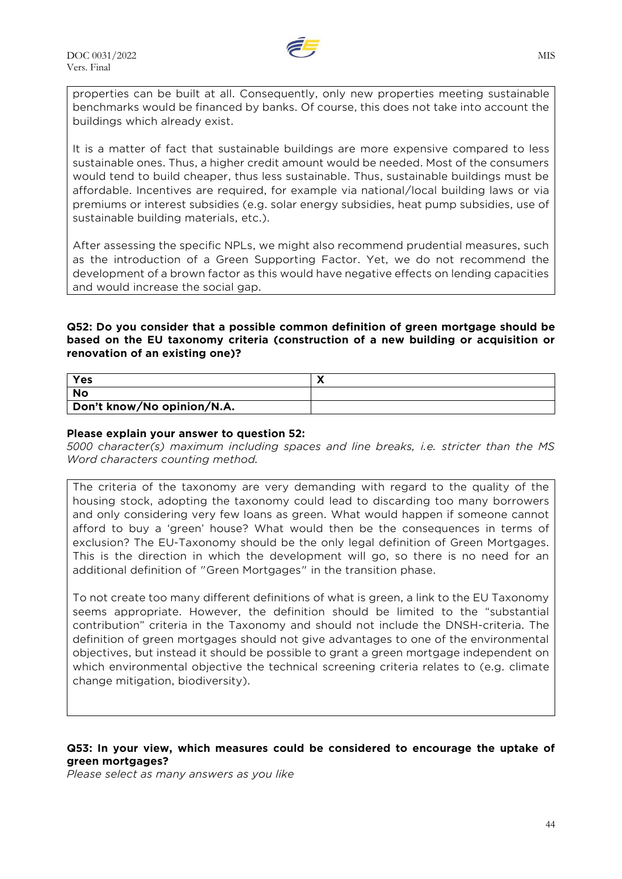properties can be built at all. Consequently, only new properties meeting sustainable benchmarks would be financed by banks. Of course, this does not take into account the buildings which already exist.

It is a matter of fact that sustainable buildings are more expensive compared to less sustainable ones. Thus, a higher credit amount would be needed. Most of the consumers would tend to build cheaper, thus less sustainable. Thus, sustainable buildings must be affordable. Incentives are required, for example via national/local building laws or via premiums or interest subsidies (e.g. solar energy subsidies, heat pump subsidies, use of sustainable building materials, etc.).

After assessing the specific NPLs, we might also recommend prudential measures, such as the introduction of a Green Supporting Factor. Yet, we do not recommend the development of a brown factor as this would have negative effects on lending capacities and would increase the social gap.

**Q52: Do you consider that a possible common definition of green mortgage should be based on the EU taxonomy criteria (construction of a new building or acquisition or renovation of an existing one)?**

| | |
|---|---|
| **Yes** | X |
| **No** | |
| **Don't know/No opinion/N.A.** | |

**Please explain your answer to question 52:**
*5000 character(s) maximum including spaces and line breaks, i.e. stricter than the MS Word characters counting method.*

The criteria of the taxonomy are very demanding with regard to the quality of the housing stock, adopting the taxonomy could lead to discarding too many borrowers and only considering very few loans as green. What would happen if someone cannot afford to buy a 'green' house? What would then be the consequences in terms of exclusion? The EU-Taxonomy should be the only legal definition of Green Mortgages. This is the direction in which the development will go, so there is no need for an additional definition of "Green Mortgages" in the transition phase.

To not create too many different definitions of what is green, a link to the EU Taxonomy seems appropriate. However, the definition should be limited to the "substantial contribution" criteria in the Taxonomy and should not include the DNSH-criteria. The definition of green mortgages should not give advantages to one of the environmental objectives, but instead it should be possible to grant a green mortgage independent on which environmental objective the technical screening criteria relates to (e.g. climate change mitigation, biodiversity).

**Q53: In your view, which measures could be considered to encourage the uptake of green mortgages?**
*Please select as many answers as you like*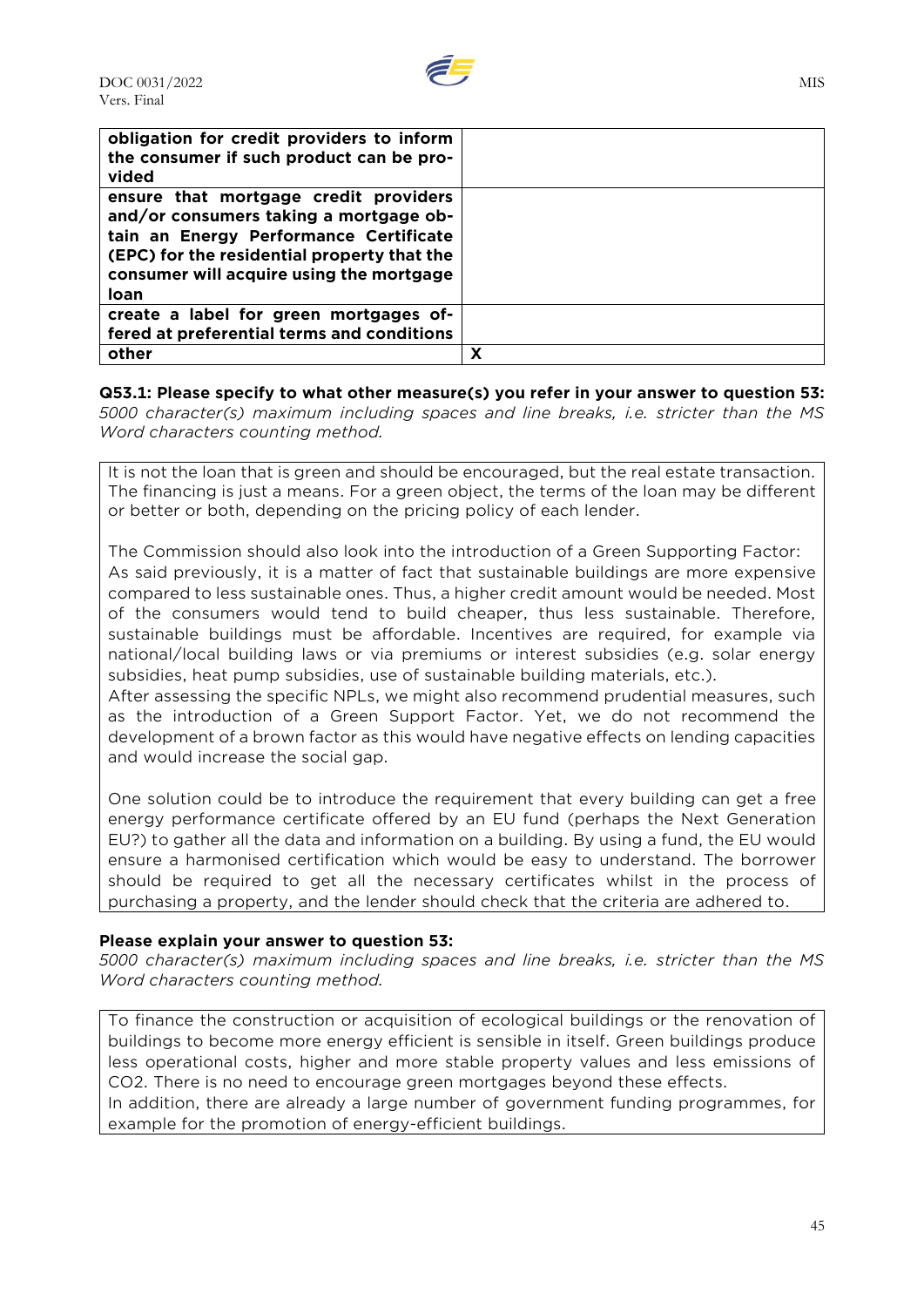| | |
|---|---|
| **obligation for credit providers to inform the consumer if such product can be provided** | |
| **ensure that mortgage credit providers and/or consumers taking a mortgage obtain an Energy Performance Certificate (EPC) for the residential property that the consumer will acquire using the mortgage loan** | |
| **create a label for green mortgages offered at preferential terms and conditions** | |
| **other** | **X** |

**Q53.1: Please specify to what other measure(s) you refer in your answer to question 53:**
*5000 character(s) maximum including spaces and line breaks, i.e. stricter than the MS Word characters counting method.*

It is not the loan that is green and should be encouraged, but the real estate transaction. The financing is just a means. For a green object, the terms of the loan may be different or better or both, depending on the pricing policy of each lender.

The Commission should also look into the introduction of a Green Supporting Factor:
As said previously, it is a matter of fact that sustainable buildings are more expensive compared to less sustainable ones. Thus, a higher credit amount would be needed. Most of the consumers would tend to build cheaper, thus less sustainable. Therefore, sustainable buildings must be affordable. Incentives are required, for example via national/local building laws or via premiums or interest subsidies (e.g. solar energy subsidies, heat pump subsidies, use of sustainable building materials, etc.).
After assessing the specific NPLs, we might also recommend prudential measures, such as the introduction of a Green Support Factor. Yet, we do not recommend the development of a brown factor as this would have negative effects on lending capacities and would increase the social gap.

One solution could be to introduce the requirement that every building can get a free energy performance certificate offered by an EU fund (perhaps the Next Generation EU?) to gather all the data and information on a building. By using a fund, the EU would ensure a harmonised certification which would be easy to understand. The borrower should be required to get all the necessary certificates whilst in the process of purchasing a property, and the lender should check that the criteria are adhered to.

**Please explain your answer to question 53:**
*5000 character(s) maximum including spaces and line breaks, i.e. stricter than the MS Word characters counting method.*

To finance the construction or acquisition of ecological buildings or the renovation of buildings to become more energy efficient is sensible in itself. Green buildings produce less operational costs, higher and more stable property values and less emissions of $CO_2$. There is no need to encourage green mortgages beyond these effects.
In addition, there are already a large number of government funding programmes, for example for the promotion of energy-efficient buildings.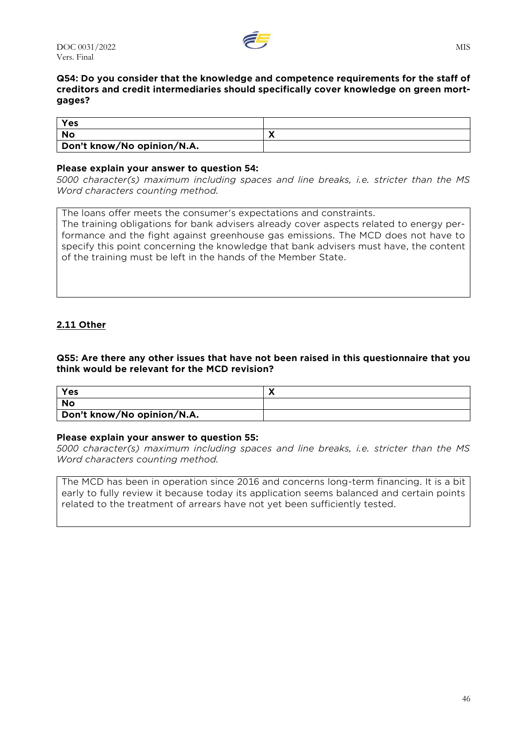**Q54: Do you consider that the knowledge and competence requirements for the staff of creditors and credit intermediaries should specifically cover knowledge on green mortgages?**

| Yes | |
|---|---|
| No | X |
| Don't know/No opinion/N.A. | |

**Please explain your answer to question 54:**

*5000 character(s) maximum including spaces and line breaks, i.e. stricter than the MS Word characters counting method.*

The loans offer meets the consumer's expectations and constraints.
The training obligations for bank advisers already cover aspects related to energy performance and the fight against greenhouse gas emissions. The MCD does not have to specify this point concerning the knowledge that bank advisers must have, the content of the training must be left in the hands of the Member State.

## 2.11 Other

**Q55: Are there any other issues that have not been raised in this questionnaire that you think would be relevant for the MCD revision?**

| Yes | X |
|---|---|
| No | |
| Don't know/No opinion/N.A. | |

**Please explain your answer to question 55:**

*5000 character(s) maximum including spaces and line breaks, i.e. stricter than the MS Word characters counting method.*

The MCD has been in operation since 2016 and concerns long-term financing. It is a bit early to fully review it because today its application seems balanced and certain points related to the treatment of arrears have not yet been sufficiently tested.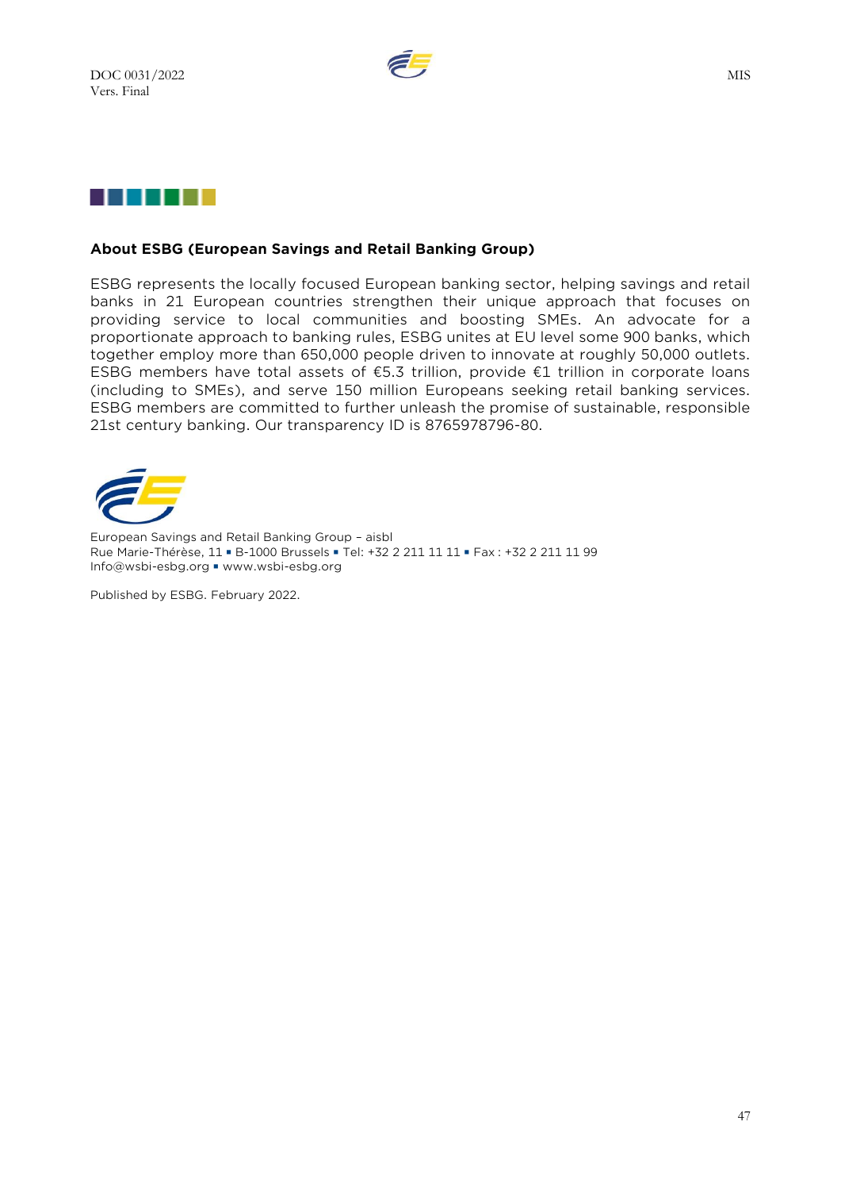**About ESBG (European Savings and Retail Banking Group)**

ESBG represents the locally focused European banking sector, helping savings and retail banks in 21 European countries strengthen their unique approach that focuses on providing service to local communities and boosting SMEs. An advocate for a proportionate approach to banking rules, ESBG unites at EU level some 900 banks, which together employ more than 650,000 people driven to innovate at roughly 50,000 outlets. ESBG members have total assets of €5.3 trillion, provide €1 trillion in corporate loans (including to SMEs), and serve 150 million Europeans seeking retail banking services. ESBG members are committed to further unleash the promise of sustainable, responsible 21st century banking. Our transparency ID is 8765978796-80.

European Savings and Retail Banking Group – aisbl
Rue Marie-Thérèse, 11 ▪ B-1000 Brussels ▪ Tel: +32 2 211 11 11 ▪ Fax : +32 2 211 11 99
Info@wsbi-esbg.org ▪ www.wsbi-esbg.org

Published by ESBG. February 2022.